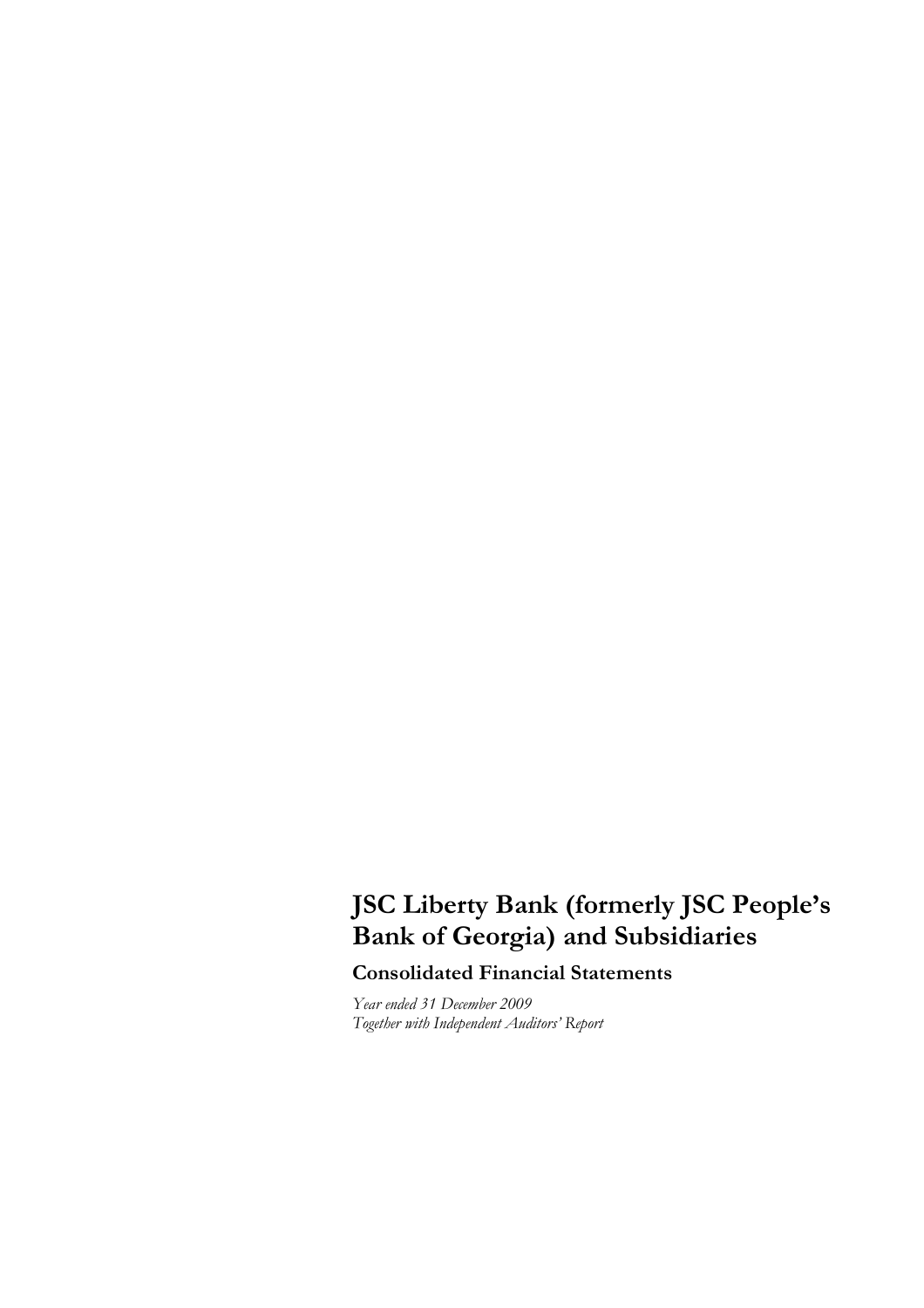# JSC Liberty Bank (formerly JSC People's Bank of Georgia) and Subsidiaries

## Consolidated Financial Statements

*Year ended 31 December 2009*
*Together with Independent Auditors' Report*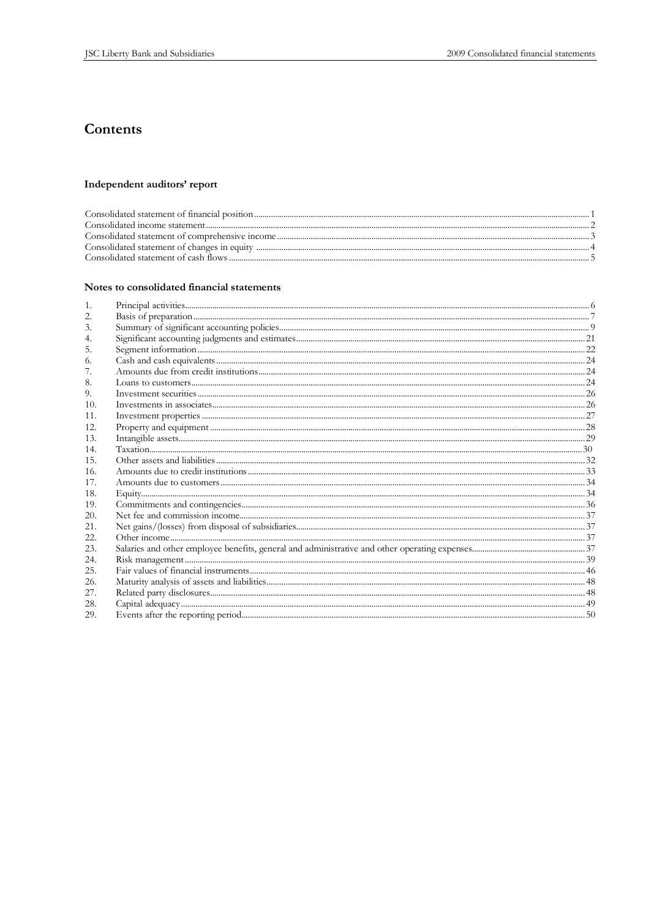# Contents

## Independent auditors' report

| | |
|---|---|
| Consolidated statement of financial position | 1 |
| Consolidated income statement | 2 |
| Consolidated statement of comprehensive income | 3 |
| Consolidated statement of changes in equity | 4 |
| Consolidated statement of cash flows | 5 |

## Notes to consolidated financial statements

| | | |
|---|---|---|
| 1. | Principal activities | 6 |
| 2. | Basis of preparation | 7 |
| 3. | Summary of significant accounting policies | 9 |
| 4. | Significant accounting judgments and estimates | 21 |
| 5. | Segment information | 22 |
| 6. | Cash and cash equivalents | 24 |
| 7. | Amounts due from credit institutions | 24 |
| 8. | Loans to customers | 24 |
| 9. | Investment securities | 26 |
| 10. | Investments in associates | 26 |
| 11. | Investment properties | 27 |
| 12. | Property and equipment | 28 |
| 13. | Intangible assets | 29 |
| 14. | Taxation | 30 |
| 15. | Other assets and liabilities | 32 |
| 16. | Amounts due to credit institutions | 33 |
| 17. | Amounts due to customers | 34 |
| 18. | Equity | 34 |
| 19. | Commitments and contingencies | 36 |
| 20. | Net fee and commission income | 37 |
| 21. | Net gains/(losses) from disposal of subsidiaries | 37 |
| 22. | Other income | 37 |
| 23. | Salaries and other employee benefits, general and administrative and other operating expenses | 37 |
| 24. | Risk management | 39 |
| 25. | Fair values of financial instruments | 46 |
| 26. | Maturity analysis of assets and liabilities | 48 |
| 27. | Related party disclosures | 48 |
| 28. | Capital adequacy | 49 |
| 29. | Events after the reporting period | 50 |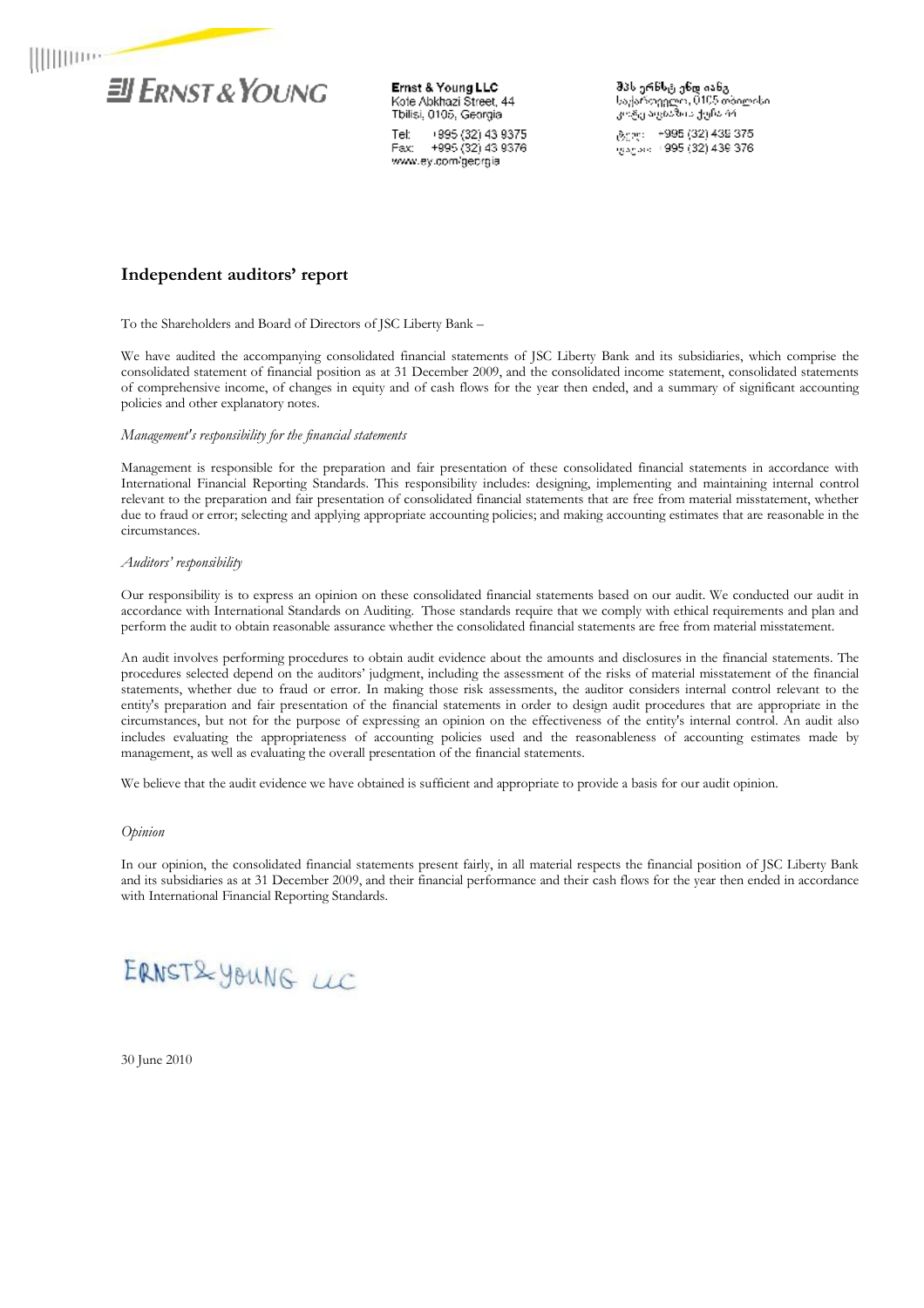**Ernst & Young LLC**
Kote Abkhazi Street, 44
Tbilisi, 0105, Georgia

Tel: +995 (32) 43 8375
Fax: +995 (32) 43 9376
www.ey.com/georgia

# Independent auditors' report

To the Shareholders and Board of Directors of JSC Liberty Bank –

We have audited the accompanying consolidated financial statements of JSC Liberty Bank and its subsidiaries, which comprise the consolidated statement of financial position as at 31 December 2009, and the consolidated income statement, consolidated statements of comprehensive income, of changes in equity and of cash flows for the year then ended, and a summary of significant accounting policies and other explanatory notes.

*Management's responsibility for the financial statements*

Management is responsible for the preparation and fair presentation of these consolidated financial statements in accordance with International Financial Reporting Standards. This responsibility includes: designing, implementing and maintaining internal control relevant to the preparation and fair presentation of consolidated financial statements that are free from material misstatement, whether due to fraud or error; selecting and applying appropriate accounting policies; and making accounting estimates that are reasonable in the circumstances.

*Auditors' responsibility*

Our responsibility is to express an opinion on these consolidated financial statements based on our audit. We conducted our audit in accordance with International Standards on Auditing. Those standards require that we comply with ethical requirements and plan and perform the audit to obtain reasonable assurance whether the consolidated financial statements are free from material misstatement.

An audit involves performing procedures to obtain audit evidence about the amounts and disclosures in the financial statements. The procedures selected depend on the auditors' judgment, including the assessment of the risks of material misstatement of the financial statements, whether due to fraud or error. In making those risk assessments, the auditor considers internal control relevant to the entity's preparation and fair presentation of the financial statements in order to design audit procedures that are appropriate in the circumstances, but not for the purpose of expressing an opinion on the effectiveness of the entity's internal control. An audit also includes evaluating the appropriateness of accounting policies used and the reasonableness of accounting estimates made by management, as well as evaluating the overall presentation of the financial statements.

We believe that the audit evidence we have obtained is sufficient and appropriate to provide a basis for our audit opinion.

*Opinion*

In our opinion, the consolidated financial statements present fairly, in all material respects the financial position of JSC Liberty Bank and its subsidiaries as at 31 December 2009, and their financial performance and their cash flows for the year then ended in accordance with International Financial Reporting Standards.

ERNST & YOUNG LLC

30 June 2010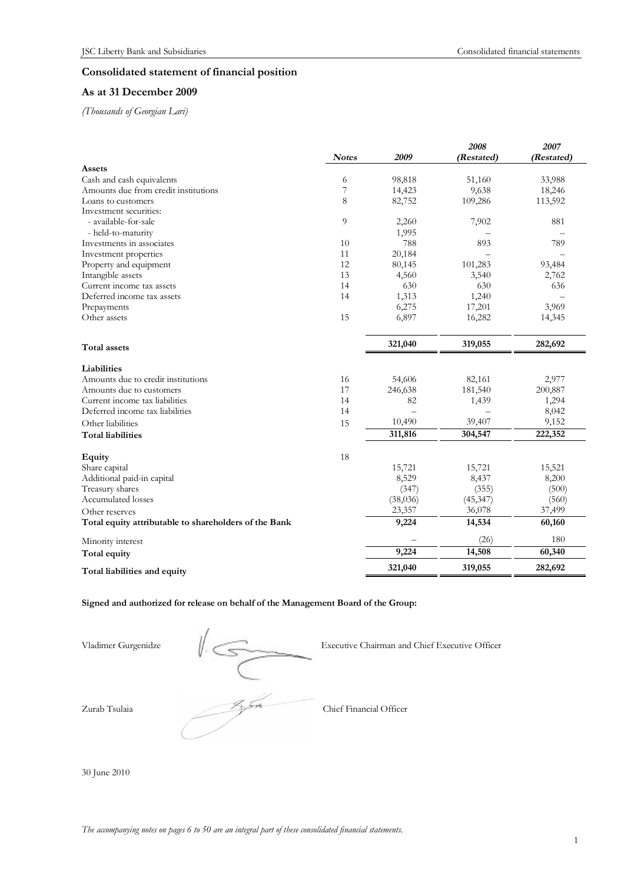## Consolidated statement of financial position

### As at 31 December 2009

*(Thousands of Georgian Lari)*

| | *Notes* | *2009* | *2008 (Restated)* | *2007 (Restated)* |
|---|---|---|---|---|
| **Assets** | | | | |
| Cash and cash equivalents | 6 | 98,818 | 51,160 | 33,988 |
| Amounts due from credit institutions | 7 | 14,423 | 9,638 | 18,246 |
| Loans to customers | 8 | 82,752 | 109,286 | 113,592 |
| Investment securities: | | | | |
| - available-for-sale | 9 | 2,260 | 7,902 | 881 |
| - held-to-maturity | | 1,995 | – | – |
| Investments in associates | 10 | 788 | 893 | 789 |
| Investment properties | 11 | 20,184 | – | – |
| Property and equipment | 12 | 80,145 | 101,283 | 93,484 |
| Intangible assets | 13 | 4,560 | 3,540 | 2,762 |
| Current income tax assets | 14 | 630 | 630 | 636 |
| Deferred income tax assets | 14 | 1,313 | 1,240 | – |
| Prepayments | | 6,275 | 17,201 | 3,969 |
| Other assets | 15 | 6,897 | 16,282 | 14,345 |
| **Total assets** | | **321,040** | **319,055** | **282,692** |
| **Liabilities** | | | | |
| Amounts due to credit institutions | 16 | 54,606 | 82,161 | 2,977 |
| Amounts due to customers | 17 | 246,638 | 181,540 | 200,887 |
| Current income tax liabilities | 14 | 82 | 1,439 | 1,294 |
| Deferred income tax liabilities | 14 | – | – | 8,042 |
| Other liabilities | 15 | 10,490 | 39,407 | 9,152 |
| **Total liabilities** | | **311,816** | **304,547** | **222,352** |
| **Equity** | 18 | | | |
| Share capital | | 15,721 | 15,721 | 15,521 |
| Additional paid-in capital | | 8,529 | 8,437 | 8,200 |
| Treasury shares | | (347) | (355) | (500) |
| Accumulated losses | | (38,036) | (45,347) | (560) |
| Other reserves | | 23,357 | 36,078 | 37,499 |
| **Total equity attributable to shareholders of the Bank** | | **9,224** | **14,534** | **60,160** |
| Minority interest | | – | (26) | 180 |
| **Total equity** | | **9,224** | **14,508** | **60,340** |
| **Total liabilities and equity** | | **321,040** | **319,055** | **282,692** |

**Signed and authorized for release on behalf of the Management Board of the Group:**

Vladimer Gurgenidze — Executive Chairman and Chief Executive Officer

Zurab Tsulaia — Chief Financial Officer

30 June 2010

*The accompanying notes on pages 6 to 50 are an integral part of these consolidated financial statements.*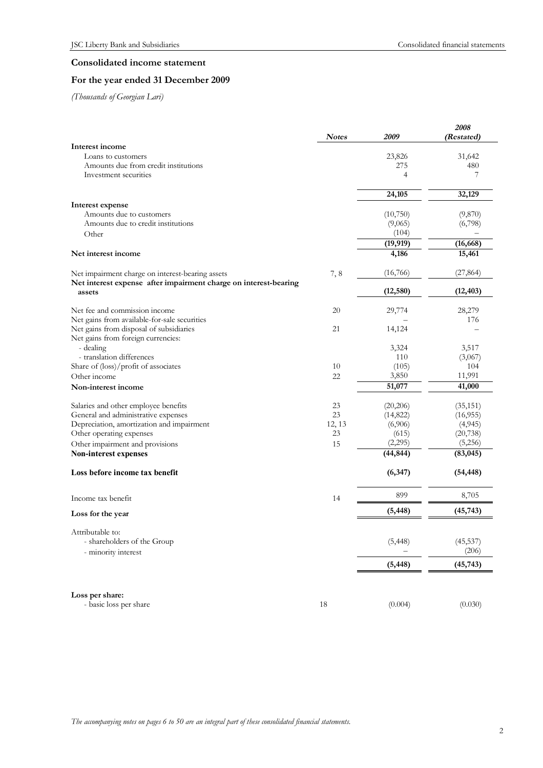## Consolidated income statement

## For the year ended 31 December 2009

*(Thousands of Georgian Lari)*

| | Notes | 2009 | 2008 (Restated) |
|---|---|---|---|
| **Interest income** | | | |
| Loans to customers | | 23,826 | 31,642 |
| Amounts due from credit institutions | | 275 | 480 |
| Investment securities | | 4 | 7 |
| | | **24,105** | **32,129** |
| **Interest expense** | | | |
| Amounts due to customers | | (10,750) | (9,870) |
| Amounts due to credit institutions | | (9,065) | (6,798) |
| Other | | (104) | – |
| | | **(19,919)** | **(16,668)** |
| **Net interest income** | | **4,186** | **15,461** |
| Net impairment charge on interest-bearing assets | 7, 8 | (16,766) | (27,864) |
| **Net interest expense after impairment charge on interest-bearing assets** | | **(12,580)** | **(12,403)** |
| Net fee and commission income | 20 | 29,774 | 28,279 |
| Net gains from available-for-sale securities | | – | 176 |
| Net gains from disposal of subsidiaries | 21 | 14,124 | – |
| Net gains from foreign currencies: | | | |
| - dealing | | 3,324 | 3,517 |
| - translation differences | | 110 | (3,067) |
| Share of (loss)/profit of associates | 10 | (105) | 104 |
| Other income | 22 | 3,850 | 11,991 |
| **Non-interest income** | | **51,077** | **41,000** |
| Salaries and other employee benefits | 23 | (20,206) | (35,151) |
| General and administrative expenses | 23 | (14,822) | (16,955) |
| Depreciation, amortization and impairment | 12, 13 | (6,906) | (4,945) |
| Other operating expenses | 23 | (615) | (20,738) |
| Other impairment and provisions | 15 | (2,295) | (5,256) |
| **Non-interest expenses** | | **(44,844)** | **(83,045)** |
| **Loss before income tax benefit** | | **(6,347)** | **(54,448)** |
| Income tax benefit | 14 | 899 | 8,705 |
| **Loss for the year** | | **(5,448)** | **(45,743)** |
| Attributable to: | | | |
| - shareholders of the Group | | (5,448) | (45,537) |
| - minority interest | | – | (206) |
| | | **(5,448)** | **(45,743)** |
| **Loss per share:** | | | |
| - basic loss per share | 18 | (0.004) | (0.030) |

*The accompanying notes on pages 6 to 50 are an integral part of these consolidated financial statements.*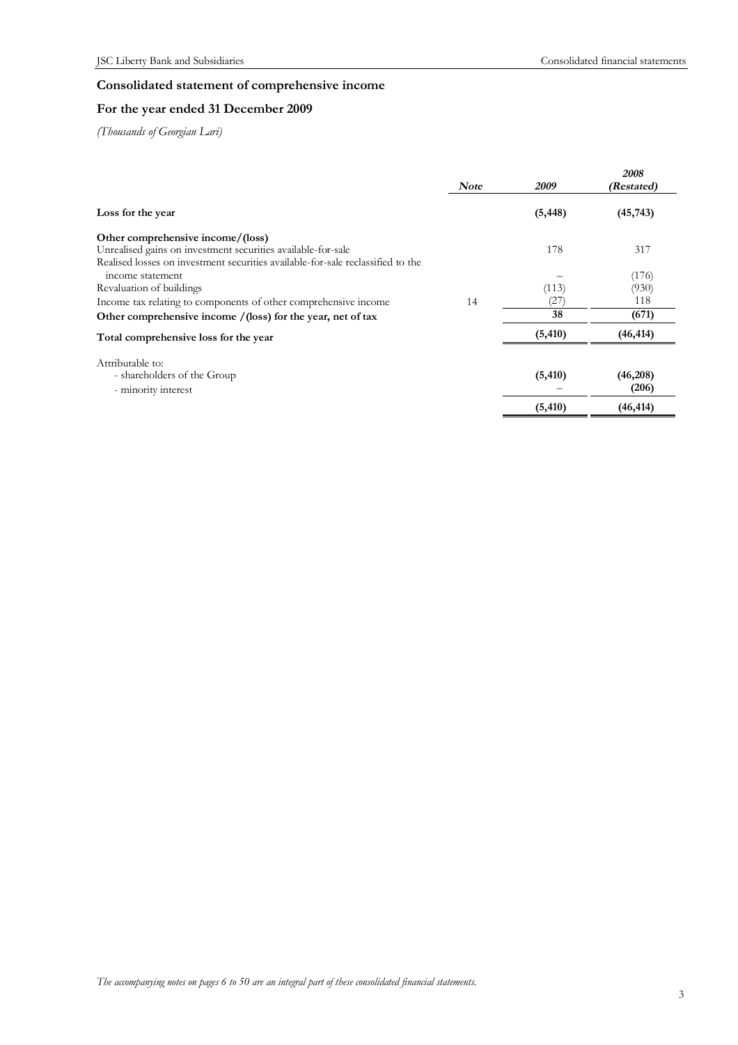## Consolidated statement of comprehensive income

## For the year ended 31 December 2009

*(Thousands of Georgian Lari)*

| | *Note* | *2009* | *2008 (Restated)* |
|---|---|---|---|
| **Loss for the year** | | **(5,448)** | **(45,743)** |
| **Other comprehensive income/(loss)** | | | |
| Unrealised gains on investment securities available-for-sale | | 178 | 317 |
| Realised losses on investment securities available-for-sale reclassified to the income statement | | – | (176) |
| Revaluation of buildings | | (113) | (930) |
| Income tax relating to components of other comprehensive income | 14 | (27) | 118 |
| **Other comprehensive income /(loss) for the year, net of tax** | | **38** | **(671)** |
| **Total comprehensive loss for the year** | | **(5,410)** | **(46,414)** |
| Attributable to: | | | |
| - shareholders of the Group | | **(5,410)** | **(46,208)** |
| - minority interest | | – | **(206)** |
| | | **(5,410)** | **(46,414)** |

*The accompanying notes on pages 6 to 50 are an integral part of these consolidated financial statements.*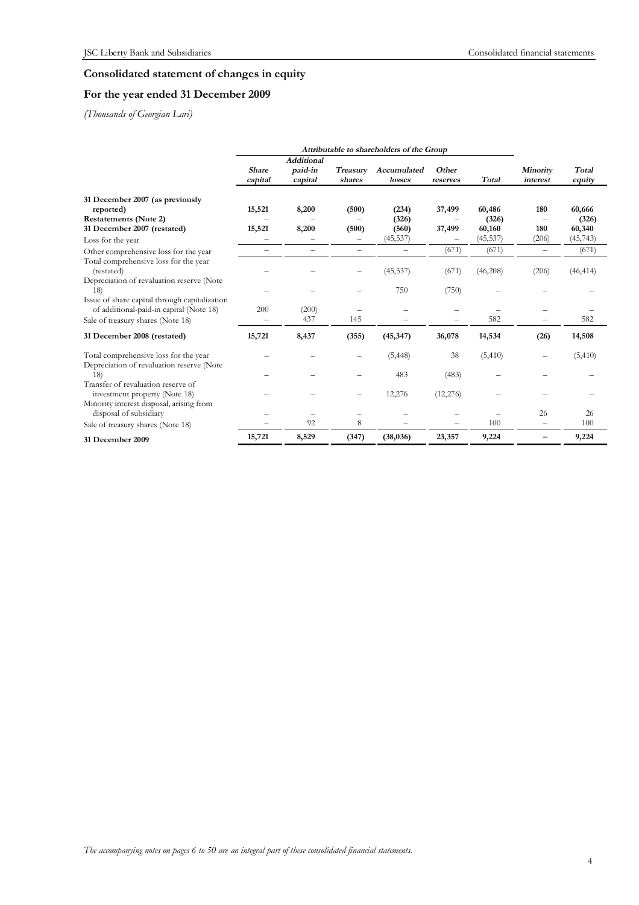# Consolidated statement of changes in equity

## For the year ended 31 December 2009

*(Thousands of Georgian Lari)*

| | *Attributable to shareholders of the Group* | | | | | | | |
|---|---|---|---|---|---|---|---|---|
| | ***Share capital*** | ***Additional paid-in capital*** | ***Treasury shares*** | ***Accumulated losses*** | ***Other reserves*** | ***Total*** | ***Minority interest*** | ***Total equity*** |
| **31 December 2007 (as previously reported)** | **15,521** | **8,200** | **(500)** | **(234)** | **37,499** | **60,486** | **180** | **60,666** |
| **Restatements (Note 2)** | – | – | – | **(326)** | – | **(326)** | – | **(326)** |
| **31 December 2007 (restated)** | **15,521** | **8,200** | **(500)** | **(560)** | **37,499** | **60,160** | **180** | **60,340** |
| Loss for the year | – | – | – | (45,537) | – | (45,537) | (206) | (45,743) |
| Other comprehensive loss for the year | – | – | – | – | (671) | (671) | – | (671) |
| Total comprehensive loss for the year (restated) | – | – | – | (45,537) | (671) | (46,208) | (206) | (46,414) |
| Depreciation of revaluation reserve (Note 18) | – | – | – | 750 | (750) | – | – | – |
| Issue of share capital through capitalization of additional-paid-in capital (Note 18) | 200 | (200) | – | – | – | – | – | – |
| Sale of treasury shares (Note 18) | – | 437 | 145 | – | – | 582 | – | 582 |
| **31 December 2008 (restated)** | **15,721** | **8,437** | **(355)** | **(45,347)** | **36,078** | **14,534** | **(26)** | **14,508** |
| Total comprehensive loss for the year | – | – | – | (5,448) | 38 | (5,410) | – | (5,410) |
| Depreciation of revaluation reserve (Note 18) | – | – | – | 483 | (483) | – | – | – |
| Transfer of revaluation reserve of investment property (Note 18) | – | – | – | 12,276 | (12,276) | – | – | – |
| Minority interest disposal, arising from disposal of subsidiary | – | – | – | – | – | – | 26 | 26 |
| Sale of treasury shares (Note 18) | – | 92 | 8 | – | – | 100 | – | 100 |
| **31 December 2009** | **15,721** | **8,529** | **(347)** | **(38,036)** | **23,357** | **9,224** | **–** | **9,224** |

*The accompanying notes on pages 6 to 50 are an integral part of these consolidated financial statements.*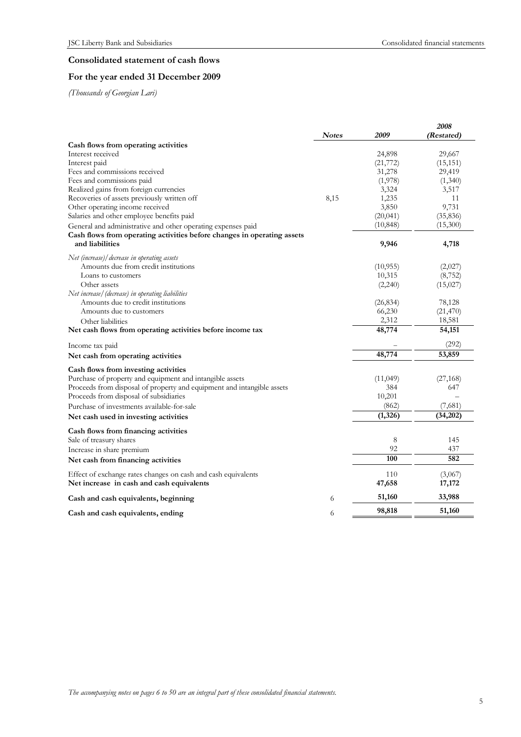## Consolidated statement of cash flows

## For the year ended 31 December 2009

*(Thousands of Georgian Lari)*

| | Notes | 2009 | 2008 (Restated) |
|---|---|---|---|
| **Cash flows from operating activities** | | | |
| Interest received | | 24,898 | 29,667 |
| Interest paid | | (21,772) | (15,151) |
| Fees and commissions received | | 31,278 | 29,419 |
| Fees and commissions paid | | (1,978) | (1,340) |
| Realized gains from foreign currencies | | 3,324 | 3,517 |
| Recoveries of assets previously written off | 8,15 | 1,235 | 11 |
| Other operating income received | | 3,850 | 9,731 |
| Salaries and other employee benefits paid | | (20,041) | (35,836) |
| General and administrative and other operating expenses paid | | (10,848) | (15,300) |
| **Cash flows from operating activities before changes in operating assets and liabilities** | | **9,946** | **4,718** |
| *Net (increase)/decrease in operating assets* | | | |
| Amounts due from credit institutions | | (10,955) | (2,027) |
| Loans to customers | | 10,315 | (8,752) |
| Other assets | | (2,240) | (15,027) |
| *Net increase/(decrease) in operating liabilities* | | | |
| Amounts due to credit institutions | | (26,834) | 78,128 |
| Amounts due to customers | | 66,230 | (21,470) |
| Other liabilities | | 2,312 | 18,581 |
| **Net cash flows from operating activities before income tax** | | **48,774** | **54,151** |
| Income tax paid | | – | (292) |
| **Net cash from operating activities** | | **48,774** | **53,859** |
| **Cash flows from investing activities** | | | |
| Purchase of property and equipment and intangible assets | | (11,049) | (27,168) |
| Proceeds from disposal of property and equipment and intangible assets | | 384 | 647 |
| Proceeds from disposal of subsidiaries | | 10,201 | – |
| Purchase of investments available-for-sale | | (862) | (7,681) |
| **Net cash used in investing activities** | | **(1,326)** | **(34,202)** |
| **Cash flows from financing activities** | | | |
| Sale of treasury shares | | 8 | 145 |
| Increase in share premium | | 92 | 437 |
| **Net cash from financing activities** | | **100** | **582** |
| Effect of exchange rates changes on cash and cash equivalents | | 110 | (3,067) |
| **Net increase in cash and cash equivalents** | | **47,658** | **17,172** |
| **Cash and cash equivalents, beginning** | 6 | **51,160** | **33,988** |
| **Cash and cash equivalents, ending** | 6 | **98,818** | **51,160** |

*The accompanying notes on pages 6 to 50 are an integral part of these consolidated financial statements.*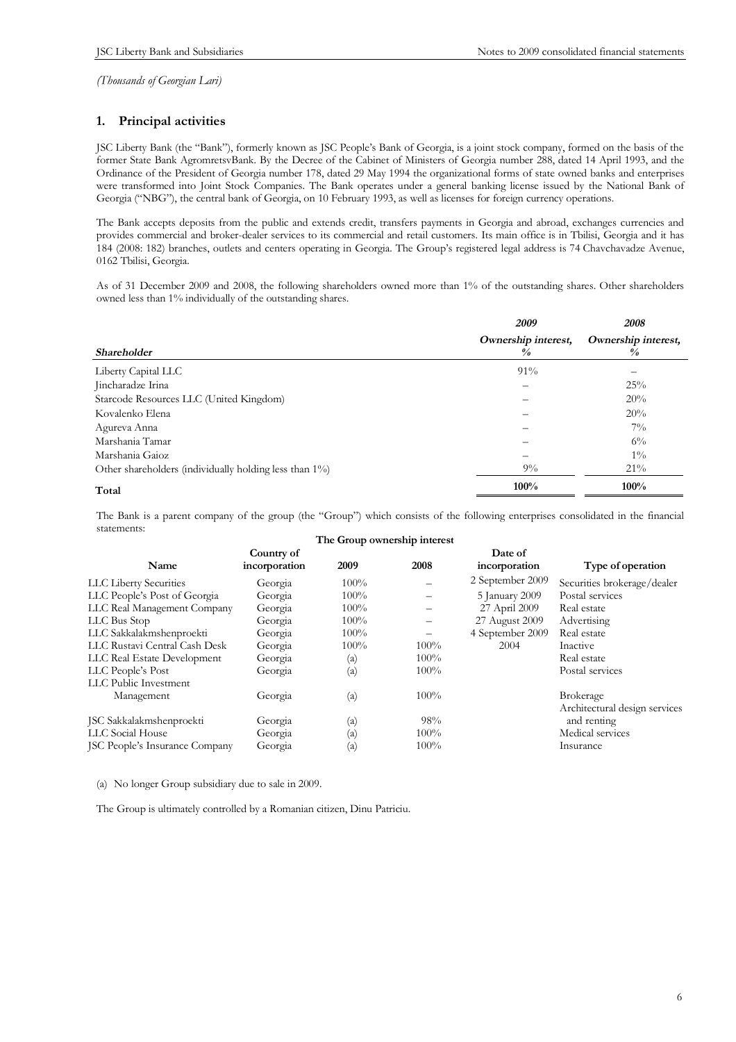*(Thousands of Georgian Lari)*

## 1. Principal activities

JSC Liberty Bank (the "Bank"), formerly known as JSC People's Bank of Georgia, is a joint stock company, formed on the basis of the former State Bank AgromretsvBank. By the Decree of the Cabinet of Ministers of Georgia number 288, dated 14 April 1993, and the Ordinance of the President of Georgia number 178, dated 29 May 1994 the organizational forms of state owned banks and enterprises were transformed into Joint Stock Companies. The Bank operates under a general banking license issued by the National Bank of Georgia ("NBG"), the central bank of Georgia, on 10 February 1993, as well as licenses for foreign currency operations.

The Bank accepts deposits from the public and extends credit, transfers payments in Georgia and abroad, exchanges currencies and provides commercial and broker-dealer services to its commercial and retail customers. Its main office is in Tbilisi, Georgia and it has 184 (2008: 182) branches, outlets and centers operating in Georgia. The Group's registered legal address is 74 Chavchavadze Avenue, 0162 Tbilisi, Georgia.

As of 31 December 2009 and 2008, the following shareholders owned more than 1% of the outstanding shares. Other shareholders owned less than 1% individually of the outstanding shares.

| | *2009* | *2008* |
|---|---|---|
| ***Shareholder*** | ***Ownership interest, %*** | ***Ownership interest, %*** |
| Liberty Capital LLC | 91% | – |
| Jincharadze Irina | – | 25% |
| Starcode Resources LLC (United Kingdom) | – | 20% |
| Kovalenko Elena | – | 20% |
| Agureva Anna | – | 7% |
| Marshania Tamar | – | 6% |
| Marshania Gaioz | – | 1% |
| Other shareholders (individually holding less than 1%) | 9% | 21% |
| **Total** | **100%** | **100%** |

The Bank is a parent company of the group (the "Group") which consists of the following enterprises consolidated in the financial statements:

| | | **The Group ownership interest** | | | |
|---|---|---|---|---|---|
| **Name** | **Country of incorporation** | **2009** | **2008** | **Date of incorporation** | **Type of operation** |
| LLC Liberty Securities | Georgia | 100% | – | 2 September 2009 | Securities brokerage/dealer |
| LLC People's Post of Georgia | Georgia | 100% | – | 5 January 2009 | Postal services |
| LLC Real Management Company | Georgia | 100% | – | 27 April 2009 | Real estate |
| LLC Bus Stop | Georgia | 100% | – | 27 August 2009 | Advertising |
| LLC Sakkalakmshenproekti | Georgia | 100% | – | 4 September 2009 | Real estate |
| LLC Rustavi Central Cash Desk | Georgia | 100% | 100% | 2004 | Inactive |
| LLC Real Estate Development | Georgia | (a) | 100% | | Real estate |
| LLC People's Post | Georgia | (a) | 100% | | Postal services |
| LLC Public Investment Management | Georgia | (a) | 100% | | Brokerage |
| JSC Sakkalakmshenproekti | Georgia | (a) | 98% | | Architectural design services and renting |
| LLC Social House | Georgia | (a) | 100% | | Medical services |
| JSC People's Insurance Company | Georgia | (a) | 100% | | Insurance |

(a) No longer Group subsidiary due to sale in 2009.

The Group is ultimately controlled by a Romanian citizen, Dinu Patriciu.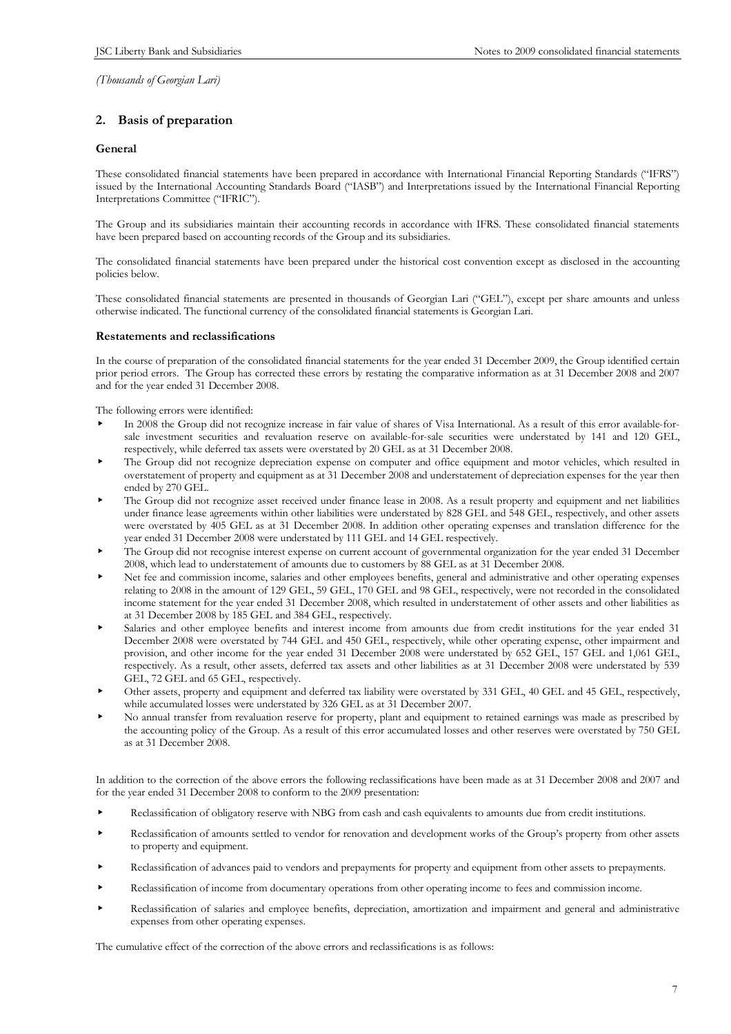*(Thousands of Georgian Lari)*

## 2. Basis of preparation

### General

These consolidated financial statements have been prepared in accordance with International Financial Reporting Standards ("IFRS") issued by the International Accounting Standards Board ("IASB") and Interpretations issued by the International Financial Reporting Interpretations Committee ("IFRIC").

The Group and its subsidiaries maintain their accounting records in accordance with IFRS. These consolidated financial statements have been prepared based on accounting records of the Group and its subsidiaries.

The consolidated financial statements have been prepared under the historical cost convention except as disclosed in the accounting policies below.

These consolidated financial statements are presented in thousands of Georgian Lari ("GEL"), except per share amounts and unless otherwise indicated. The functional currency of the consolidated financial statements is Georgian Lari.

### Restatements and reclassifications

In the course of preparation of the consolidated financial statements for the year ended 31 December 2009, the Group identified certain prior period errors. The Group has corrected these errors by restating the comparative information as at 31 December 2008 and 2007 and for the year ended 31 December 2008.

The following errors were identified:

- In 2008 the Group did not recognize increase in fair value of shares of Visa International. As a result of this error available-for-sale investment securities and revaluation reserve on available-for-sale securities were understated by 141 and 120 GEL, respectively, while deferred tax assets were overstated by 20 GEL as at 31 December 2008.
- The Group did not recognize depreciation expense on computer and office equipment and motor vehicles, which resulted in overstatement of property and equipment as at 31 December 2008 and understatement of depreciation expenses for the year then ended by 270 GEL.
- The Group did not recognize asset received under finance lease in 2008. As a result property and equipment and net liabilities under finance lease agreements within other liabilities were understated by 828 GEL and 548 GEL, respectively, and other assets were overstated by 405 GEL as at 31 December 2008. In addition other operating expenses and translation difference for the year ended 31 December 2008 were understated by 111 GEL and 14 GEL respectively.
- The Group did not recognise interest expense on current account of governmental organization for the year ended 31 December 2008, which lead to understatement of amounts due to customers by 88 GEL as at 31 December 2008.
- Net fee and commission income, salaries and other employees benefits, general and administrative and other operating expenses relating to 2008 in the amount of 129 GEL, 59 GEL, 170 GEL and 98 GEL, respectively, were not recorded in the consolidated income statement for the year ended 31 December 2008, which resulted in understatement of other assets and other liabilities as at 31 December 2008 by 185 GEL and 384 GEL, respectively.
- Salaries and other employee benefits and interest income from amounts due from credit institutions for the year ended 31 December 2008 were overstated by 744 GEL and 450 GEL, respectively, while other operating expense, other impairment and provision, and other income for the year ended 31 December 2008 were understated by 652 GEL, 157 GEL and 1,061 GEL, respectively. As a result, other assets, deferred tax assets and other liabilities as at 31 December 2008 were understated by 539 GEL, 72 GEL and 65 GEL, respectively.
- Other assets, property and equipment and deferred tax liability were overstated by 331 GEL, 40 GEL and 45 GEL, respectively, while accumulated losses were understated by 326 GEL as at 31 December 2007.
- No annual transfer from revaluation reserve for property, plant and equipment to retained earnings was made as prescribed by the accounting policy of the Group. As a result of this error accumulated losses and other reserves were overstated by 750 GEL as at 31 December 2008.

In addition to the correction of the above errors the following reclassifications have been made as at 31 December 2008 and 2007 and for the year ended 31 December 2008 to conform to the 2009 presentation:

- Reclassification of obligatory reserve with NBG from cash and cash equivalents to amounts due from credit institutions.
- Reclassification of amounts settled to vendor for renovation and development works of the Group's property from other assets to property and equipment.
- Reclassification of advances paid to vendors and prepayments for property and equipment from other assets to prepayments.
- Reclassification of income from documentary operations from other operating income to fees and commission income.
- Reclassification of salaries and employee benefits, depreciation, amortization and impairment and general and administrative expenses from other operating expenses.

The cumulative effect of the correction of the above errors and reclassifications is as follows: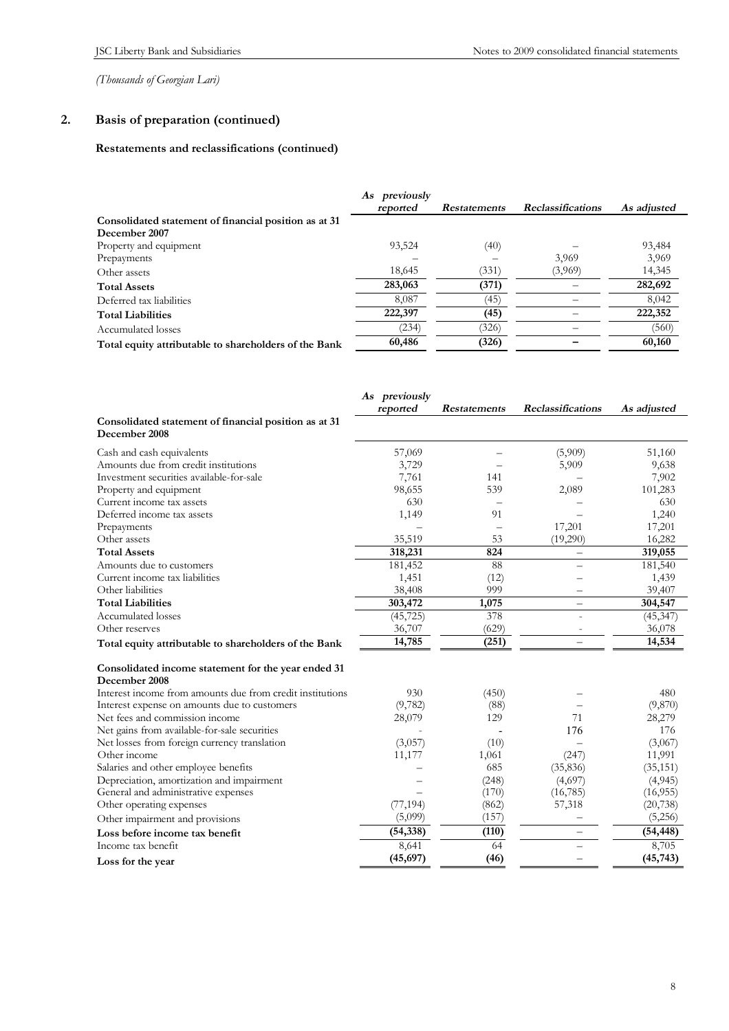*(Thousands of Georgian Lari)*

## 2. Basis of preparation (continued)

### Restatements and reclassifications (continued)

| | *As previously reported* | *Restatements* | *Reclassifications* | *As adjusted* |
|---|---|---|---|---|
| **Consolidated statement of financial position as at 31 December 2007** | | | | |
| Property and equipment | 93,524 | (40) | – | 93,484 |
| Prepayments | – | – | 3,969 | 3,969 |
| Other assets | 18,645 | (331) | (3,969) | 14,345 |
| **Total Assets** | **283,063** | **(371)** | – | **282,692** |
| Deferred tax liabilities | 8,087 | (45) | – | 8,042 |
| **Total Liabilities** | **222,397** | **(45)** | – | **222,352** |
| Accumulated losses | (234) | (326) | – | (560) |
| **Total equity attributable to shareholders of the Bank** | **60,486** | **(326)** | **–** | **60,160** |

| | *As previously reported* | *Restatements* | *Reclassifications* | *As adjusted* |
|---|---|---|---|---|
| **Consolidated statement of financial position as at 31 December 2008** | | | | |
| Cash and cash equivalents | 57,069 | – | (5,909) | 51,160 |
| Amounts due from credit institutions | 3,729 | – | 5,909 | 9,638 |
| Investment securities available-for-sale | 7,761 | 141 | – | 7,902 |
| Property and equipment | 98,655 | 539 | 2,089 | 101,283 |
| Current income tax assets | 630 | – | – | 630 |
| Deferred income tax assets | 1,149 | 91 | – | 1,240 |
| Prepayments | – | – | 17,201 | 17,201 |
| Other assets | 35,519 | 53 | (19,290) | 16,282 |
| **Total Assets** | **318,231** | **824** | – | **319,055** |
| Amounts due to customers | 181,452 | 88 | – | 181,540 |
| Current income tax liabilities | 1,451 | (12) | – | 1,439 |
| Other liabilities | 38,408 | 999 | – | 39,407 |
| **Total Liabilities** | **303,472** | **1,075** | – | **304,547** |
| Accumulated losses | (45,725) | 378 | - | (45,347) |
| Other reserves | 36,707 | (629) | - | 36,078 |
| **Total equity attributable to shareholders of the Bank** | **14,785** | **(251)** | – | **14,534** |
| **Consolidated income statement for the year ended 31 December 2008** | | | | |
| Interest income from amounts due from credit institutions | 930 | (450) | – | 480 |
| Interest expense on amounts due to customers | (9,782) | (88) | – | (9,870) |
| Net fees and commission income | 28,079 | 129 | 71 | 28,279 |
| Net gains from available-for-sale securities | - | - | 176 | 176 |
| Net losses from foreign currency translation | (3,057) | (10) | – | (3,067) |
| Other income | 11,177 | 1,061 | (247) | 11,991 |
| Salaries and other employee benefits | – | 685 | (35,836) | (35,151) |
| Depreciation, amortization and impairment | – | (248) | (4,697) | (4,945) |
| General and administrative expenses | – | (170) | (16,785) | (16,955) |
| Other operating expenses | (77,194) | (862) | 57,318 | (20,738) |
| Other impairment and provisions | (5,099) | (157) | – | (5,256) |
| **Loss before income tax benefit** | **(54,338)** | **(110)** | – | **(54,448)** |
| Income tax benefit | 8,641 | 64 | – | 8,705 |
| **Loss for the year** | **(45,697)** | **(46)** | – | **(45,743)** |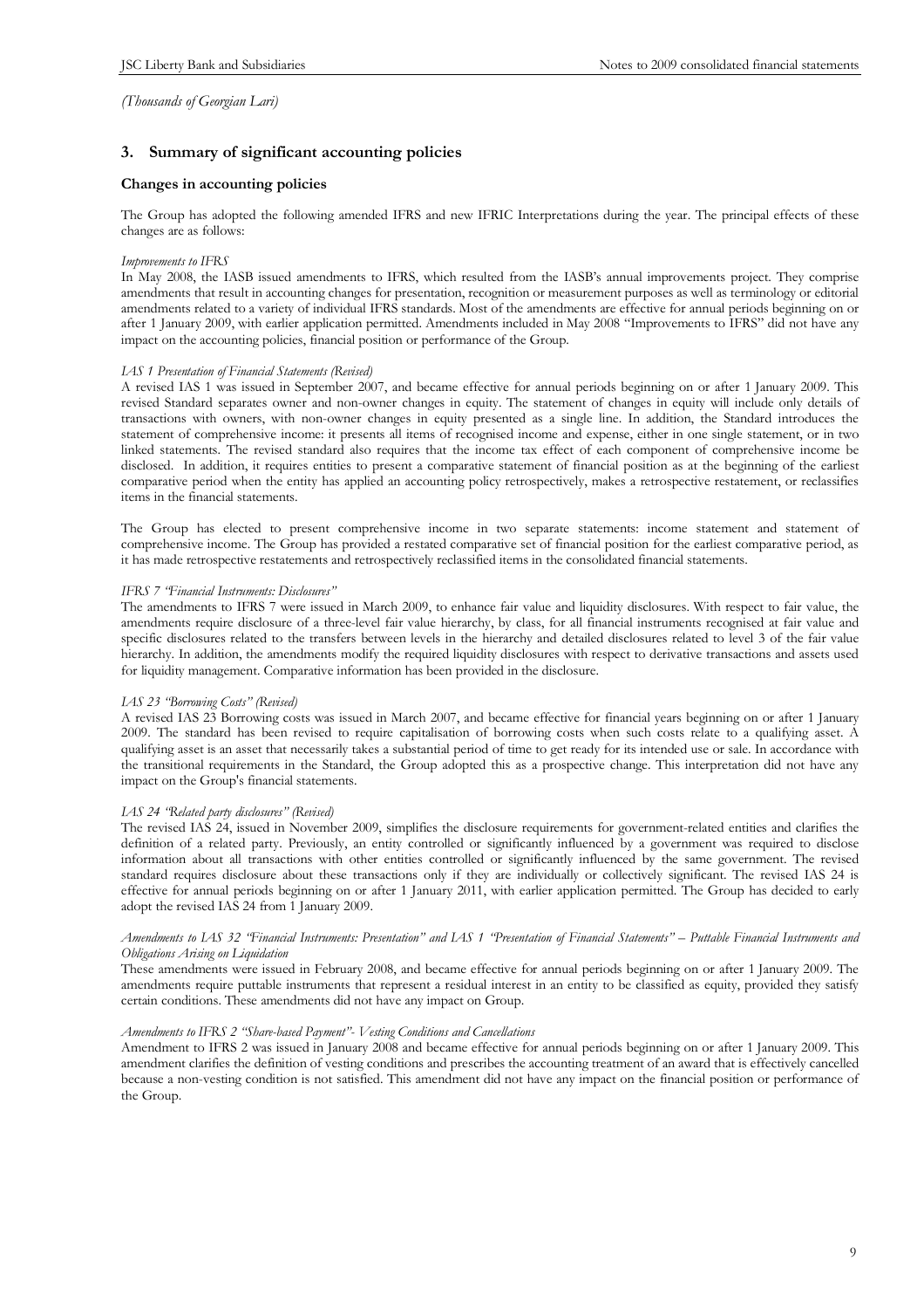*(Thousands of Georgian Lari)*

## 3. Summary of significant accounting policies

### Changes in accounting policies

The Group has adopted the following amended IFRS and new IFRIC Interpretations during the year. The principal effects of these changes are as follows:

*Improvements to IFRS*

In May 2008, the IASB issued amendments to IFRS, which resulted from the IASB's annual improvements project. They comprise amendments that result in accounting changes for presentation, recognition or measurement purposes as well as terminology or editorial amendments related to a variety of individual IFRS standards. Most of the amendments are effective for annual periods beginning on or after 1 January 2009, with earlier application permitted. Amendments included in May 2008 "Improvements to IFRS" did not have any impact on the accounting policies, financial position or performance of the Group.

*IAS 1 Presentation of Financial Statements (Revised)*

A revised IAS 1 was issued in September 2007, and became effective for annual periods beginning on or after 1 January 2009. This revised Standard separates owner and non-owner changes in equity. The statement of changes in equity will include only details of transactions with owners, with non-owner changes in equity presented as a single line. In addition, the Standard introduces the statement of comprehensive income: it presents all items of recognised income and expense, either in one single statement, or in two linked statements. The revised standard also requires that the income tax effect of each component of comprehensive income be disclosed. In addition, it requires entities to present a comparative statement of financial position as at the beginning of the earliest comparative period when the entity has applied an accounting policy retrospectively, makes a retrospective restatement, or reclassifies items in the financial statements.

The Group has elected to present comprehensive income in two separate statements: income statement and statement of comprehensive income. The Group has provided a restated comparative set of financial position for the earliest comparative period, as it has made retrospective restatements and retrospectively reclassified items in the consolidated financial statements.

*IFRS 7 "Financial Instruments: Disclosures"*

The amendments to IFRS 7 were issued in March 2009, to enhance fair value and liquidity disclosures. With respect to fair value, the amendments require disclosure of a three-level fair value hierarchy, by class, for all financial instruments recognised at fair value and specific disclosures related to the transfers between levels in the hierarchy and detailed disclosures related to level 3 of the fair value hierarchy. In addition, the amendments modify the required liquidity disclosures with respect to derivative transactions and assets used for liquidity management. Comparative information has been provided in the disclosure.

*IAS 23 "Borrowing Costs" (Revised)*

A revised IAS 23 Borrowing costs was issued in March 2007, and became effective for financial years beginning on or after 1 January 2009. The standard has been revised to require capitalisation of borrowing costs when such costs relate to a qualifying asset. A qualifying asset is an asset that necessarily takes a substantial period of time to get ready for its intended use or sale. In accordance with the transitional requirements in the Standard, the Group adopted this as a prospective change. This interpretation did not have any impact on the Group's financial statements.

*IAS 24 "Related party disclosures" (Revised)*

The revised IAS 24, issued in November 2009, simplifies the disclosure requirements for government-related entities and clarifies the definition of a related party. Previously, an entity controlled or significantly influenced by a government was required to disclose information about all transactions with other entities controlled or significantly influenced by the same government. The revised standard requires disclosure about these transactions only if they are individually or collectively significant. The revised IAS 24 is effective for annual periods beginning on or after 1 January 2011, with earlier application permitted. The Group has decided to early adopt the revised IAS 24 from 1 January 2009.

*Amendments to IAS 32 "Financial Instruments: Presentation" and IAS 1 "Presentation of Financial Statements" – Puttable Financial Instruments and Obligations Arising on Liquidation*

These amendments were issued in February 2008, and became effective for annual periods beginning on or after 1 January 2009. The amendments require puttable instruments that represent a residual interest in an entity to be classified as equity, provided they satisfy certain conditions. These amendments did not have any impact on Group.

*Amendments to IFRS 2 "Share-based Payment"- Vesting Conditions and Cancellations*

Amendment to IFRS 2 was issued in January 2008 and became effective for annual periods beginning on or after 1 January 2009. This amendment clarifies the definition of vesting conditions and prescribes the accounting treatment of an award that is effectively cancelled because a non-vesting condition is not satisfied. This amendment did not have any impact on the financial position or performance of the Group.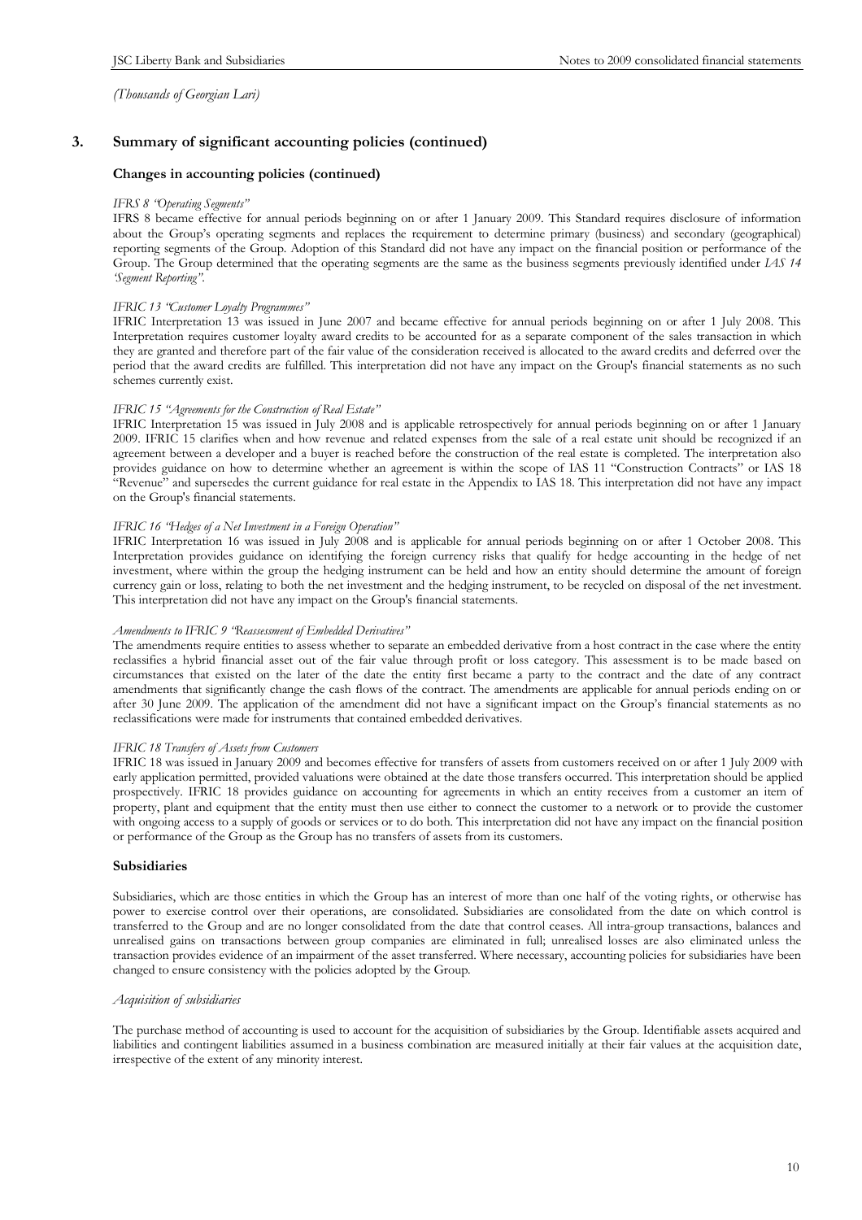*(Thousands of Georgian Lari)*

## 3. Summary of significant accounting policies (continued)

### Changes in accounting policies (continued)

*IFRS 8 "Operating Segments"*

IFRS 8 became effective for annual periods beginning on or after 1 January 2009. This Standard requires disclosure of information about the Group's operating segments and replaces the requirement to determine primary (business) and secondary (geographical) reporting segments of the Group. Adoption of this Standard did not have any impact on the financial position or performance of the Group. The Group determined that the operating segments are the same as the business segments previously identified under *IAS 14 'Segment Reporting"*.

*IFRIC 13 "Customer Loyalty Programmes"*

IFRIC Interpretation 13 was issued in June 2007 and became effective for annual periods beginning on or after 1 July 2008. This Interpretation requires customer loyalty award credits to be accounted for as a separate component of the sales transaction in which they are granted and therefore part of the fair value of the consideration received is allocated to the award credits and deferred over the period that the award credits are fulfilled. This interpretation did not have any impact on the Group's financial statements as no such schemes currently exist.

*IFRIC 15 "Agreements for the Construction of Real Estate"*

IFRIC Interpretation 15 was issued in July 2008 and is applicable retrospectively for annual periods beginning on or after 1 January 2009. IFRIC 15 clarifies when and how revenue and related expenses from the sale of a real estate unit should be recognized if an agreement between a developer and a buyer is reached before the construction of the real estate is completed. The interpretation also provides guidance on how to determine whether an agreement is within the scope of IAS 11 "Construction Contracts" or IAS 18 "Revenue" and supersedes the current guidance for real estate in the Appendix to IAS 18. This interpretation did not have any impact on the Group's financial statements.

*IFRIC 16 "Hedges of a Net Investment in a Foreign Operation"*

IFRIC Interpretation 16 was issued in July 2008 and is applicable for annual periods beginning on or after 1 October 2008. This Interpretation provides guidance on identifying the foreign currency risks that qualify for hedge accounting in the hedge of net investment, where within the group the hedging instrument can be held and how an entity should determine the amount of foreign currency gain or loss, relating to both the net investment and the hedging instrument, to be recycled on disposal of the net investment. This interpretation did not have any impact on the Group's financial statements.

*Amendments to IFRIC 9 "Reassessment of Embedded Derivatives"*

The amendments require entities to assess whether to separate an embedded derivative from a host contract in the case where the entity reclassifies a hybrid financial asset out of the fair value through profit or loss category. This assessment is to be made based on circumstances that existed on the later of the date the entity first became a party to the contract and the date of any contract amendments that significantly change the cash flows of the contract. The amendments are applicable for annual periods ending on or after 30 June 2009. The application of the amendment did not have a significant impact on the Group's financial statements as no reclassifications were made for instruments that contained embedded derivatives.

*IFRIC 18 Transfers of Assets from Customers*

IFRIC 18 was issued in January 2009 and becomes effective for transfers of assets from customers received on or after 1 July 2009 with early application permitted, provided valuations were obtained at the date those transfers occurred. This interpretation should be applied prospectively. IFRIC 18 provides guidance on accounting for agreements in which an entity receives from a customer an item of property, plant and equipment that the entity must then use either to connect the customer to a network or to provide the customer with ongoing access to a supply of goods or services or to do both. This interpretation did not have any impact on the financial position or performance of the Group as the Group has no transfers of assets from its customers.

### Subsidiaries

Subsidiaries, which are those entities in which the Group has an interest of more than one half of the voting rights, or otherwise has power to exercise control over their operations, are consolidated. Subsidiaries are consolidated from the date on which control is transferred to the Group and are no longer consolidated from the date that control ceases. All intra-group transactions, balances and unrealised gains on transactions between group companies are eliminated in full; unrealised losses are also eliminated unless the transaction provides evidence of an impairment of the asset transferred. Where necessary, accounting policies for subsidiaries have been changed to ensure consistency with the policies adopted by the Group.

*Acquisition of subsidiaries*

The purchase method of accounting is used to account for the acquisition of subsidiaries by the Group. Identifiable assets acquired and liabilities and contingent liabilities assumed in a business combination are measured initially at their fair values at the acquisition date, irrespective of the extent of any minority interest.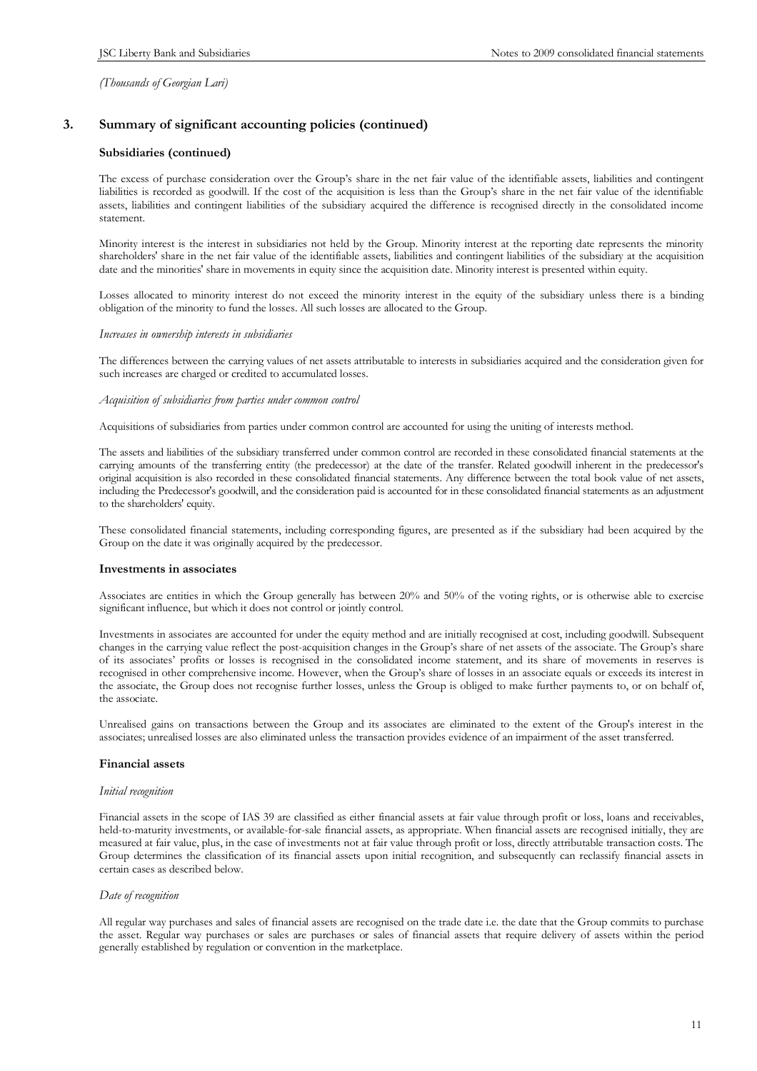*(Thousands of Georgian Lari)*

## 3. Summary of significant accounting policies (continued)

### Subsidiaries (continued)

The excess of purchase consideration over the Group's share in the net fair value of the identifiable assets, liabilities and contingent liabilities is recorded as goodwill. If the cost of the acquisition is less than the Group's share in the net fair value of the identifiable assets, liabilities and contingent liabilities of the subsidiary acquired the difference is recognised directly in the consolidated income statement.

Minority interest is the interest in subsidiaries not held by the Group. Minority interest at the reporting date represents the minority shareholders' share in the net fair value of the identifiable assets, liabilities and contingent liabilities of the subsidiary at the acquisition date and the minorities' share in movements in equity since the acquisition date. Minority interest is presented within equity.

Losses allocated to minority interest do not exceed the minority interest in the equity of the subsidiary unless there is a binding obligation of the minority to fund the losses. All such losses are allocated to the Group.

*Increases in ownership interests in subsidiaries*

The differences between the carrying values of net assets attributable to interests in subsidiaries acquired and the consideration given for such increases are charged or credited to accumulated losses.

*Acquisition of subsidiaries from parties under common control*

Acquisitions of subsidiaries from parties under common control are accounted for using the uniting of interests method.

The assets and liabilities of the subsidiary transferred under common control are recorded in these consolidated financial statements at the carrying amounts of the transferring entity (the predecessor) at the date of the transfer. Related goodwill inherent in the predecessor's original acquisition is also recorded in these consolidated financial statements. Any difference between the total book value of net assets, including the Predecessor's goodwill, and the consideration paid is accounted for in these consolidated financial statements as an adjustment to the shareholders' equity.

These consolidated financial statements, including corresponding figures, are presented as if the subsidiary had been acquired by the Group on the date it was originally acquired by the predecessor.

### Investments in associates

Associates are entities in which the Group generally has between 20% and 50% of the voting rights, or is otherwise able to exercise significant influence, but which it does not control or jointly control.

Investments in associates are accounted for under the equity method and are initially recognised at cost, including goodwill. Subsequent changes in the carrying value reflect the post-acquisition changes in the Group's share of net assets of the associate. The Group's share of its associates' profits or losses is recognised in the consolidated income statement, and its share of movements in reserves is recognised in other comprehensive income. However, when the Group's share of losses in an associate equals or exceeds its interest in the associate, the Group does not recognise further losses, unless the Group is obliged to make further payments to, or on behalf of, the associate.

Unrealised gains on transactions between the Group and its associates are eliminated to the extent of the Group's interest in the associates; unrealised losses are also eliminated unless the transaction provides evidence of an impairment of the asset transferred.

### Financial assets

*Initial recognition*

Financial assets in the scope of IAS 39 are classified as either financial assets at fair value through profit or loss, loans and receivables, held-to-maturity investments, or available-for-sale financial assets, as appropriate. When financial assets are recognised initially, they are measured at fair value, plus, in the case of investments not at fair value through profit or loss, directly attributable transaction costs. The Group determines the classification of its financial assets upon initial recognition, and subsequently can reclassify financial assets in certain cases as described below.

*Date of recognition*

All regular way purchases and sales of financial assets are recognised on the trade date i.e. the date that the Group commits to purchase the asset. Regular way purchases or sales are purchases or sales of financial assets that require delivery of assets within the period generally established by regulation or convention in the marketplace.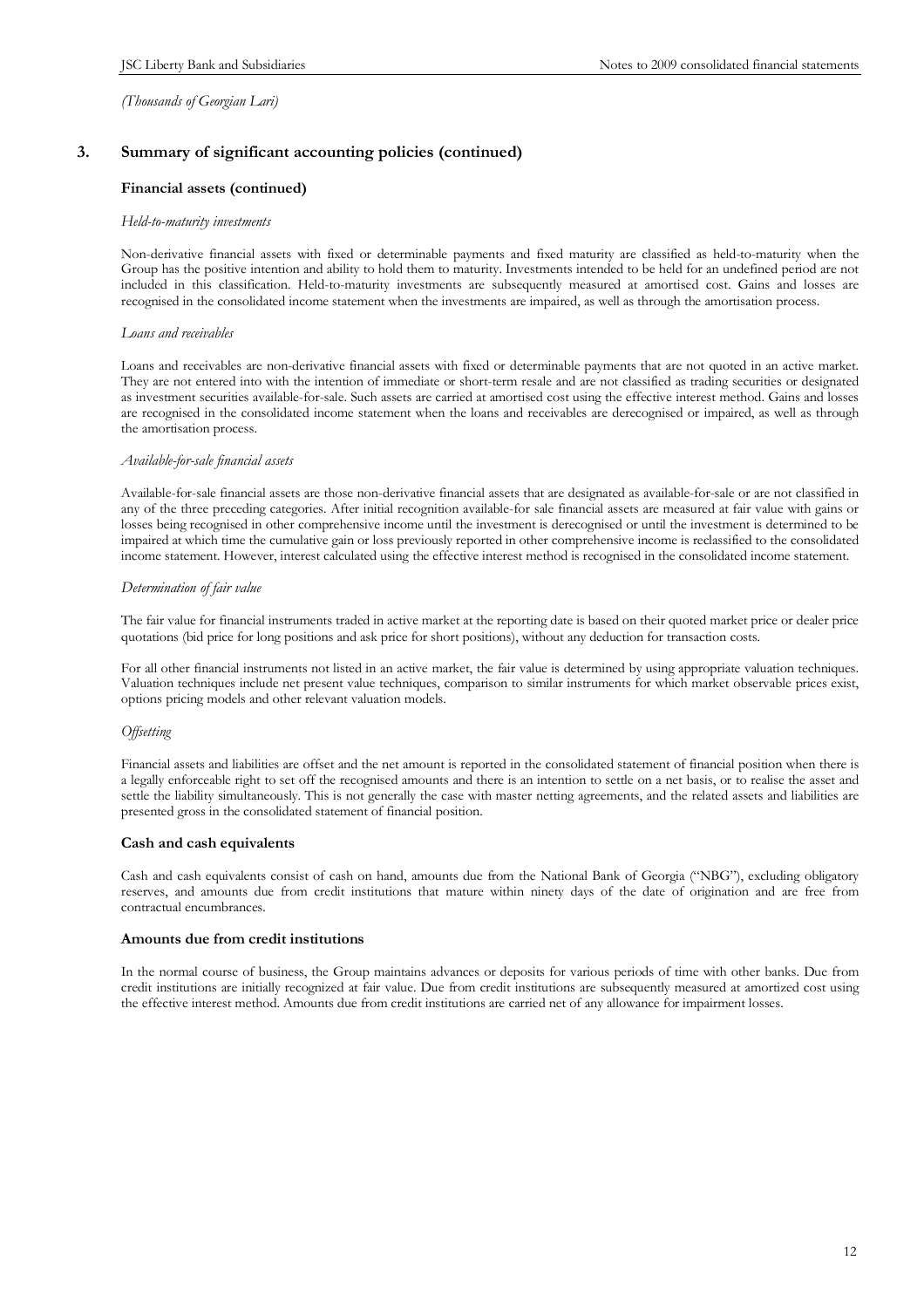*(Thousands of Georgian Lari)*

## 3. Summary of significant accounting policies (continued)

### Financial assets (continued)

*Held-to-maturity investments*

Non-derivative financial assets with fixed or determinable payments and fixed maturity are classified as held-to-maturity when the Group has the positive intention and ability to hold them to maturity. Investments intended to be held for an undefined period are not included in this classification. Held-to-maturity investments are subsequently measured at amortised cost. Gains and losses are recognised in the consolidated income statement when the investments are impaired, as well as through the amortisation process.

*Loans and receivables*

Loans and receivables are non-derivative financial assets with fixed or determinable payments that are not quoted in an active market. They are not entered into with the intention of immediate or short-term resale and are not classified as trading securities or designated as investment securities available-for-sale. Such assets are carried at amortised cost using the effective interest method. Gains and losses are recognised in the consolidated income statement when the loans and receivables are derecognised or impaired, as well as through the amortisation process.

*Available-for-sale financial assets*

Available-for-sale financial assets are those non-derivative financial assets that are designated as available-for-sale or are not classified in any of the three preceding categories. After initial recognition available-for sale financial assets are measured at fair value with gains or losses being recognised in other comprehensive income until the investment is derecognised or until the investment is determined to be impaired at which time the cumulative gain or loss previously reported in other comprehensive income is reclassified to the consolidated income statement. However, interest calculated using the effective interest method is recognised in the consolidated income statement.

*Determination of fair value*

The fair value for financial instruments traded in active market at the reporting date is based on their quoted market price or dealer price quotations (bid price for long positions and ask price for short positions), without any deduction for transaction costs.

For all other financial instruments not listed in an active market, the fair value is determined by using appropriate valuation techniques. Valuation techniques include net present value techniques, comparison to similar instruments for which market observable prices exist, options pricing models and other relevant valuation models.

*Offsetting*

Financial assets and liabilities are offset and the net amount is reported in the consolidated statement of financial position when there is a legally enforceable right to set off the recognised amounts and there is an intention to settle on a net basis, or to realise the asset and settle the liability simultaneously. This is not generally the case with master netting agreements, and the related assets and liabilities are presented gross in the consolidated statement of financial position.

### Cash and cash equivalents

Cash and cash equivalents consist of cash on hand, amounts due from the National Bank of Georgia ("NBG"), excluding obligatory reserves, and amounts due from credit institutions that mature within ninety days of the date of origination and are free from contractual encumbrances.

### Amounts due from credit institutions

In the normal course of business, the Group maintains advances or deposits for various periods of time with other banks. Due from credit institutions are initially recognized at fair value. Due from credit institutions are subsequently measured at amortized cost using the effective interest method. Amounts due from credit institutions are carried net of any allowance for impairment losses.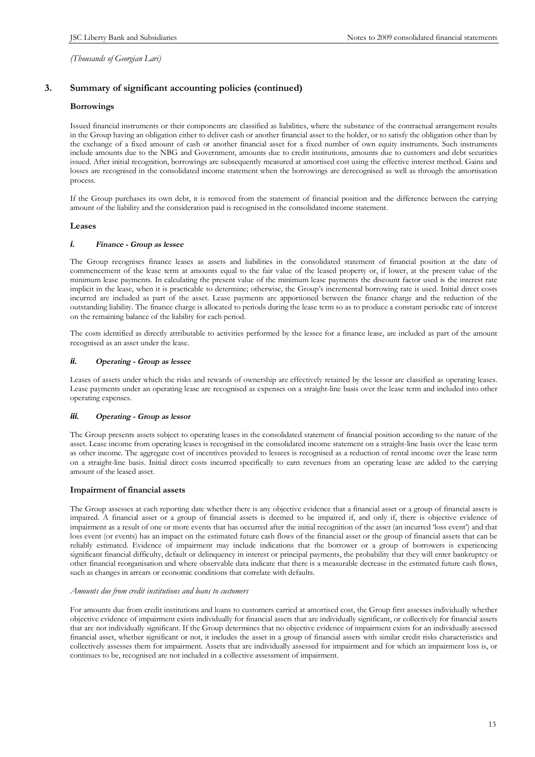*(Thousands of Georgian Lari)*

## 3. Summary of significant accounting policies (continued)

### Borrowings

Issued financial instruments or their components are classified as liabilities, where the substance of the contractual arrangement results in the Group having an obligation either to deliver cash or another financial asset to the holder, or to satisfy the obligation other than by the exchange of a fixed amount of cash or another financial asset for a fixed number of own equity instruments. Such instruments include amounts due to the NBG and Government, amounts due to credit institutions, amounts due to customers and debt securities issued. After initial recognition, borrowings are subsequently measured at amortised cost using the effective interest method. Gains and losses are recognised in the consolidated income statement when the borrowings are derecognised as well as through the amortisation process.

If the Group purchases its own debt, it is removed from the statement of financial position and the difference between the carrying amount of the liability and the consideration paid is recognised in the consolidated income statement.

### Leases

#### *i. Finance - Group as lessee*

The Group recognises finance leases as assets and liabilities in the consolidated statement of financial position at the date of commencement of the lease term at amounts equal to the fair value of the leased property or, if lower, at the present value of the minimum lease payments. In calculating the present value of the minimum lease payments the discount factor used is the interest rate implicit in the lease, when it is practicable to determine; otherwise, the Group's incremental borrowing rate is used. Initial direct costs incurred are included as part of the asset. Lease payments are apportioned between the finance charge and the reduction of the outstanding liability. The finance charge is allocated to periods during the lease term so as to produce a constant periodic rate of interest on the remaining balance of the liability for each period.

The costs identified as directly attributable to activities performed by the lessee for a finance lease, are included as part of the amount recognised as an asset under the lease.

#### *ii. Operating - Group as lessee*

Leases of assets under which the risks and rewards of ownership are effectively retained by the lessor are classified as operating leases. Lease payments under an operating lease are recognised as expenses on a straight-line basis over the lease term and included into other operating expenses.

#### *iii. Operating - Group as lessor*

The Group presents assets subject to operating leases in the consolidated statement of financial position according to the nature of the asset. Lease income from operating leases is recognised in the consolidated income statement on a straight-line basis over the lease term as other income. The aggregate cost of incentives provided to lessees is recognised as a reduction of rental income over the lease term on a straight-line basis. Initial direct costs incurred specifically to earn revenues from an operating lease are added to the carrying amount of the leased asset.

### Impairment of financial assets

The Group assesses at each reporting date whether there is any objective evidence that a financial asset or a group of financial assets is impaired. A financial asset or a group of financial assets is deemed to be impaired if, and only if, there is objective evidence of impairment as a result of one or more events that has occurred after the initial recognition of the asset (an incurred 'loss event') and that loss event (or events) has an impact on the estimated future cash flows of the financial asset or the group of financial assets that can be reliably estimated. Evidence of impairment may include indications that the borrower or a group of borrowers is experiencing significant financial difficulty, default or delinquency in interest or principal payments, the probability that they will enter bankruptcy or other financial reorganisation and where observable data indicate that there is a measurable decrease in the estimated future cash flows, such as changes in arrears or economic conditions that correlate with defaults.

*Amounts due from credit institutions and loans to customers*

For amounts due from credit institutions and loans to customers carried at amortised cost, the Group first assesses individually whether objective evidence of impairment exists individually for financial assets that are individually significant, or collectively for financial assets that are not individually significant. If the Group determines that no objective evidence of impairment exists for an individually assessed financial asset, whether significant or not, it includes the asset in a group of financial assets with similar credit risks characteristics and collectively assesses them for impairment. Assets that are individually assessed for impairment and for which an impairment loss is, or continues to be, recognised are not included in a collective assessment of impairment.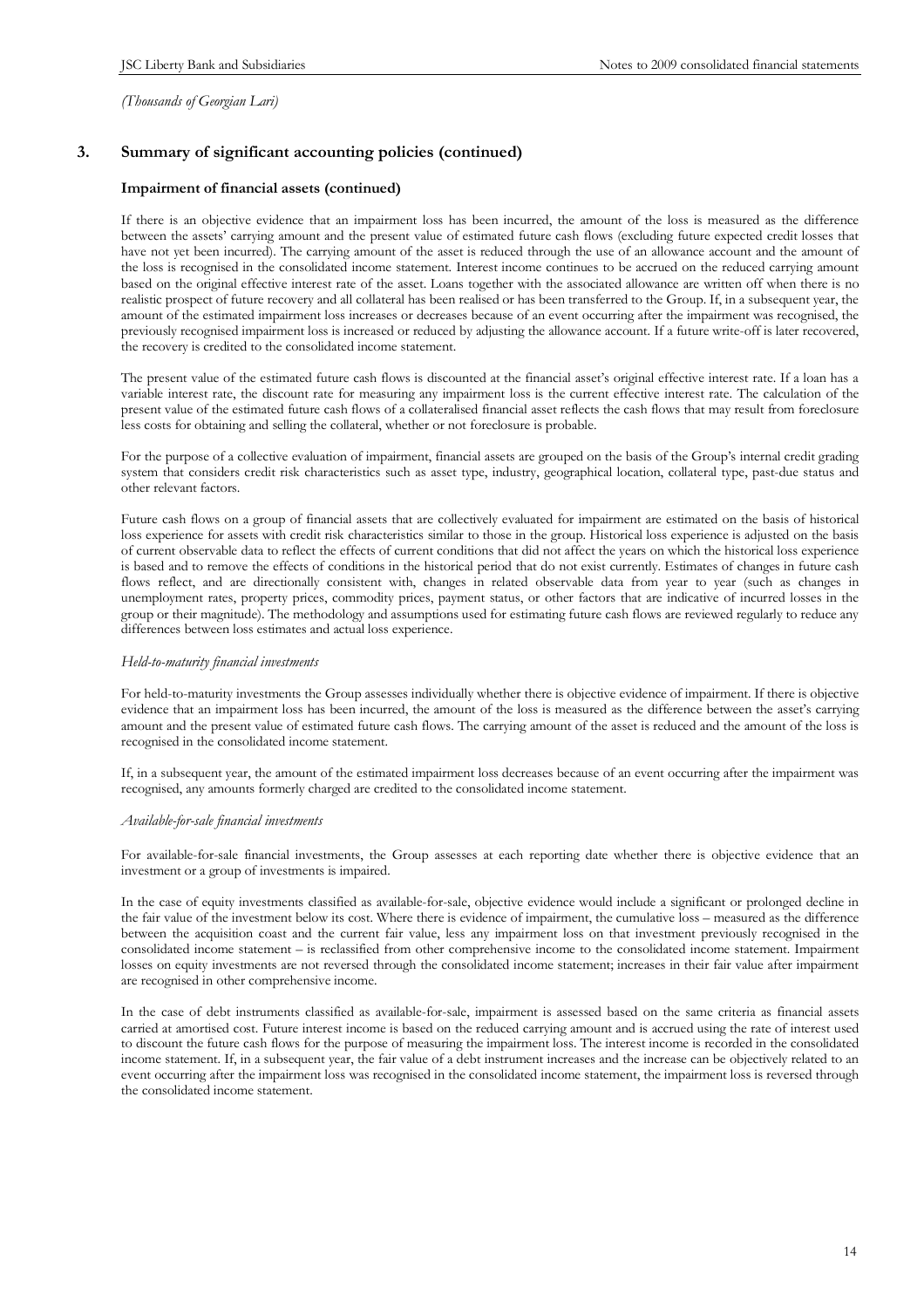*(Thousands of Georgian Lari)*

## 3. Summary of significant accounting policies (continued)

### Impairment of financial assets (continued)

If there is an objective evidence that an impairment loss has been incurred, the amount of the loss is measured as the difference between the assets' carrying amount and the present value of estimated future cash flows (excluding future expected credit losses that have not yet been incurred). The carrying amount of the asset is reduced through the use of an allowance account and the amount of the loss is recognised in the consolidated income statement. Interest income continues to be accrued on the reduced carrying amount based on the original effective interest rate of the asset. Loans together with the associated allowance are written off when there is no realistic prospect of future recovery and all collateral has been realised or has been transferred to the Group. If, in a subsequent year, the amount of the estimated impairment loss increases or decreases because of an event occurring after the impairment was recognised, the previously recognised impairment loss is increased or reduced by adjusting the allowance account. If a future write-off is later recovered, the recovery is credited to the consolidated income statement.

The present value of the estimated future cash flows is discounted at the financial asset's original effective interest rate. If a loan has a variable interest rate, the discount rate for measuring any impairment loss is the current effective interest rate. The calculation of the present value of the estimated future cash flows of a collateralised financial asset reflects the cash flows that may result from foreclosure less costs for obtaining and selling the collateral, whether or not foreclosure is probable.

For the purpose of a collective evaluation of impairment, financial assets are grouped on the basis of the Group's internal credit grading system that considers credit risk characteristics such as asset type, industry, geographical location, collateral type, past-due status and other relevant factors.

Future cash flows on a group of financial assets that are collectively evaluated for impairment are estimated on the basis of historical loss experience for assets with credit risk characteristics similar to those in the group. Historical loss experience is adjusted on the basis of current observable data to reflect the effects of current conditions that did not affect the years on which the historical loss experience is based and to remove the effects of conditions in the historical period that do not exist currently. Estimates of changes in future cash flows reflect, and are directionally consistent with, changes in related observable data from year to year (such as changes in unemployment rates, property prices, commodity prices, payment status, or other factors that are indicative of incurred losses in the group or their magnitude). The methodology and assumptions used for estimating future cash flows are reviewed regularly to reduce any differences between loss estimates and actual loss experience.

*Held-to-maturity financial investments*

For held-to-maturity investments the Group assesses individually whether there is objective evidence of impairment. If there is objective evidence that an impairment loss has been incurred, the amount of the loss is measured as the difference between the asset's carrying amount and the present value of estimated future cash flows. The carrying amount of the asset is reduced and the amount of the loss is recognised in the consolidated income statement.

If, in a subsequent year, the amount of the estimated impairment loss decreases because of an event occurring after the impairment was recognised, any amounts formerly charged are credited to the consolidated income statement.

*Available-for-sale financial investments*

For available-for-sale financial investments, the Group assesses at each reporting date whether there is objective evidence that an investment or a group of investments is impaired.

In the case of equity investments classified as available-for-sale, objective evidence would include a significant or prolonged decline in the fair value of the investment below its cost. Where there is evidence of impairment, the cumulative loss – measured as the difference between the acquisition coast and the current fair value, less any impairment loss on that investment previously recognised in the consolidated income statement – is reclassified from other comprehensive income to the consolidated income statement. Impairment losses on equity investments are not reversed through the consolidated income statement; increases in their fair value after impairment are recognised in other comprehensive income.

In the case of debt instruments classified as available-for-sale, impairment is assessed based on the same criteria as financial assets carried at amortised cost. Future interest income is based on the reduced carrying amount and is accrued using the rate of interest used to discount the future cash flows for the purpose of measuring the impairment loss. The interest income is recorded in the consolidated income statement. If, in a subsequent year, the fair value of a debt instrument increases and the increase can be objectively related to an event occurring after the impairment loss was recognised in the consolidated income statement, the impairment loss is reversed through the consolidated income statement.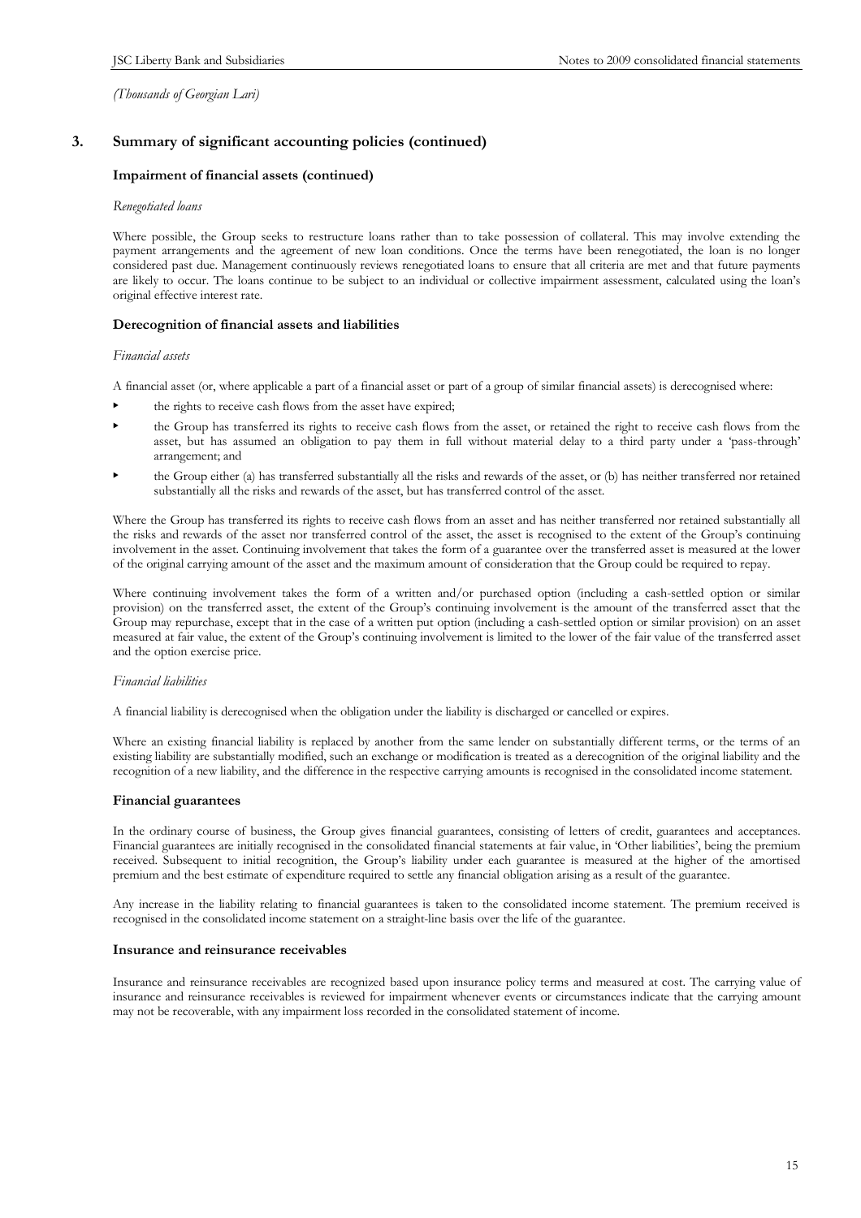*(Thousands of Georgian Lari)*

## 3. Summary of significant accounting policies (continued)

### Impairment of financial assets (continued)

*Renegotiated loans*

Where possible, the Group seeks to restructure loans rather than to take possession of collateral. This may involve extending the payment arrangements and the agreement of new loan conditions. Once the terms have been renegotiated, the loan is no longer considered past due. Management continuously reviews renegotiated loans to ensure that all criteria are met and that future payments are likely to occur. The loans continue to be subject to an individual or collective impairment assessment, calculated using the loan's original effective interest rate.

### Derecognition of financial assets and liabilities

*Financial assets*

A financial asset (or, where applicable a part of a financial asset or part of a group of similar financial assets) is derecognised where:

- the rights to receive cash flows from the asset have expired;
- the Group has transferred its rights to receive cash flows from the asset, or retained the right to receive cash flows from the asset, but has assumed an obligation to pay them in full without material delay to a third party under a 'pass-through' arrangement; and
- the Group either (a) has transferred substantially all the risks and rewards of the asset, or (b) has neither transferred nor retained substantially all the risks and rewards of the asset, but has transferred control of the asset.

Where the Group has transferred its rights to receive cash flows from an asset and has neither transferred nor retained substantially all the risks and rewards of the asset nor transferred control of the asset, the asset is recognised to the extent of the Group's continuing involvement in the asset. Continuing involvement that takes the form of a guarantee over the transferred asset is measured at the lower of the original carrying amount of the asset and the maximum amount of consideration that the Group could be required to repay.

Where continuing involvement takes the form of a written and/or purchased option (including a cash-settled option or similar provision) on the transferred asset, the extent of the Group's continuing involvement is the amount of the transferred asset that the Group may repurchase, except that in the case of a written put option (including a cash-settled option or similar provision) on an asset measured at fair value, the extent of the Group's continuing involvement is limited to the lower of the fair value of the transferred asset and the option exercise price.

*Financial liabilities*

A financial liability is derecognised when the obligation under the liability is discharged or cancelled or expires.

Where an existing financial liability is replaced by another from the same lender on substantially different terms, or the terms of an existing liability are substantially modified, such an exchange or modification is treated as a derecognition of the original liability and the recognition of a new liability, and the difference in the respective carrying amounts is recognised in the consolidated income statement.

### Financial guarantees

In the ordinary course of business, the Group gives financial guarantees, consisting of letters of credit, guarantees and acceptances. Financial guarantees are initially recognised in the consolidated financial statements at fair value, in 'Other liabilities', being the premium received. Subsequent to initial recognition, the Group's liability under each guarantee is measured at the higher of the amortised premium and the best estimate of expenditure required to settle any financial obligation arising as a result of the guarantee.

Any increase in the liability relating to financial guarantees is taken to the consolidated income statement. The premium received is recognised in the consolidated income statement on a straight-line basis over the life of the guarantee.

### Insurance and reinsurance receivables

Insurance and reinsurance receivables are recognized based upon insurance policy terms and measured at cost. The carrying value of insurance and reinsurance receivables is reviewed for impairment whenever events or circumstances indicate that the carrying amount may not be recoverable, with any impairment loss recorded in the consolidated statement of income.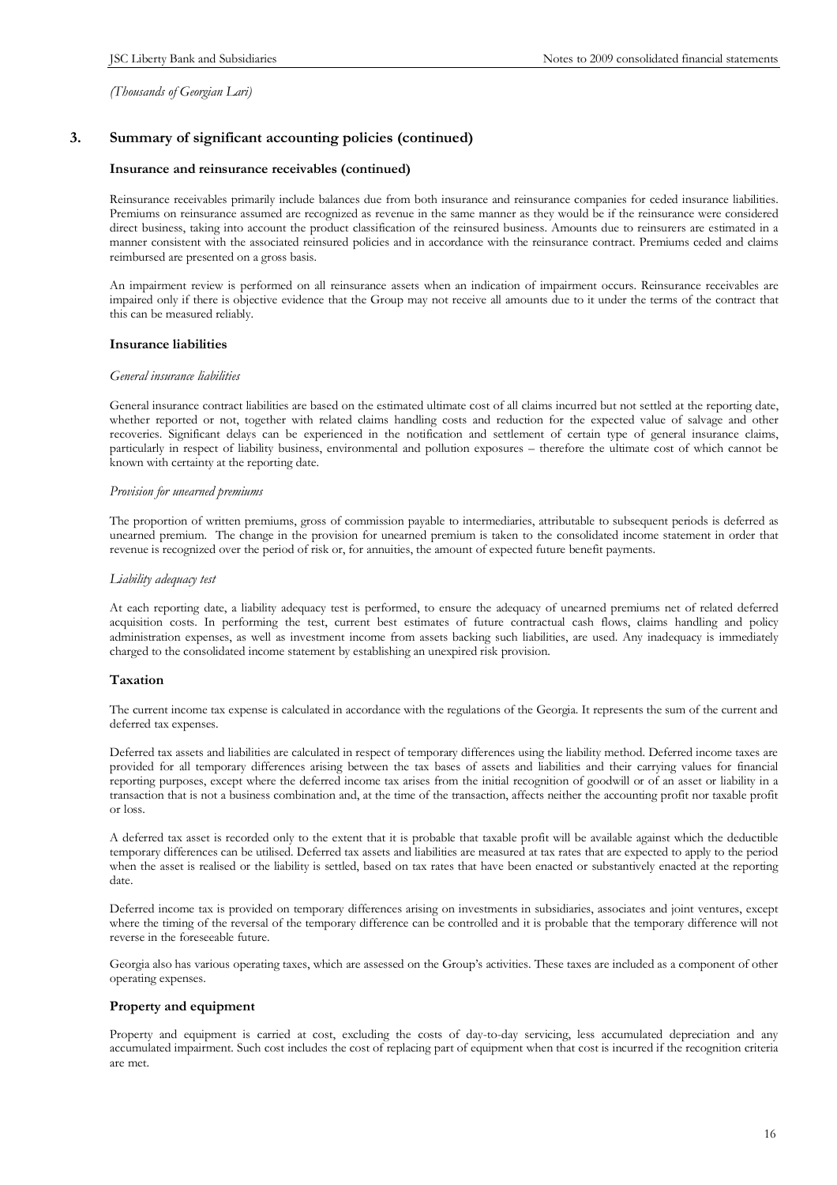*(Thousands of Georgian Lari)*

## 3. Summary of significant accounting policies (continued)

### Insurance and reinsurance receivables (continued)

Reinsurance receivables primarily include balances due from both insurance and reinsurance companies for ceded insurance liabilities. Premiums on reinsurance assumed are recognized as revenue in the same manner as they would be if the reinsurance were considered direct business, taking into account the product classification of the reinsured business. Amounts due to reinsurers are estimated in a manner consistent with the associated reinsured policies and in accordance with the reinsurance contract. Premiums ceded and claims reimbursed are presented on a gross basis.

An impairment review is performed on all reinsurance assets when an indication of impairment occurs. Reinsurance receivables are impaired only if there is objective evidence that the Group may not receive all amounts due to it under the terms of the contract that this can be measured reliably.

### Insurance liabilities

*General insurance liabilities*

General insurance contract liabilities are based on the estimated ultimate cost of all claims incurred but not settled at the reporting date, whether reported or not, together with related claims handling costs and reduction for the expected value of salvage and other recoveries. Significant delays can be experienced in the notification and settlement of certain type of general insurance claims, particularly in respect of liability business, environmental and pollution exposures – therefore the ultimate cost of which cannot be known with certainty at the reporting date.

*Provision for unearned premiums*

The proportion of written premiums, gross of commission payable to intermediaries, attributable to subsequent periods is deferred as unearned premium. The change in the provision for unearned premium is taken to the consolidated income statement in order that revenue is recognized over the period of risk or, for annuities, the amount of expected future benefit payments.

*Liability adequacy test*

At each reporting date, a liability adequacy test is performed, to ensure the adequacy of unearned premiums net of related deferred acquisition costs. In performing the test, current best estimates of future contractual cash flows, claims handling and policy administration expenses, as well as investment income from assets backing such liabilities, are used. Any inadequacy is immediately charged to the consolidated income statement by establishing an unexpired risk provision.

### Taxation

The current income tax expense is calculated in accordance with the regulations of the Georgia. It represents the sum of the current and deferred tax expenses.

Deferred tax assets and liabilities are calculated in respect of temporary differences using the liability method. Deferred income taxes are provided for all temporary differences arising between the tax bases of assets and liabilities and their carrying values for financial reporting purposes, except where the deferred income tax arises from the initial recognition of goodwill or of an asset or liability in a transaction that is not a business combination and, at the time of the transaction, affects neither the accounting profit nor taxable profit or loss.

A deferred tax asset is recorded only to the extent that it is probable that taxable profit will be available against which the deductible temporary differences can be utilised. Deferred tax assets and liabilities are measured at tax rates that are expected to apply to the period when the asset is realised or the liability is settled, based on tax rates that have been enacted or substantively enacted at the reporting date.

Deferred income tax is provided on temporary differences arising on investments in subsidiaries, associates and joint ventures, except where the timing of the reversal of the temporary difference can be controlled and it is probable that the temporary difference will not reverse in the foreseeable future.

Georgia also has various operating taxes, which are assessed on the Group's activities. These taxes are included as a component of other operating expenses.

### Property and equipment

Property and equipment is carried at cost, excluding the costs of day-to-day servicing, less accumulated depreciation and any accumulated impairment. Such cost includes the cost of replacing part of equipment when that cost is incurred if the recognition criteria are met.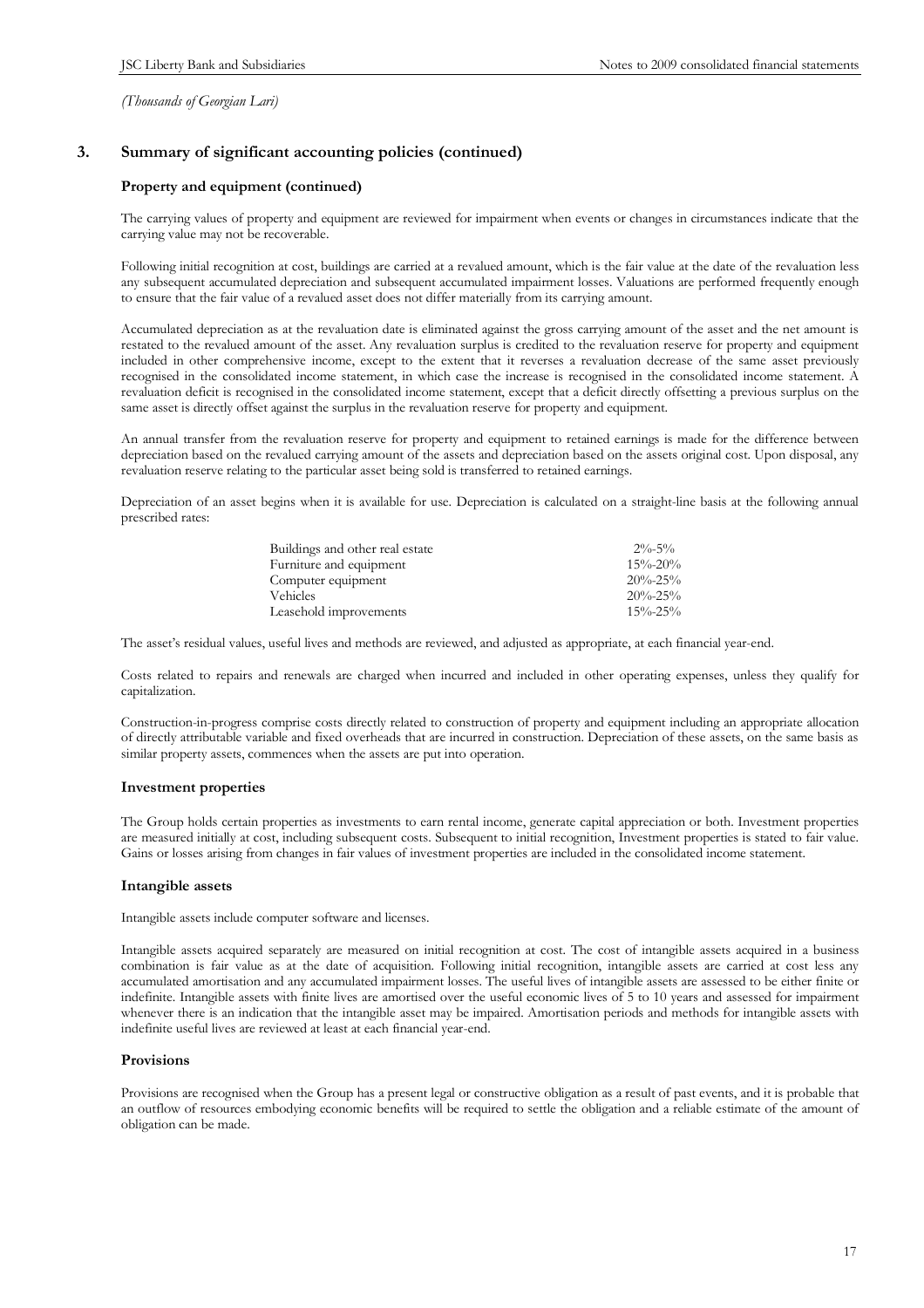*(Thousands of Georgian Lari)*

## 3. Summary of significant accounting policies (continued)

### Property and equipment (continued)

The carrying values of property and equipment are reviewed for impairment when events or changes in circumstances indicate that the carrying value may not be recoverable.

Following initial recognition at cost, buildings are carried at a revalued amount, which is the fair value at the date of the revaluation less any subsequent accumulated depreciation and subsequent accumulated impairment losses. Valuations are performed frequently enough to ensure that the fair value of a revalued asset does not differ materially from its carrying amount.

Accumulated depreciation as at the revaluation date is eliminated against the gross carrying amount of the asset and the net amount is restated to the revalued amount of the asset. Any revaluation surplus is credited to the revaluation reserve for property and equipment included in other comprehensive income, except to the extent that it reverses a revaluation decrease of the same asset previously recognised in the consolidated income statement, in which case the increase is recognised in the consolidated income statement. A revaluation deficit is recognised in the consolidated income statement, except that a deficit directly offsetting a previous surplus on the same asset is directly offset against the surplus in the revaluation reserve for property and equipment.

An annual transfer from the revaluation reserve for property and equipment to retained earnings is made for the difference between depreciation based on the revalued carrying amount of the assets and depreciation based on the assets original cost. Upon disposal, any revaluation reserve relating to the particular asset being sold is transferred to retained earnings.

Depreciation of an asset begins when it is available for use. Depreciation is calculated on a straight-line basis at the following annual prescribed rates:

| | |
|---|---|
| Buildings and other real estate | 2%-5% |
| Furniture and equipment | 15%-20% |
| Computer equipment | 20%-25% |
| Vehicles | 20%-25% |
| Leasehold improvements | 15%-25% |

The asset's residual values, useful lives and methods are reviewed, and adjusted as appropriate, at each financial year-end.

Costs related to repairs and renewals are charged when incurred and included in other operating expenses, unless they qualify for capitalization.

Construction-in-progress comprise costs directly related to construction of property and equipment including an appropriate allocation of directly attributable variable and fixed overheads that are incurred in construction. Depreciation of these assets, on the same basis as similar property assets, commences when the assets are put into operation.

### Investment properties

The Group holds certain properties as investments to earn rental income, generate capital appreciation or both. Investment properties are measured initially at cost, including subsequent costs. Subsequent to initial recognition, Investment properties is stated to fair value. Gains or losses arising from changes in fair values of investment properties are included in the consolidated income statement.

### Intangible assets

Intangible assets include computer software and licenses.

Intangible assets acquired separately are measured on initial recognition at cost. The cost of intangible assets acquired in a business combination is fair value as at the date of acquisition. Following initial recognition, intangible assets are carried at cost less any accumulated amortisation and any accumulated impairment losses. The useful lives of intangible assets are assessed to be either finite or indefinite. Intangible assets with finite lives are amortised over the useful economic lives of 5 to 10 years and assessed for impairment whenever there is an indication that the intangible asset may be impaired. Amortisation periods and methods for intangible assets with indefinite useful lives are reviewed at least at each financial year-end.

### Provisions

Provisions are recognised when the Group has a present legal or constructive obligation as a result of past events, and it is probable that an outflow of resources embodying economic benefits will be required to settle the obligation and a reliable estimate of the amount of obligation can be made.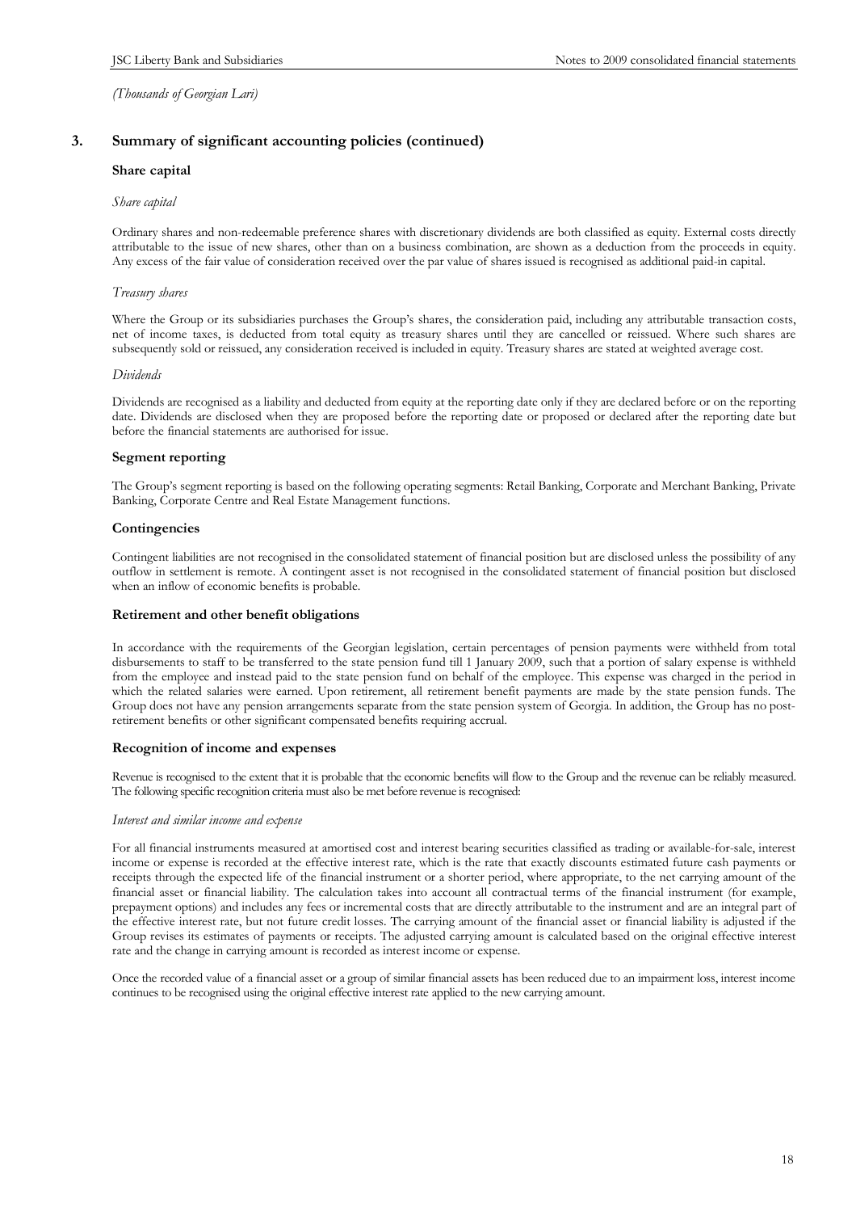*(Thousands of Georgian Lari)*

## 3. Summary of significant accounting policies (continued)

### Share capital

*Share capital*

Ordinary shares and non-redeemable preference shares with discretionary dividends are both classified as equity. External costs directly attributable to the issue of new shares, other than on a business combination, are shown as a deduction from the proceeds in equity. Any excess of the fair value of consideration received over the par value of shares issued is recognised as additional paid-in capital.

*Treasury shares*

Where the Group or its subsidiaries purchases the Group's shares, the consideration paid, including any attributable transaction costs, net of income taxes, is deducted from total equity as treasury shares until they are cancelled or reissued. Where such shares are subsequently sold or reissued, any consideration received is included in equity. Treasury shares are stated at weighted average cost.

*Dividends*

Dividends are recognised as a liability and deducted from equity at the reporting date only if they are declared before or on the reporting date. Dividends are disclosed when they are proposed before the reporting date or proposed or declared after the reporting date but before the financial statements are authorised for issue.

### Segment reporting

The Group's segment reporting is based on the following operating segments: Retail Banking, Corporate and Merchant Banking, Private Banking, Corporate Centre and Real Estate Management functions.

### Contingencies

Contingent liabilities are not recognised in the consolidated statement of financial position but are disclosed unless the possibility of any outflow in settlement is remote. A contingent asset is not recognised in the consolidated statement of financial position but disclosed when an inflow of economic benefits is probable.

### Retirement and other benefit obligations

In accordance with the requirements of the Georgian legislation, certain percentages of pension payments were withheld from total disbursements to staff to be transferred to the state pension fund till 1 January 2009, such that a portion of salary expense is withheld from the employee and instead paid to the state pension fund on behalf of the employee. This expense was charged in the period in which the related salaries were earned. Upon retirement, all retirement benefit payments are made by the state pension funds. The Group does not have any pension arrangements separate from the state pension system of Georgia. In addition, the Group has no post-retirement benefits or other significant compensated benefits requiring accrual.

### Recognition of income and expenses

Revenue is recognised to the extent that it is probable that the economic benefits will flow to the Group and the revenue can be reliably measured. The following specific recognition criteria must also be met before revenue is recognised:

*Interest and similar income and expense*

For all financial instruments measured at amortised cost and interest bearing securities classified as trading or available-for-sale, interest income or expense is recorded at the effective interest rate, which is the rate that exactly discounts estimated future cash payments or receipts through the expected life of the financial instrument or a shorter period, where appropriate, to the net carrying amount of the financial asset or financial liability. The calculation takes into account all contractual terms of the financial instrument (for example, prepayment options) and includes any fees or incremental costs that are directly attributable to the instrument and are an integral part of the effective interest rate, but not future credit losses. The carrying amount of the financial asset or financial liability is adjusted if the Group revises its estimates of payments or receipts. The adjusted carrying amount is calculated based on the original effective interest rate and the change in carrying amount is recorded as interest income or expense.

Once the recorded value of a financial asset or a group of similar financial assets has been reduced due to an impairment loss, interest income continues to be recognised using the original effective interest rate applied to the new carrying amount.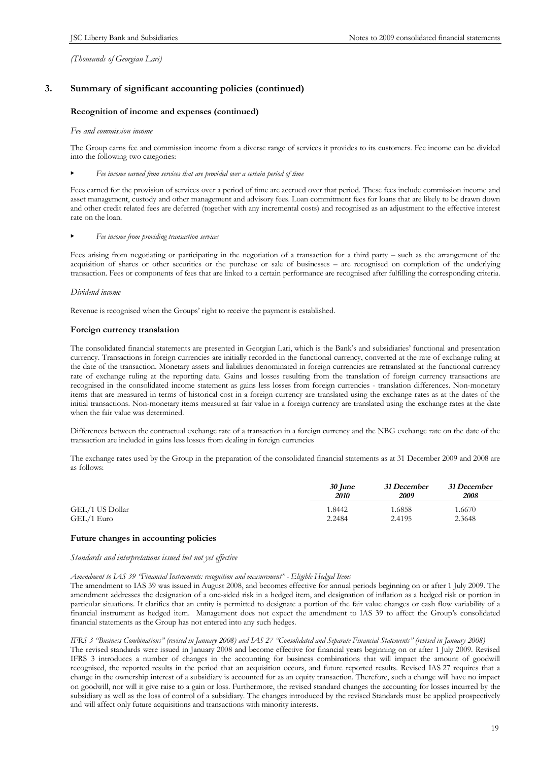*(Thousands of Georgian Lari)*

## 3. Summary of significant accounting policies (continued)

### Recognition of income and expenses (continued)

*Fee and commission income*

The Group earns fee and commission income from a diverse range of services it provides to its customers. Fee income can be divided into the following two categories:

- *Fee income earned from services that are provided over a certain period of time*

Fees earned for the provision of services over a period of time are accrued over that period. These fees include commission income and asset management, custody and other management and advisory fees. Loan commitment fees for loans that are likely to be drawn down and other credit related fees are deferred (together with any incremental costs) and recognised as an adjustment to the effective interest rate on the loan.

- *Fee income from providing transaction services*

Fees arising from negotiating or participating in the negotiation of a transaction for a third party – such as the arrangement of the acquisition of shares or other securities or the purchase or sale of businesses – are recognised on completion of the underlying transaction. Fees or components of fees that are linked to a certain performance are recognised after fulfilling the corresponding criteria.

*Dividend income*

Revenue is recognised when the Groups' right to receive the payment is established.

### Foreign currency translation

The consolidated financial statements are presented in Georgian Lari, which is the Bank's and subsidiaries' functional and presentation currency. Transactions in foreign currencies are initially recorded in the functional currency, converted at the rate of exchange ruling at the date of the transaction. Monetary assets and liabilities denominated in foreign currencies are retranslated at the functional currency rate of exchange ruling at the reporting date. Gains and losses resulting from the translation of foreign currency transactions are recognised in the consolidated income statement as gains less losses from foreign currencies - translation differences. Non-monetary items that are measured in terms of historical cost in a foreign currency are translated using the exchange rates as at the dates of the initial transactions. Non-monetary items measured at fair value in a foreign currency are translated using the exchange rates at the date when the fair value was determined.

Differences between the contractual exchange rate of a transaction in a foreign currency and the NBG exchange rate on the date of the transaction are included in gains less losses from dealing in foreign currencies

The exchange rates used by the Group in the preparation of the consolidated financial statements as at 31 December 2009 and 2008 are as follows:

| | *30 June 2010* | *31 December 2009* | *31 December 2008* |
|---|---|---|---|
| GEL/1 US Dollar | 1.8442 | 1.6858 | 1.6670 |
| GEL/1 Euro | 2.2484 | 2.4195 | 2.3648 |

### Future changes in accounting policies

*Standards and interpretations issued but not yet effective*

*Amendment to IAS 39 "Financial Instruments: recognition and measurement" - Eligible Hedged Items*

The amendment to IAS 39 was issued in August 2008, and becomes effective for annual periods beginning on or after 1 July 2009. The amendment addresses the designation of a one-sided risk in a hedged item, and designation of inflation as a hedged risk or portion in particular situations. It clarifies that an entity is permitted to designate a portion of the fair value changes or cash flow variability of a financial instrument as hedged item. Management does not expect the amendment to IAS 39 to affect the Group's consolidated financial statements as the Group has not entered into any such hedges.

*IFRS 3 "Business Combinations" (revised in January 2008) and IAS 27 "Consolidated and Separate Financial Statements" (revised in January 2008)*

The revised standards were issued in January 2008 and become effective for financial years beginning on or after 1 July 2009. Revised IFRS 3 introduces a number of changes in the accounting for business combinations that will impact the amount of goodwill recognised, the reported results in the period that an acquisition occurs, and future reported results. Revised IAS 27 requires that a change in the ownership interest of a subsidiary is accounted for as an equity transaction. Therefore, such a change will have no impact on goodwill, nor will it give raise to a gain or loss. Furthermore, the revised standard changes the accounting for losses incurred by the subsidiary as well as the loss of control of a subsidiary. The changes introduced by the revised Standards must be applied prospectively and will affect only future acquisitions and transactions with minority interests.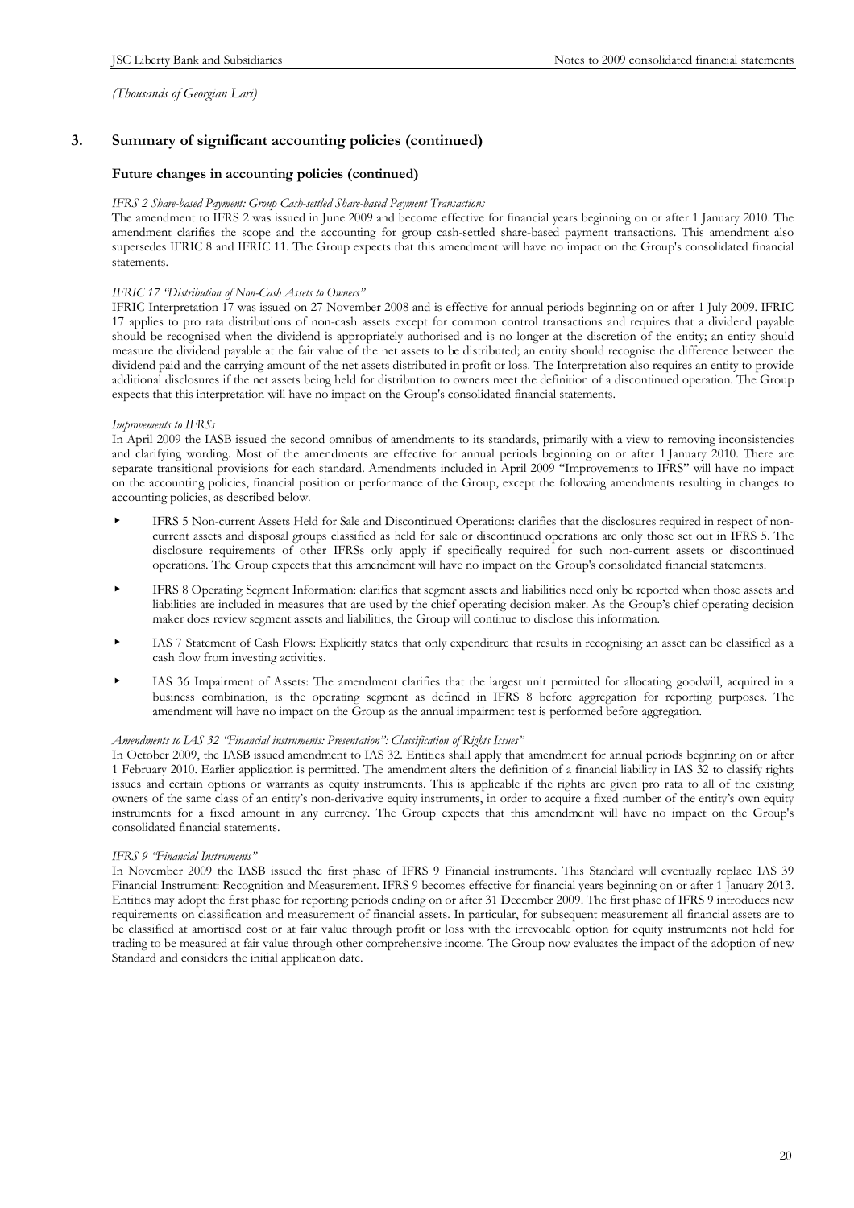*(Thousands of Georgian Lari)*

## 3. Summary of significant accounting policies (continued)

### Future changes in accounting policies (continued)

*IFRS 2 Share-based Payment: Group Cash-settled Share-based Payment Transactions*

The amendment to IFRS 2 was issued in June 2009 and become effective for financial years beginning on or after 1 January 2010. The amendment clarifies the scope and the accounting for group cash-settled share-based payment transactions. This amendment also supersedes IFRIC 8 and IFRIC 11. The Group expects that this amendment will have no impact on the Group's consolidated financial statements.

*IFRIC 17 "Distribution of Non-Cash Assets to Owners"*

IFRIC Interpretation 17 was issued on 27 November 2008 and is effective for annual periods beginning on or after 1 July 2009. IFRIC 17 applies to pro rata distributions of non-cash assets except for common control transactions and requires that a dividend payable should be recognised when the dividend is appropriately authorised and is no longer at the discretion of the entity; an entity should measure the dividend payable at the fair value of the net assets to be distributed; an entity should recognise the difference between the dividend paid and the carrying amount of the net assets distributed in profit or loss. The Interpretation also requires an entity to provide additional disclosures if the net assets being held for distribution to owners meet the definition of a discontinued operation. The Group expects that this interpretation will have no impact on the Group's consolidated financial statements.

*Improvements to IFRSs*

In April 2009 the IASB issued the second omnibus of amendments to its standards, primarily with a view to removing inconsistencies and clarifying wording. Most of the amendments are effective for annual periods beginning on or after 1 January 2010. There are separate transitional provisions for each standard. Amendments included in April 2009 "Improvements to IFRS" will have no impact on the accounting policies, financial position or performance of the Group, except the following amendments resulting in changes to accounting policies, as described below.

- IFRS 5 Non-current Assets Held for Sale and Discontinued Operations: clarifies that the disclosures required in respect of non-current assets and disposal groups classified as held for sale or discontinued operations are only those set out in IFRS 5. The disclosure requirements of other IFRSs only apply if specifically required for such non-current assets or discontinued operations. The Group expects that this amendment will have no impact on the Group's consolidated financial statements.
- IFRS 8 Operating Segment Information: clarifies that segment assets and liabilities need only be reported when those assets and liabilities are included in measures that are used by the chief operating decision maker. As the Group's chief operating decision maker does review segment assets and liabilities, the Group will continue to disclose this information.
- IAS 7 Statement of Cash Flows: Explicitly states that only expenditure that results in recognising an asset can be classified as a cash flow from investing activities.
- IAS 36 Impairment of Assets: The amendment clarifies that the largest unit permitted for allocating goodwill, acquired in a business combination, is the operating segment as defined in IFRS 8 before aggregation for reporting purposes. The amendment will have no impact on the Group as the annual impairment test is performed before aggregation.

*Amendments to IAS 32 "Financial instruments: Presentation": Classification of Rights Issues"*

In October 2009, the IASB issued amendment to IAS 32. Entities shall apply that amendment for annual periods beginning on or after 1 February 2010. Earlier application is permitted. The amendment alters the definition of a financial liability in IAS 32 to classify rights issues and certain options or warrants as equity instruments. This is applicable if the rights are given pro rata to all of the existing owners of the same class of an entity's non-derivative equity instruments, in order to acquire a fixed number of the entity's own equity instruments for a fixed amount in any currency. The Group expects that this amendment will have no impact on the Group's consolidated financial statements.

*IFRS 9 "Financial Instruments"*

In November 2009 the IASB issued the first phase of IFRS 9 Financial instruments. This Standard will eventually replace IAS 39 Financial Instrument: Recognition and Measurement. IFRS 9 becomes effective for financial years beginning on or after 1 January 2013. Entities may adopt the first phase for reporting periods ending on or after 31 December 2009. The first phase of IFRS 9 introduces new requirements on classification and measurement of financial assets. In particular, for subsequent measurement all financial assets are to be classified at amortised cost or at fair value through profit or loss with the irrevocable option for equity instruments not held for trading to be measured at fair value through other comprehensive income. The Group now evaluates the impact of the adoption of new Standard and considers the initial application date.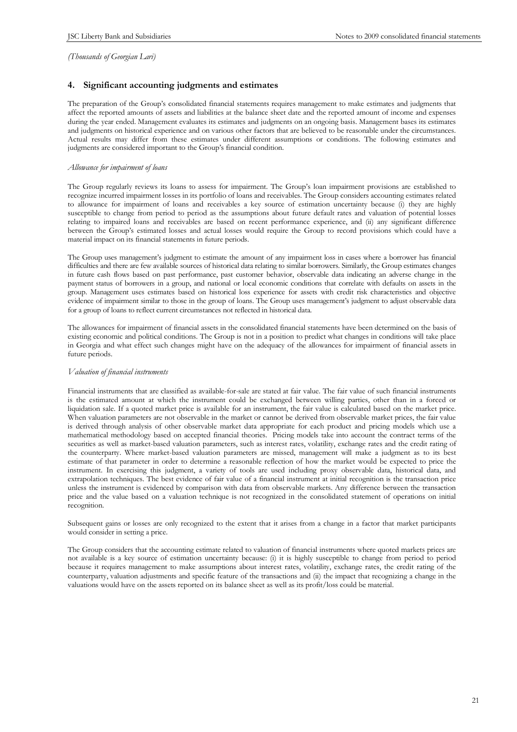*(Thousands of Georgian Lari)*

## 4. Significant accounting judgments and estimates

The preparation of the Group's consolidated financial statements requires management to make estimates and judgments that affect the reported amounts of assets and liabilities at the balance sheet date and the reported amount of income and expenses during the year ended. Management evaluates its estimates and judgments on an ongoing basis. Management bases its estimates and judgments on historical experience and on various other factors that are believed to be reasonable under the circumstances. Actual results may differ from these estimates under different assumptions or conditions. The following estimates and judgments are considered important to the Group's financial condition.

*Allowance for impairment of loans*

The Group regularly reviews its loans to assess for impairment. The Group's loan impairment provisions are established to recognize incurred impairment losses in its portfolio of loans and receivables. The Group considers accounting estimates related to allowance for impairment of loans and receivables a key source of estimation uncertainty because (i) they are highly susceptible to change from period to period as the assumptions about future default rates and valuation of potential losses relating to impaired loans and receivables are based on recent performance experience, and (ii) any significant difference between the Group's estimated losses and actual losses would require the Group to record provisions which could have a material impact on its financial statements in future periods.

The Group uses management's judgment to estimate the amount of any impairment loss in cases where a borrower has financial difficulties and there are few available sources of historical data relating to similar borrowers. Similarly, the Group estimates changes in future cash flows based on past performance, past customer behavior, observable data indicating an adverse change in the payment status of borrowers in a group, and national or local economic conditions that correlate with defaults on assets in the group. Management uses estimates based on historical loss experience for assets with credit risk characteristics and objective evidence of impairment similar to those in the group of loans. The Group uses management's judgment to adjust observable data for a group of loans to reflect current circumstances not reflected in historical data.

The allowances for impairment of financial assets in the consolidated financial statements have been determined on the basis of existing economic and political conditions. The Group is not in a position to predict what changes in conditions will take place in Georgia and what effect such changes might have on the adequacy of the allowances for impairment of financial assets in future periods.

*Valuation of financial instruments*

Financial instruments that are classified as available-for-sale are stated at fair value. The fair value of such financial instruments is the estimated amount at which the instrument could be exchanged between willing parties, other than in a forced or liquidation sale. If a quoted market price is available for an instrument, the fair value is calculated based on the market price. When valuation parameters are not observable in the market or cannot be derived from observable market prices, the fair value is derived through analysis of other observable market data appropriate for each product and pricing models which use a mathematical methodology based on accepted financial theories. Pricing models take into account the contract terms of the securities as well as market-based valuation parameters, such as interest rates, volatility, exchange rates and the credit rating of the counterparty. Where market-based valuation parameters are missed, management will make a judgment as to its best estimate of that parameter in order to determine a reasonable reflection of how the market would be expected to price the instrument. In exercising this judgment, a variety of tools are used including proxy observable data, historical data, and extrapolation techniques. The best evidence of fair value of a financial instrument at initial recognition is the transaction price unless the instrument is evidenced by comparison with data from observable markets. Any difference between the transaction price and the value based on a valuation technique is not recognized in the consolidated statement of operations on initial recognition.

Subsequent gains or losses are only recognized to the extent that it arises from a change in a factor that market participants would consider in setting a price.

The Group considers that the accounting estimate related to valuation of financial instruments where quoted markets prices are not available is a key source of estimation uncertainty because: (i) it is highly susceptible to change from period to period because it requires management to make assumptions about interest rates, volatility, exchange rates, the credit rating of the counterparty, valuation adjustments and specific feature of the transactions and (ii) the impact that recognizing a change in the valuations would have on the assets reported on its balance sheet as well as its profit/loss could be material.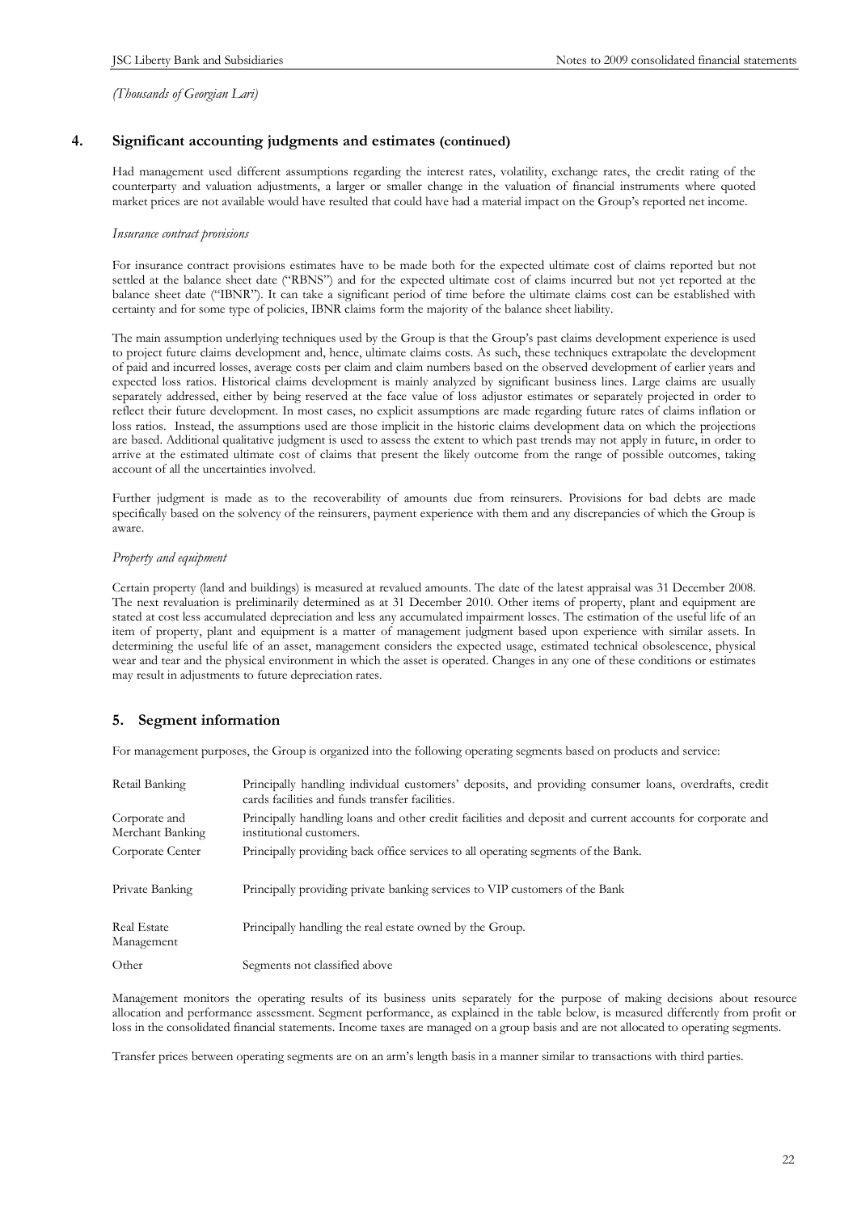*(Thousands of Georgian Lari)*

## 4. Significant accounting judgments and estimates (continued)

Had management used different assumptions regarding the interest rates, volatility, exchange rates, the credit rating of the counterparty and valuation adjustments, a larger or smaller change in the valuation of financial instruments where quoted market prices are not available would have resulted that could have had a material impact on the Group's reported net income.

*Insurance contract provisions*

For insurance contract provisions estimates have to be made both for the expected ultimate cost of claims reported but not settled at the balance sheet date ("RBNS") and for the expected ultimate cost of claims incurred but not yet reported at the balance sheet date ("IBNR"). It can take a significant period of time before the ultimate claims cost can be established with certainty and for some type of policies, IBNR claims form the majority of the balance sheet liability.

The main assumption underlying techniques used by the Group is that the Group's past claims development experience is used to project future claims development and, hence, ultimate claims costs. As such, these techniques extrapolate the development of paid and incurred losses, average costs per claim and claim numbers based on the observed development of earlier years and expected loss ratios. Historical claims development is mainly analyzed by significant business lines. Large claims are usually separately addressed, either by being reserved at the face value of loss adjustor estimates or separately projected in order to reflect their future development. In most cases, no explicit assumptions are made regarding future rates of claims inflation or loss ratios. Instead, the assumptions used are those implicit in the historic claims development data on which the projections are based. Additional qualitative judgment is used to assess the extent to which past trends may not apply in future, in order to arrive at the estimated ultimate cost of claims that present the likely outcome from the range of possible outcomes, taking account of all the uncertainties involved.

Further judgment is made as to the recoverability of amounts due from reinsurers. Provisions for bad debts are made specifically based on the solvency of the reinsurers, payment experience with them and any discrepancies of which the Group is aware.

*Property and equipment*

Certain property (land and buildings) is measured at revalued amounts. The date of the latest appraisal was 31 December 2008. The next revaluation is preliminarily determined as at 31 December 2010. Other items of property, plant and equipment are stated at cost less accumulated depreciation and less any accumulated impairment losses. The estimation of the useful life of an item of property, plant and equipment is a matter of management judgment based upon experience with similar assets. In determining the useful life of an asset, management considers the expected usage, estimated technical obsolescence, physical wear and tear and the physical environment in which the asset is operated. Changes in any one of these conditions or estimates may result in adjustments to future depreciation rates.

## 5. Segment information

For management purposes, the Group is organized into the following operating segments based on products and service:

| | |
|---|---|
| Retail Banking | Principally handling individual customers' deposits, and providing consumer loans, overdrafts, credit cards facilities and funds transfer facilities. |
| Corporate and Merchant Banking | Principally handling loans and other credit facilities and deposit and current accounts for corporate and institutional customers. |
| Corporate Center | Principally providing back office services to all operating segments of the Bank. |
| Private Banking | Principally providing private banking services to VIP customers of the Bank |
| Real Estate Management | Principally handling the real estate owned by the Group. |
| Other | Segments not classified above |

Management monitors the operating results of its business units separately for the purpose of making decisions about resource allocation and performance assessment. Segment performance, as explained in the table below, is measured differently from profit or loss in the consolidated financial statements. Income taxes are managed on a group basis and are not allocated to operating segments.

Transfer prices between operating segments are on an arm's length basis in a manner similar to transactions with third parties.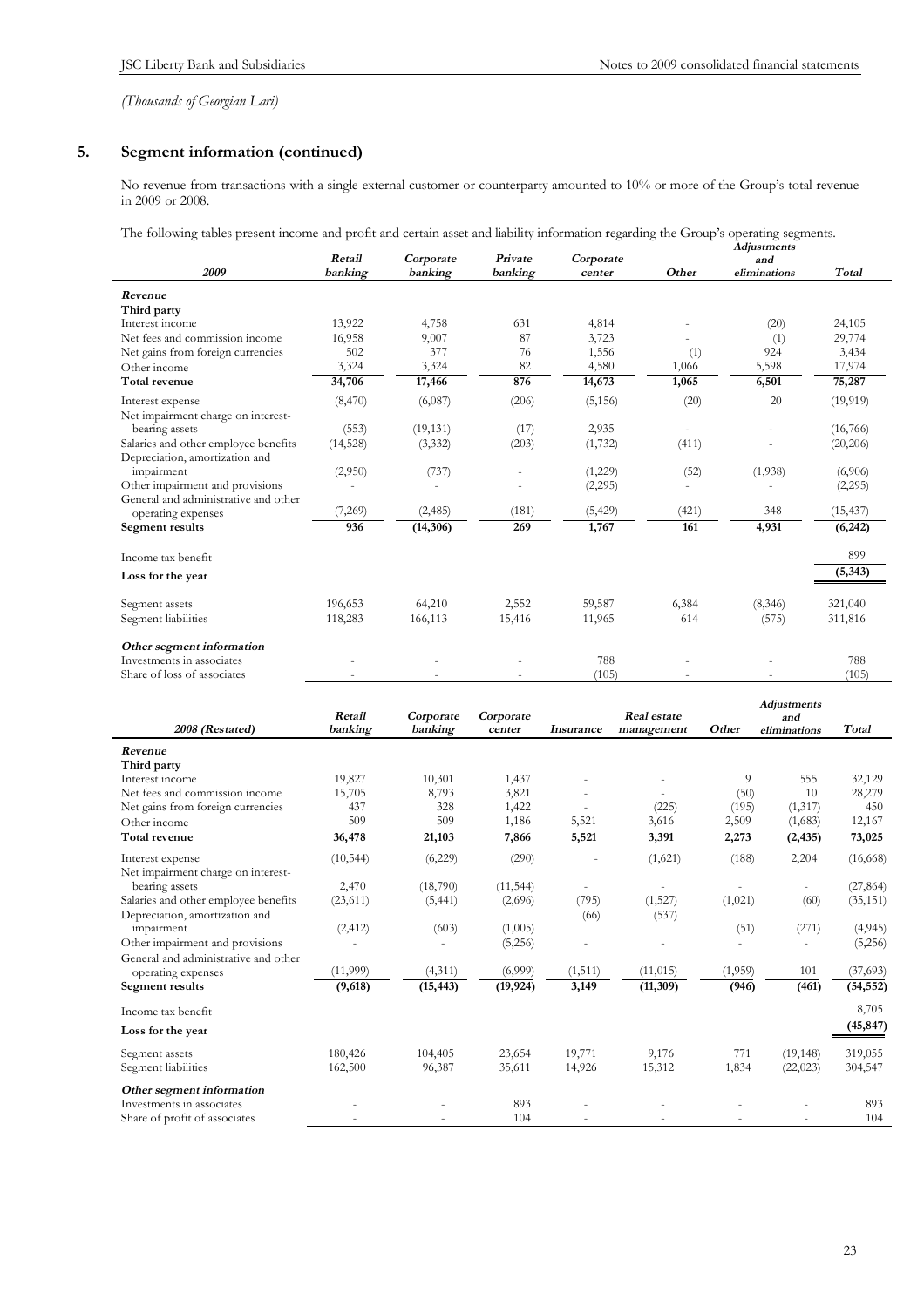*(Thousands of Georgian Lari)*

## 5. Segment information (continued)

No revenue from transactions with a single external customer or counterparty amounted to 10% or more of the Group's total revenue in 2009 or 2008.

The following tables present income and profit and certain asset and liability information regarding the Group's operating segments.

| *2009* | *Retail banking* | *Corporate banking* | *Private banking* | *Corporate center* | *Other* | *Adjustments and eliminations* | *Total* |
|---|---|---|---|---|---|---|---|
| ***Revenue*** | | | | | | | |
| **Third party** | | | | | | | |
| Interest income | 13,922 | 4,758 | 631 | 4,814 | - | (20) | 24,105 |
| Net fees and commission income | 16,958 | 9,007 | 87 | 3,723 | - | (1) | 29,774 |
| Net gains from foreign currencies | 502 | 377 | 76 | 1,556 | (1) | 924 | 3,434 |
| Other income | 3,324 | 3,324 | 82 | 4,580 | 1,066 | 5,598 | 17,974 |
| **Total revenue** | **34,706** | **17,466** | **876** | **14,673** | **1,065** | **6,501** | **75,287** |
| Interest expense | (8,470) | (6,087) | (206) | (5,156) | (20) | 20 | (19,919) |
| Net impairment charge on interest-bearing assets | (553) | (19,131) | (17) | 2,935 | - | - | (16,766) |
| Salaries and other employee benefits | (14,528) | (3,332) | (203) | (1,732) | (411) | - | (20,206) |
| Depreciation, amortization and impairment | (2,950) | (737) | - | (1,229) | (52) | (1,938) | (6,906) |
| Other impairment and provisions | - | - | - | (2,295) | - | - | (2,295) |
| General and administrative and other operating expenses | (7,269) | (2,485) | (181) | (5,429) | (421) | 348 | (15,437) |
| **Segment results** | **936** | **(14,306)** | **269** | **1,767** | **161** | **4,931** | **(6,242)** |
| Income tax benefit | | | | | | | 899 |
| **Loss for the year** | | | | | | | **(5,343)** |
| Segment assets | 196,653 | 64,210 | 2,552 | 59,587 | 6,384 | (8,346) | 321,040 |
| Segment liabilities | 118,283 | 166,113 | 15,416 | 11,965 | 614 | (575) | 311,816 |
| ***Other segment information*** | | | | | | | |
| Investments in associates | - | - | - | 788 | - | - | 788 |
| Share of loss of associates | - | - | - | (105) | - | - | (105) |

| *2008 (Restated)* | *Retail banking* | *Corporate banking* | *Corporate center* | *Insurance* | *Real estate management* | *Other* | *Adjustments and eliminations* | *Total* |
|---|---|---|---|---|---|---|---|---|
| ***Revenue*** | | | | | | | | |
| **Third party** | | | | | | | | |
| Interest income | 19,827 | 10,301 | 1,437 | - | - | 9 | 555 | 32,129 |
| Net fees and commission income | 15,705 | 8,793 | 3,821 | - | - | (50) | 10 | 28,279 |
| Net gains from foreign currencies | 437 | 328 | 1,422 | - | (225) | (195) | (1,317) | 450 |
| Other income | 509 | 509 | 1,186 | 5,521 | 3,616 | 2,509 | (1,683) | 12,167 |
| **Total revenue** | **36,478** | **21,103** | **7,866** | **5,521** | **3,391** | **2,273** | **(2,435)** | **73,025** |
| Interest expense | (10,544) | (6,229) | (290) | - | (1,621) | (188) | 2,204 | (16,668) |
| Net impairment charge on interest-bearing assets | 2,470 | (18,790) | (11,544) | - | - | - | - | (27,864) |
| Salaries and other employee benefits | (23,611) | (5,441) | (2,696) | (795) | (1,527) | (1,021) | (60) | (35,151) |
| Depreciation, amortization and impairment | (2,412) | (603) | (1,005) | (66) | (537) | (51) | (271) | (4,945) |
| Other impairment and provisions | - | - | (5,256) | - | - | - | - | (5,256) |
| General and administrative and other operating expenses | (11,999) | (4,311) | (6,999) | (1,511) | (11,015) | (1,959) | 101 | (37,693) |
| **Segment results** | **(9,618)** | **(15,443)** | **(19,924)** | **3,149** | **(11,309)** | **(946)** | **(461)** | **(54,552)** |
| Income tax benefit | | | | | | | | 8,705 |
| **Loss for the year** | | | | | | | | **(45,847)** |
| Segment assets | 180,426 | 104,405 | 23,654 | 19,771 | 9,176 | 771 | (19,148) | 319,055 |
| Segment liabilities | 162,500 | 96,387 | 35,611 | 14,926 | 15,312 | 1,834 | (22,023) | 304,547 |
| ***Other segment information*** | | | | | | | | |
| Investments in associates | - | - | 893 | - | - | - | - | 893 |
| Share of profit of associates | - | - | 104 | - | - | - | - | 104 |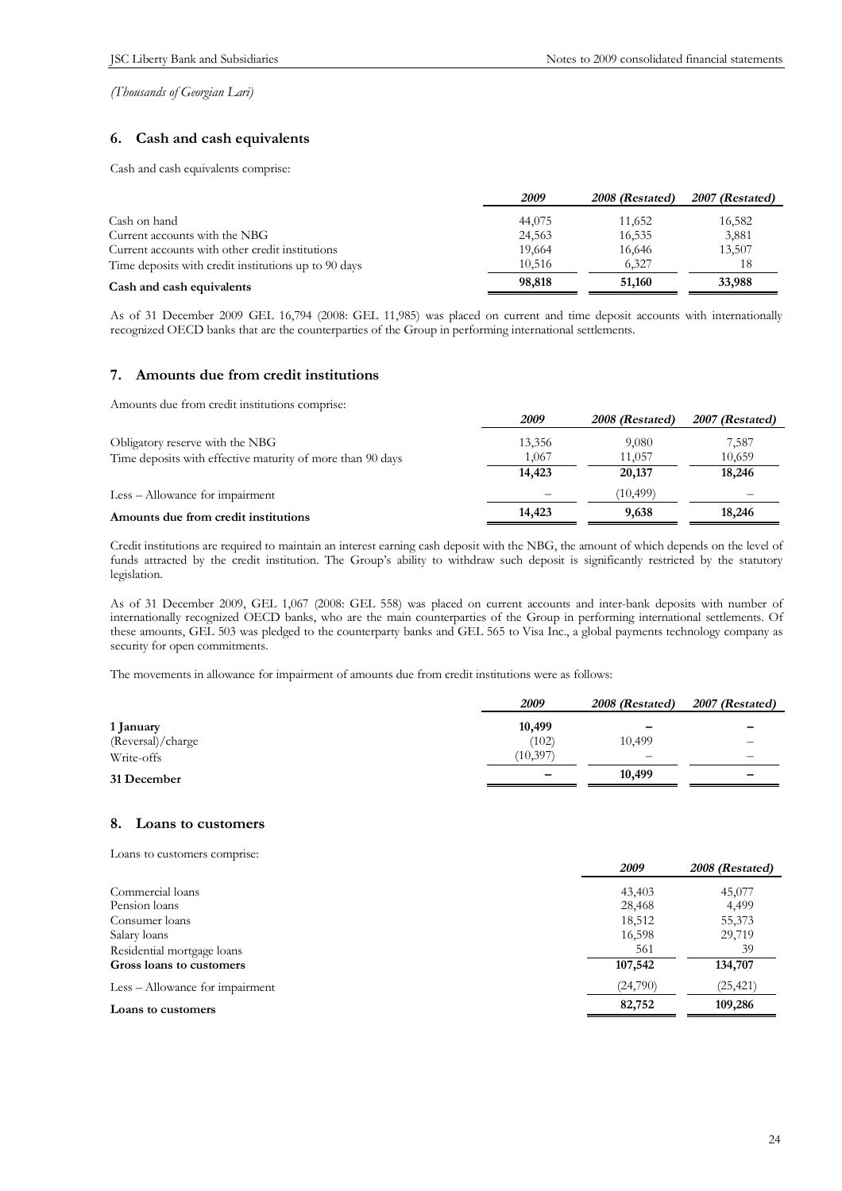*(Thousands of Georgian Lari)*

## 6. Cash and cash equivalents

Cash and cash equivalents comprise:

| | *2009* | *2008 (Restated)* | *2007 (Restated)* |
|---|---|---|---|
| Cash on hand | 44,075 | 11,652 | 16,582 |
| Current accounts with the NBG | 24,563 | 16,535 | 3,881 |
| Current accounts with other credit institutions | 19,664 | 16,646 | 13,507 |
| Time deposits with credit institutions up to 90 days | 10,516 | 6,327 | 18 |
| **Cash and cash equivalents** | **98,818** | **51,160** | **33,988** |

As of 31 December 2009 GEL 16,794 (2008: GEL 11,985) was placed on current and time deposit accounts with internationally recognized OECD banks that are the counterparties of the Group in performing international settlements.

## 7. Amounts due from credit institutions

Amounts due from credit institutions comprise:

| | *2009* | *2008 (Restated)* | *2007 (Restated)* |
|---|---|---|---|
| Obligatory reserve with the NBG | 13,356 | 9,080 | 7,587 |
| Time deposits with effective maturity of more than 90 days | 1,067 | 11,057 | 10,659 |
| | **14,423** | **20,137** | **18,246** |
| Less – Allowance for impairment | – | (10,499) | – |
| **Amounts due from credit institutions** | **14,423** | **9,638** | **18,246** |

Credit institutions are required to maintain an interest earning cash deposit with the NBG, the amount of which depends on the level of funds attracted by the credit institution. The Group's ability to withdraw such deposit is significantly restricted by the statutory legislation.

As of 31 December 2009, GEL 1,067 (2008: GEL 558) was placed on current accounts and inter-bank deposits with number of internationally recognized OECD banks, who are the main counterparties of the Group in performing international settlements. Of these amounts, GEL 503 was pledged to the counterparty banks and GEL 565 to Visa Inc., a global payments technology company as security for open commitments.

The movements in allowance for impairment of amounts due from credit institutions were as follows:

| | *2009* | *2008 (Restated)* | *2007 (Restated)* |
|---|---|---|---|
| **1 January** | **10,499** | **–** | **–** |
| (Reversal)/charge | (102) | 10,499 | – |
| Write-offs | (10,397) | – | – |
| **31 December** | **–** | **10,499** | **–** |

## 8. Loans to customers

Loans to customers comprise:

| | *2009* | *2008 (Restated)* |
|---|---|---|
| Commercial loans | 43,403 | 45,077 |
| Pension loans | 28,468 | 4,499 |
| Consumer loans | 18,512 | 55,373 |
| Salary loans | 16,598 | 29,719 |
| Residential mortgage loans | 561 | 39 |
| **Gross loans to customers** | **107,542** | **134,707** |
| Less – Allowance for impairment | (24,790) | (25,421) |
| **Loans to customers** | **82,752** | **109,286** |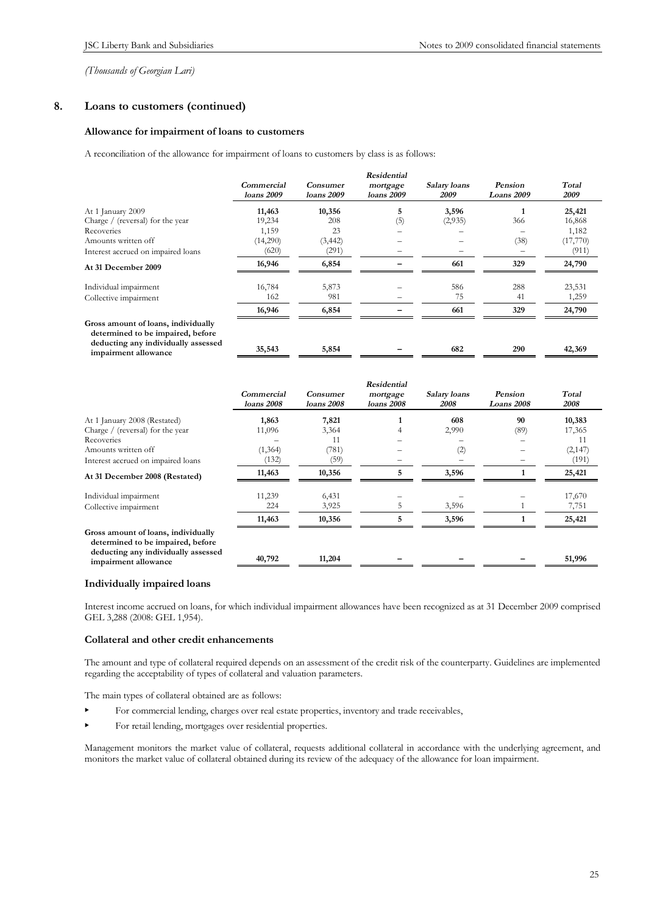*(Thousands of Georgian Lari)*

## 8. Loans to customers (continued)

### Allowance for impairment of loans to customers

A reconciliation of the allowance for impairment of loans to customers by class is as follows:

| | *Commercial loans 2009* | *Consumer loans 2009* | *Residential mortgage loans 2009* | *Salary loans 2009* | *Pension Loans 2009* | *Total 2009* |
|---|---|---|---|---|---|---|
| At 1 January 2009 | **11,463** | **10,356** | **5** | **3,596** | **1** | **25,421** |
| Charge / (reversal) for the year | 19,234 | 208 | (5) | (2,935) | 366 | 16,868 |
| Recoveries | 1,159 | 23 | – | – | – | 1,182 |
| Amounts written off | (14,290) | (3,442) | – | – | (38) | (17,770) |
| Interest accrued on impaired loans | (620) | (291) | – | – | – | (911) |
| **At 31 December 2009** | **16,946** | **6,854** | **–** | **661** | **329** | **24,790** |
| Individual impairment | 16,784 | 5,873 | – | 586 | 288 | 23,531 |
| Collective impairment | 162 | 981 | – | 75 | 41 | 1,259 |
| | **16,946** | **6,854** | **–** | **661** | **329** | **24,790** |
| **Gross amount of loans, individually determined to be impaired, before deducting any individually assessed impairment allowance** | **35,543** | **5,854** | **–** | **682** | **290** | **42,369** |

| | *Commercial loans 2008* | *Consumer loans 2008* | *Residential mortgage loans 2008* | *Salary loans 2008* | *Pension Loans 2008* | *Total 2008* |
|---|---|---|---|---|---|---|
| At 1 January 2008 (Restated) | **1,863** | **7,821** | **1** | **608** | **90** | **10,383** |
| Charge / (reversal) for the year | 11,096 | 3,364 | 4 | 2,990 | (89) | 17,365 |
| Recoveries | – | 11 | – | – | – | 11 |
| Amounts written off | (1,364) | (781) | – | (2) | – | (2,147) |
| Interest accrued on impaired loans | (132) | (59) | – | – | – | (191) |
| **At 31 December 2008 (Restated)** | **11,463** | **10,356** | **5** | **3,596** | **1** | **25,421** |
| Individual impairment | 11,239 | 6,431 | – | – | – | 17,670 |
| Collective impairment | 224 | 3,925 | 5 | 3,596 | 1 | 7,751 |
| | **11,463** | **10,356** | **5** | **3,596** | **1** | **25,421** |
| **Gross amount of loans, individually determined to be impaired, before deducting any individually assessed impairment allowance** | **40,792** | **11,204** | **–** | **–** | **–** | **51,996** |

### Individually impaired loans

Interest income accrued on loans, for which individual impairment allowances have been recognized as at 31 December 2009 comprised GEL 3,288 (2008: GEL 1,954).

### Collateral and other credit enhancements

The amount and type of collateral required depends on an assessment of the credit risk of the counterparty. Guidelines are implemented regarding the acceptability of types of collateral and valuation parameters.

The main types of collateral obtained are as follows:

- For commercial lending, charges over real estate properties, inventory and trade receivables,
- For retail lending, mortgages over residential properties.

Management monitors the market value of collateral, requests additional collateral in accordance with the underlying agreement, and monitors the market value of collateral obtained during its review of the adequacy of the allowance for loan impairment.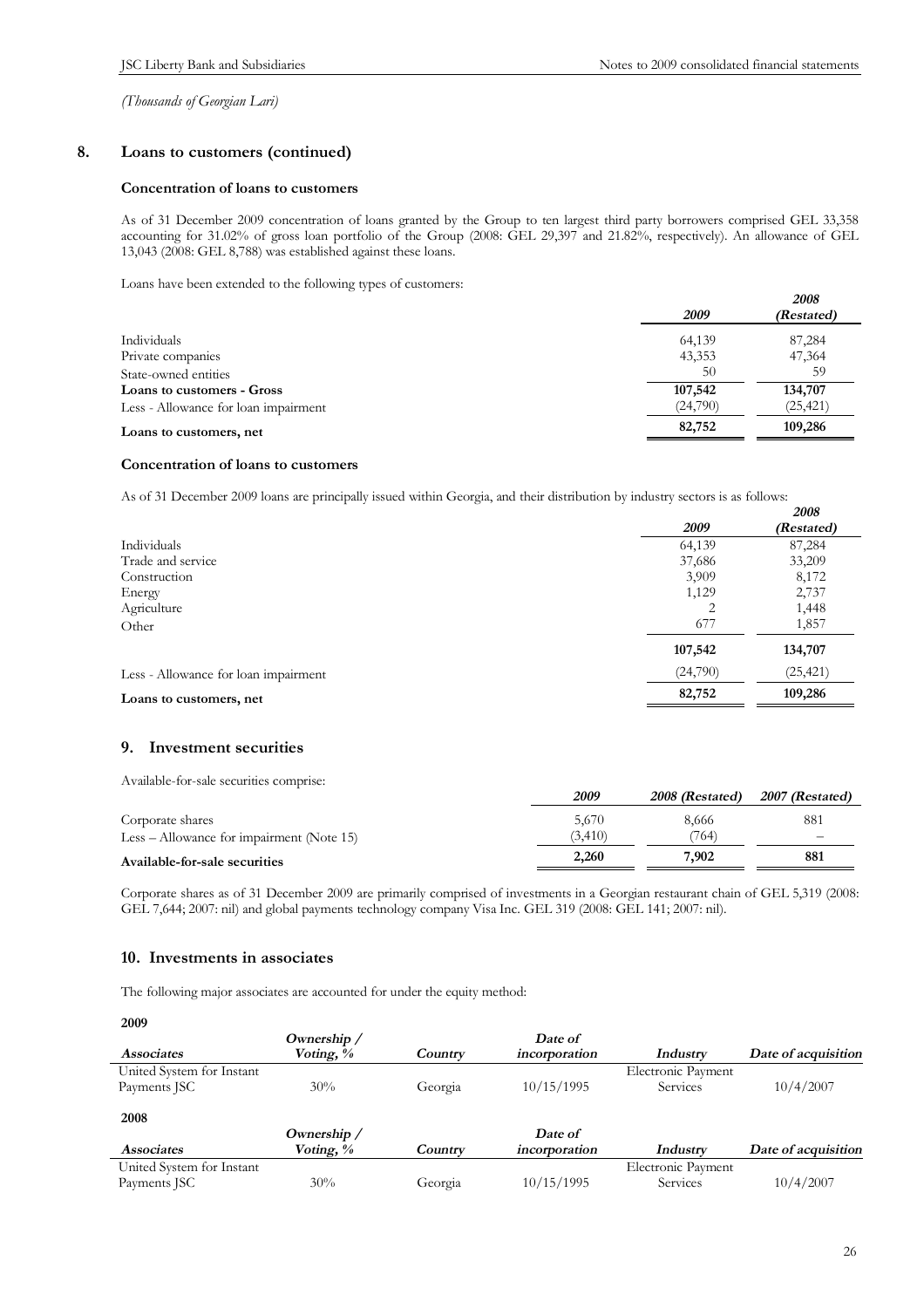*(Thousands of Georgian Lari)*

## 8. Loans to customers (continued)

### Concentration of loans to customers

As of 31 December 2009 concentration of loans granted by the Group to ten largest third party borrowers comprised GEL 33,358 accounting for 31.02% of gross loan portfolio of the Group (2008: GEL 29,397 and 21.82%, respectively). An allowance of GEL 13,043 (2008: GEL 8,788) was established against these loans.

Loans have been extended to the following types of customers:

| | *2009* | *2008 (Restated)* |
|---|---|---|
| Individuals | 64,139 | 87,284 |
| Private companies | 43,353 | 47,364 |
| State-owned entities | 50 | 59 |
| **Loans to customers - Gross** | **107,542** | **134,707** |
| Less - Allowance for loan impairment | (24,790) | (25,421) |
| **Loans to customers, net** | **82,752** | **109,286** |

### Concentration of loans to customers

As of 31 December 2009 loans are principally issued within Georgia, and their distribution by industry sectors is as follows:

| | *2009* | *2008 (Restated)* |
|---|---|---|
| Individuals | 64,139 | 87,284 |
| Trade and service | 37,686 | 33,209 |
| Construction | 3,909 | 8,172 |
| Energy | 1,129 | 2,737 |
| Agriculture | 2 | 1,448 |
| Other | 677 | 1,857 |
| | **107,542** | **134,707** |
| Less - Allowance for loan impairment | (24,790) | (25,421) |
| **Loans to customers, net** | **82,752** | **109,286** |

## 9. Investment securities

Available-for-sale securities comprise:

| | *2009* | *2008 (Restated)* | *2007 (Restated)* |
|---|---|---|---|
| Corporate shares | 5,670 | 8,666 | 881 |
| Less – Allowance for impairment (Note 15) | (3,410) | (764) | – |
| **Available-for-sale securities** | **2,260** | **7,902** | **881** |

Corporate shares as of 31 December 2009 are primarily comprised of investments in a Georgian restaurant chain of GEL 5,319 (2008: GEL 7,644; 2007: nil) and global payments technology company Visa Inc. GEL 319 (2008: GEL 141; 2007: nil).

## 10. Investments in associates

The following major associates are accounted for under the equity method:

**2009**

| *Associates* | *Ownership / Voting, %* | *Country* | *Date of incorporation* | *Industry* | *Date of acquisition* |
|---|---|---|---|---|---|
| United System for Instant Payments JSC | 30% | Georgia | 10/15/1995 | Electronic Payment Services | 10/4/2007 |

**2008**

| *Associates* | *Ownership / Voting, %* | *Country* | *Date of incorporation* | *Industry* | *Date of acquisition* |
|---|---|---|---|---|---|
| United System for Instant Payments JSC | 30% | Georgia | 10/15/1995 | Electronic Payment Services | 10/4/2007 |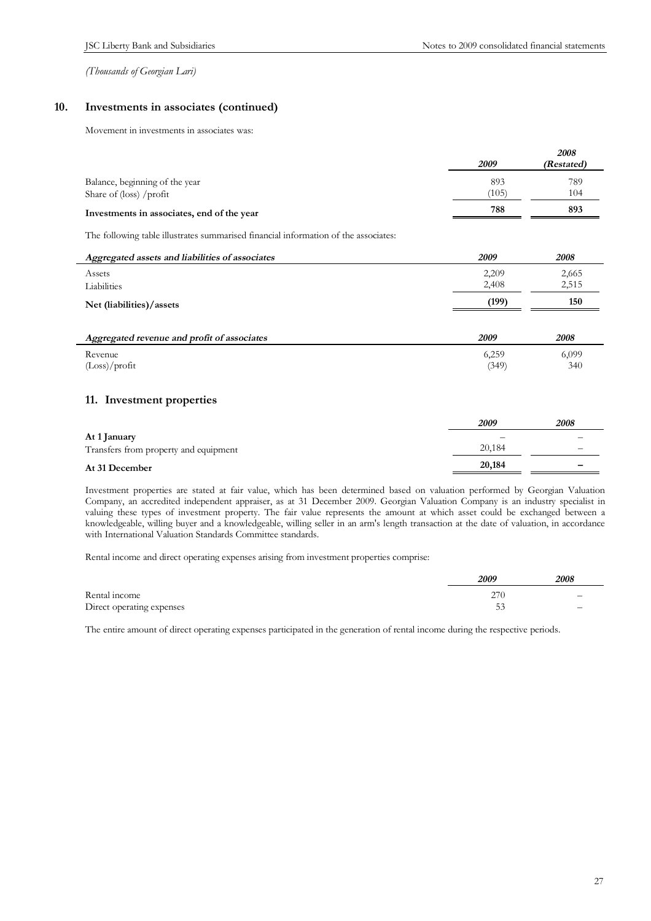*(Thousands of Georgian Lari)*

## 10. Investments in associates (continued)

Movement in investments in associates was:

| | *2009* | *2008 (Restated)* |
|---|---|---|
| Balance, beginning of the year | 893 | 789 |
| Share of (loss) /profit | (105) | 104 |
| **Investments in associates, end of the year** | **788** | **893** |

The following table illustrates summarised financial information of the associates:

| ***Aggregated assets and liabilities of associates*** | *2009* | *2008* |
|---|---|---|
| Assets | 2,209 | 2,665 |
| Liabilities | 2,408 | 2,515 |
| **Net (liabilities)/assets** | **(199)** | **150** |

| ***Aggregated revenue and profit of associates*** | *2009* | *2008* |
|---|---|---|
| Revenue | 6,259 | 6,099 |
| (Loss)/profit | (349) | 340 |

## 11. Investment properties

| | *2009* | *2008* |
|---|---|---|
| **At 1 January** | – | – |
| Transfers from property and equipment | 20,184 | – |
| **At 31 December** | **20,184** | **–** |

Investment properties are stated at fair value, which has been determined based on valuation performed by Georgian Valuation Company, an accredited independent appraiser, as at 31 December 2009. Georgian Valuation Company is an industry specialist in valuing these types of investment property. The fair value represents the amount at which asset could be exchanged between a knowledgeable, willing buyer and a knowledgeable, willing seller in an arm's length transaction at the date of valuation, in accordance with International Valuation Standards Committee standards.

Rental income and direct operating expenses arising from investment properties comprise:

| | *2009* | *2008* |
|---|---|---|
| Rental income | 270 | – |
| Direct operating expenses | 53 | – |

The entire amount of direct operating expenses participated in the generation of rental income during the respective periods.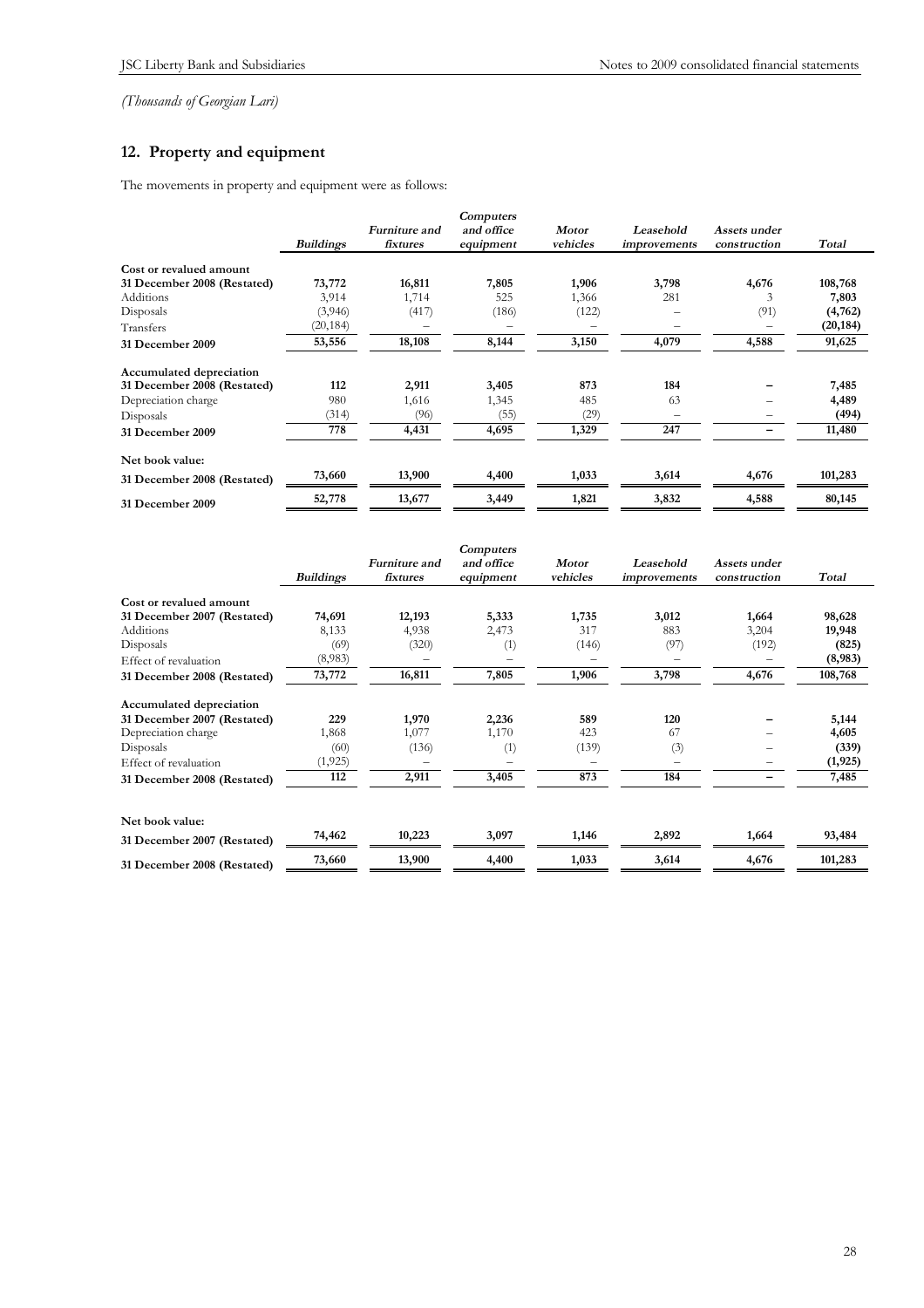*(Thousands of Georgian Lari)*

## 12. Property and equipment

The movements in property and equipment were as follows:

| | *Buildings* | *Furniture and fixtures* | *Computers and office equipment* | *Motor vehicles* | *Leasehold improvements* | *Assets under construction* | *Total* |
|---|---|---|---|---|---|---|---|
| **Cost or revalued amount** | | | | | | | |
| **31 December 2008 (Restated)** | **73,772** | **16,811** | **7,805** | **1,906** | **3,798** | **4,676** | **108,768** |
| Additions | 3,914 | 1,714 | 525 | 1,366 | 281 | 3 | **7,803** |
| Disposals | (3,946) | (417) | (186) | (122) | – | (91) | **(4,762)** |
| Transfers | (20,184) | – | – | – | – | – | **(20,184)** |
| **31 December 2009** | **53,556** | **18,108** | **8,144** | **3,150** | **4,079** | **4,588** | **91,625** |
| **Accumulated depreciation** | | | | | | | |
| **31 December 2008 (Restated)** | **112** | **2,911** | **3,405** | **873** | **184** | **–** | **7,485** |
| Depreciation charge | 980 | 1,616 | 1,345 | 485 | 63 | – | **4,489** |
| Disposals | (314) | (96) | (55) | (29) | – | – | **(494)** |
| **31 December 2009** | **778** | **4,431** | **4,695** | **1,329** | **247** | **–** | **11,480** |
| **Net book value:** | | | | | | | |
| **31 December 2008 (Restated)** | **73,660** | **13,900** | **4,400** | **1,033** | **3,614** | **4,676** | **101,283** |
| **31 December 2009** | **52,778** | **13,677** | **3,449** | **1,821** | **3,832** | **4,588** | **80,145** |

| | *Buildings* | *Furniture and fixtures* | *Computers and office equipment* | *Motor vehicles* | *Leasehold improvements* | *Assets under construction* | *Total* |
|---|---|---|---|---|---|---|---|
| **Cost or revalued amount** | | | | | | | |
| **31 December 2007 (Restated)** | **74,691** | **12,193** | **5,333** | **1,735** | **3,012** | **1,664** | **98,628** |
| Additions | 8,133 | 4,938 | 2,473 | 317 | 883 | 3,204 | **19,948** |
| Disposals | (69) | (320) | (1) | (146) | (97) | (192) | **(825)** |
| Effect of revaluation | (8,983) | – | – | – | – | – | **(8,983)** |
| **31 December 2008 (Restated)** | **73,772** | **16,811** | **7,805** | **1,906** | **3,798** | **4,676** | **108,768** |
| **Accumulated depreciation** | | | | | | | |
| **31 December 2007 (Restated)** | **229** | **1,970** | **2,236** | **589** | **120** | **–** | **5,144** |
| Depreciation charge | 1,868 | 1,077 | 1,170 | 423 | 67 | – | **4,605** |
| Disposals | (60) | (136) | (1) | (139) | (3) | – | **(339)** |
| Effect of revaluation | (1,925) | – | – | – | – | – | **(1,925)** |
| **31 December 2008 (Restated)** | **112** | **2,911** | **3,405** | **873** | **184** | **–** | **7,485** |
| **Net book value:** | | | | | | | |
| **31 December 2007 (Restated)** | **74,462** | **10,223** | **3,097** | **1,146** | **2,892** | **1,664** | **93,484** |
| **31 December 2008 (Restated)** | **73,660** | **13,900** | **4,400** | **1,033** | **3,614** | **4,676** | **101,283** |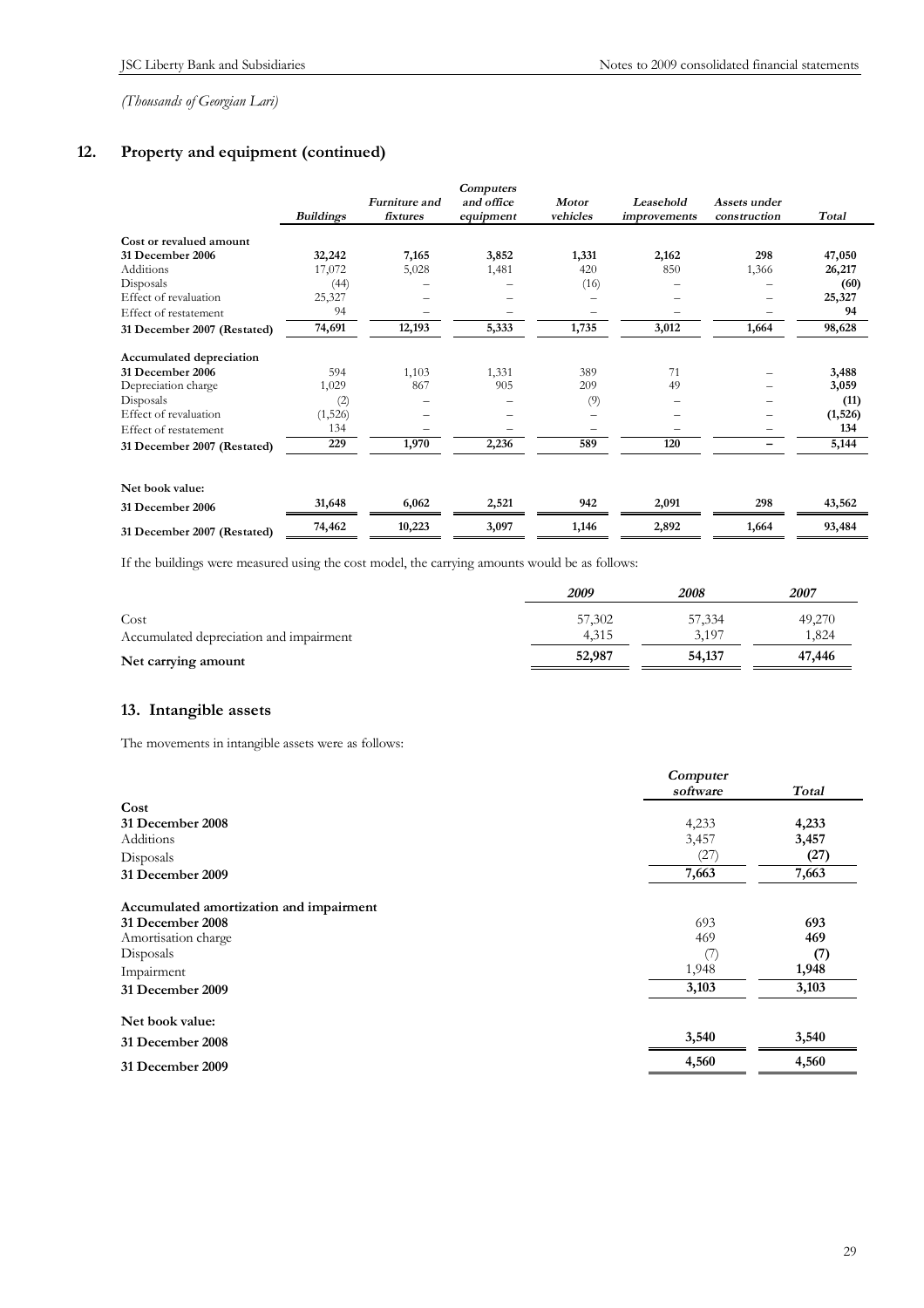*(Thousands of Georgian Lari)*

## 12. Property and equipment (continued)

| | *Buildings* | *Furniture and fixtures* | *Computers and office equipment* | *Motor vehicles* | *Leasehold improvements* | *Assets under construction* | *Total* |
|---|---|---|---|---|---|---|---|
| **Cost or revalued amount** | | | | | | | |
| **31 December 2006** | **32,242** | **7,165** | **3,852** | **1,331** | **2,162** | **298** | **47,050** |
| Additions | 17,072 | 5,028 | 1,481 | 420 | 850 | 1,366 | **26,217** |
| Disposals | (44) | – | – | (16) | – | – | **(60)** |
| Effect of revaluation | 25,327 | – | – | – | – | – | **25,327** |
| Effect of restatement | 94 | – | – | – | – | – | **94** |
| **31 December 2007 (Restated)** | **74,691** | **12,193** | **5,333** | **1,735** | **3,012** | **1,664** | **98,628** |
| **Accumulated depreciation** | | | | | | | |
| **31 December 2006** | 594 | 1,103 | 1,331 | 389 | 71 | – | **3,488** |
| Depreciation charge | 1,029 | 867 | 905 | 209 | 49 | – | **3,059** |
| Disposals | (2) | – | – | (9) | – | – | **(11)** |
| Effect of revaluation | (1,526) | – | – | – | – | – | **(1,526)** |
| Effect of restatement | 134 | – | – | – | – | – | **134** |
| **31 December 2007 (Restated)** | **229** | **1,970** | **2,236** | **589** | **120** | **–** | **5,144** |
| **Net book value:** | | | | | | | |
| **31 December 2006** | **31,648** | **6,062** | **2,521** | **942** | **2,091** | **298** | **43,562** |
| **31 December 2007 (Restated)** | **74,462** | **10,223** | **3,097** | **1,146** | **2,892** | **1,664** | **93,484** |

If the buildings were measured using the cost model, the carrying amounts would be as follows:

| | *2009* | *2008* | *2007* |
|---|---|---|---|
| Cost | 57,302 | 57,334 | 49,270 |
| Accumulated depreciation and impairment | 4,315 | 3,197 | 1,824 |
| **Net carrying amount** | **52,987** | **54,137** | **47,446** |

## 13. Intangible assets

The movements in intangible assets were as follows:

| | *Computer software* | *Total* |
|---|---|---|
| **Cost** | | |
| **31 December 2008** | 4,233 | **4,233** |
| Additions | 3,457 | **3,457** |
| Disposals | (27) | **(27)** |
| **31 December 2009** | **7,663** | **7,663** |
| **Accumulated amortization and impairment** | | |
| **31 December 2008** | 693 | **693** |
| Amortisation charge | 469 | **469** |
| Disposals | (7) | **(7)** |
| Impairment | 1,948 | **1,948** |
| **31 December 2009** | **3,103** | **3,103** |
| **Net book value:** | | |
| **31 December 2008** | **3,540** | **3,540** |
| **31 December 2009** | **4,560** | **4,560** |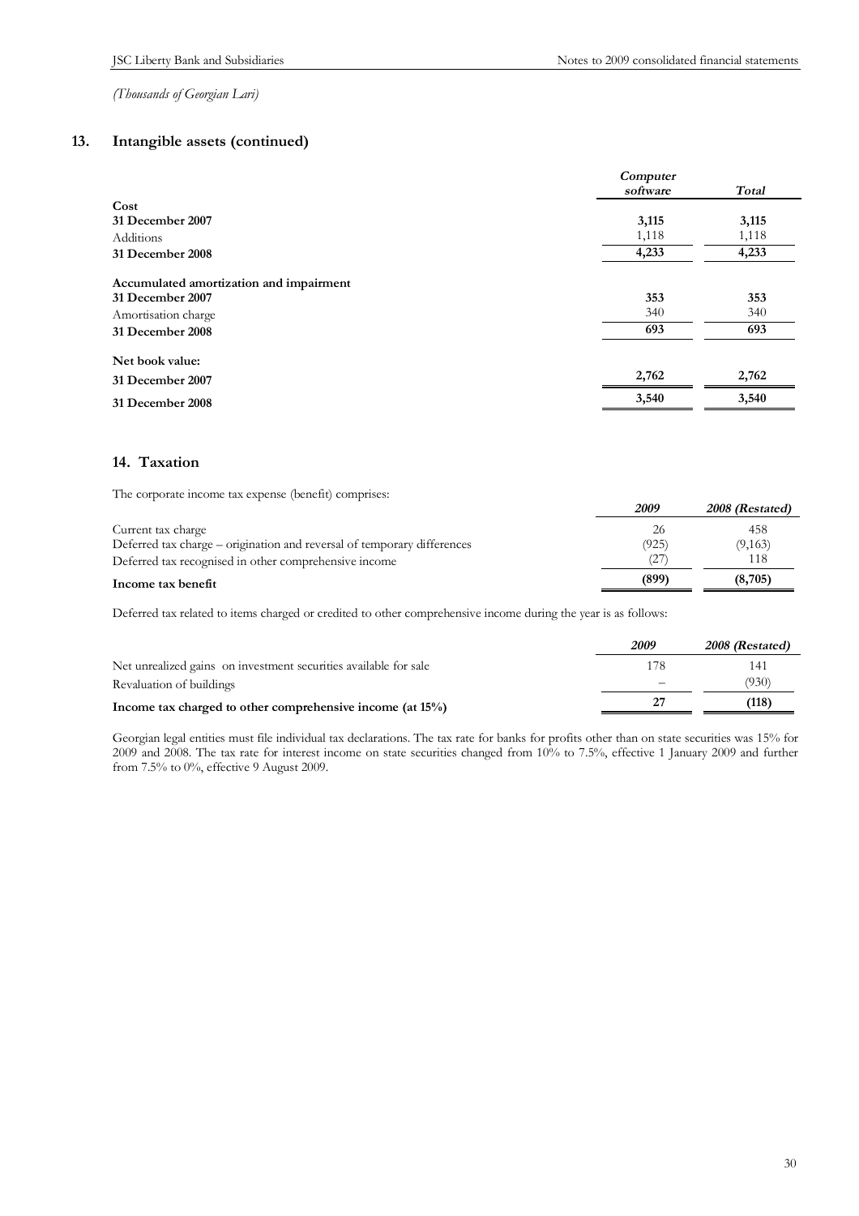*(Thousands of Georgian Lari)*

## 13. Intangible assets (continued)

| | *Computer software* | *Total* |
|---|---|---|
| **Cost** | | |
| **31 December 2007** | **3,115** | **3,115** |
| Additions | 1,118 | 1,118 |
| **31 December 2008** | **4,233** | **4,233** |
| | | |
| **Accumulated amortization and impairment** | | |
| **31 December 2007** | **353** | **353** |
| Amortisation charge | 340 | 340 |
| **31 December 2008** | **693** | **693** |
| | | |
| **Net book value:** | | |
| **31 December 2007** | **2,762** | **2,762** |
| **31 December 2008** | **3,540** | **3,540** |

## 14. Taxation

The corporate income tax expense (benefit) comprises:

| | *2009* | *2008 (Restated)* |
|---|---|---|
| Current tax charge | 26 | 458 |
| Deferred tax charge – origination and reversal of temporary differences | (925) | (9,163) |
| Deferred tax recognised in other comprehensive income | (27) | 118 |
| **Income tax benefit** | **(899)** | **(8,705)** |

Deferred tax related to items charged or credited to other comprehensive income during the year is as follows:

| | *2009* | *2008 (Restated)* |
|---|---|---|
| Net unrealized gains on investment securities available for sale | 178 | 141 |
| Revaluation of buildings | – | (930) |
| **Income tax charged to other comprehensive income (at 15%)** | **27** | **(118)** |

Georgian legal entities must file individual tax declarations. The tax rate for banks for profits other than on state securities was 15% for 2009 and 2008. The tax rate for interest income on state securities changed from 10% to 7.5%, effective 1 January 2009 and further from 7.5% to 0%, effective 9 August 2009.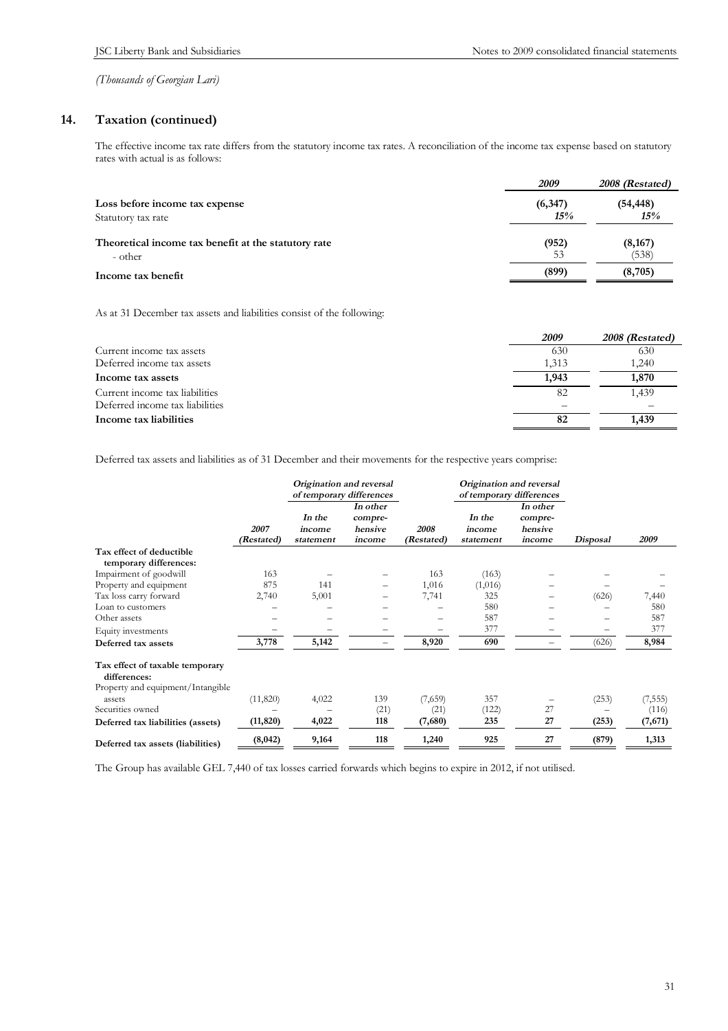*(Thousands of Georgian Lari)*

## 14. Taxation (continued)

The effective income tax rate differs from the statutory income tax rates. A reconciliation of the income tax expense based on statutory rates with actual is as follows:

| | *2009* | *2008 (Restated)* |
|---|---|---|
| **Loss before income tax expense** | **(6,347)** | **(54,448)** |
| Statutory tax rate | ***15%*** | ***15%*** |
| **Theoretical income tax benefit at the statutory rate** | **(952)** | **(8,167)** |
| - other | 53 | (538) |
| **Income tax benefit** | **(899)** | **(8,705)** |

As at 31 December tax assets and liabilities consist of the following:

| | *2009* | *2008 (Restated)* |
|---|---|---|
| Current income tax assets | 630 | 630 |
| Deferred income tax assets | 1,313 | 1,240 |
| **Income tax assets** | **1,943** | **1,870** |
| Current income tax liabilities | 82 | 1,439 |
| Deferred income tax liabilities | – | – |
| **Income tax liabilities** | **82** | **1,439** |

Deferred tax assets and liabilities as of 31 December and their movements for the respective years comprise:

| | | *Origination and reversal of temporary differences* | | | *Origination and reversal of temporary differences* | | | |
|---|---|---|---|---|---|---|---|---|
| | *2007 (Restated)* | *In the income statement* | *In other comprehensive income* | *2008 (Restated)* | *In the income statement* | *In other comprehensive income* | *Disposal* | *2009* |
| **Tax effect of deductible temporary differences:** | | | | | | | | |
| Impairment of goodwill | 163 | – | – | 163 | (163) | – | – | – |
| Property and equipment | 875 | 141 | – | 1,016 | (1,016) | – | – | – |
| Tax loss carry forward | 2,740 | 5,001 | – | 7,741 | 325 | – | (626) | 7,440 |
| Loan to customers | – | – | – | – | 580 | – | – | 580 |
| Other assets | – | – | – | – | 587 | – | – | 587 |
| Equity investments | – | – | – | – | 377 | – | – | 377 |
| **Deferred tax assets** | **3,778** | **5,142** | – | **8,920** | **690** | – | (626) | **8,984** |
| **Tax effect of taxable temporary differences:** | | | | | | | | |
| Property and equipment/Intangible assets | (11,820) | 4,022 | 139 | (7,659) | 357 | – | (253) | (7,555) |
| Securities owned | – | – | (21) | (21) | (122) | 27 | – | (116) |
| **Deferred tax liabilities (assets)** | **(11,820)** | **4,022** | **118** | **(7,680)** | **235** | **27** | **(253)** | **(7,671)** |
| **Deferred tax assets (liabilities)** | **(8,042)** | **9,164** | **118** | **1,240** | **925** | **27** | **(879)** | **1,313** |

The Group has available GEL 7,440 of tax losses carried forwards which begins to expire in 2012, if not utilised.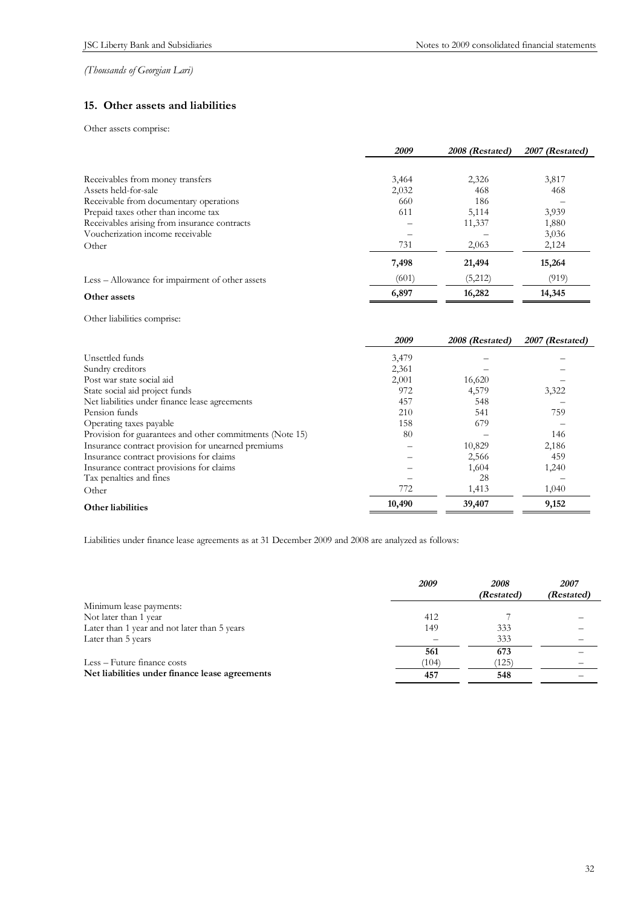*(Thousands of Georgian Lari)*

## 15. Other assets and liabilities

Other assets comprise:

| | *2009* | *2008 (Restated)* | *2007 (Restated)* |
|---|---|---|---|
| Receivables from money transfers | 3,464 | 2,326 | 3,817 |
| Assets held-for-sale | 2,032 | 468 | 468 |
| Receivable from documentary operations | 660 | 186 | – |
| Prepaid taxes other than income tax | 611 | 5,114 | 3,939 |
| Receivables arising from insurance contracts | – | 11,337 | 1,880 |
| Voucherization income receivable | – | – | 3,036 |
| Other | 731 | 2,063 | 2,124 |
| | **7,498** | **21,494** | **15,264** |
| Less – Allowance for impairment of other assets | (601) | (5,212) | (919) |
| **Other assets** | **6,897** | **16,282** | **14,345** |

Other liabilities comprise:

| | *2009* | *2008 (Restated)* | *2007 (Restated)* |
|---|---|---|---|
| Unsettled funds | 3,479 | – | – |
| Sundry creditors | 2,361 | – | – |
| Post war state social aid | 2,001 | 16,620 | – |
| State social aid project funds | 972 | 4,579 | 3,322 |
| Net liabilities under finance lease agreements | 457 | 548 | – |
| Pension funds | 210 | 541 | 759 |
| Operating taxes payable | 158 | 679 | – |
| Provision for guarantees and other commitments (Note 15) | 80 | – | 146 |
| Insurance contract provision for unearned premiums | – | 10,829 | 2,186 |
| Insurance contract provisions for claims | – | 2,566 | 459 |
| Insurance contract provisions for claims | – | 1,604 | 1,240 |
| Tax penalties and fines | – | 28 | – |
| Other | 772 | 1,413 | 1,040 |
| **Other liabilities** | **10,490** | **39,407** | **9,152** |

Liabilities under finance lease agreements as at 31 December 2009 and 2008 are analyzed as follows:

| | *2009* | *2008 (Restated)* | *2007 (Restated)* |
|---|---|---|---|
| Minimum lease payments: | | | |
| Not later than 1 year | 412 | 7 | – |
| Later than 1 year and not later than 5 years | 149 | 333 | – |
| Later than 5 years | – | 333 | – |
| | **561** | **673** | – |
| Less – Future finance costs | (104) | (125) | – |
| **Net liabilities under finance lease agreements** | **457** | **548** | – |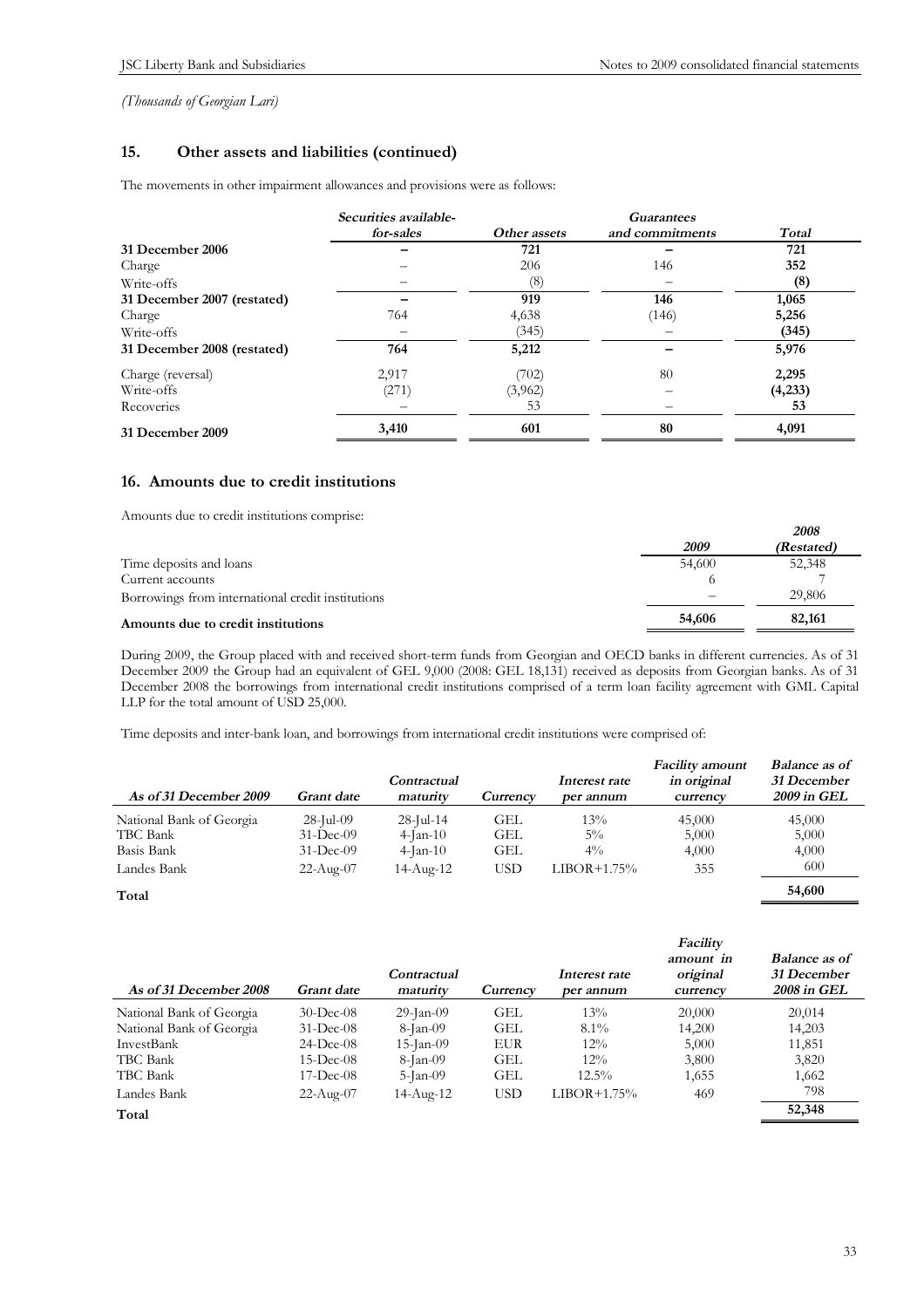*(Thousands of Georgian Lari)*

## 15. Other assets and liabilities (continued)

The movements in other impairment allowances and provisions were as follows:

| | *Securities available-for-sales* | *Other assets* | *Guarantees and commitments* | *Total* |
|---|---|---|---|---|
| **31 December 2006** | **–** | **721** | **–** | **721** |
| Charge | – | 206 | 146 | **352** |
| Write-offs | – | (8) | – | **(8)** |
| **31 December 2007 (restated)** | **–** | **919** | **146** | **1,065** |
| Charge | 764 | 4,638 | (146) | **5,256** |
| Write-offs | – | (345) | – | **(345)** |
| **31 December 2008 (restated)** | **764** | **5,212** | **–** | **5,976** |
| Charge (reversal) | 2,917 | (702) | 80 | **2,295** |
| Write-offs | (271) | (3,962) | – | **(4,233)** |
| Recoveries | – | 53 | – | **53** |
| **31 December 2009** | **3,410** | **601** | **80** | **4,091** |

## 16. Amounts due to credit institutions

Amounts due to credit institutions comprise:

| | *2009* | *2008 (Restated)* |
|---|---|---|
| Time deposits and loans | 54,600 | 52,348 |
| Current accounts | 6 | 7 |
| Borrowings from international credit institutions | – | 29,806 |
| **Amounts due to credit institutions** | **54,606** | **82,161** |

During 2009, the Group placed with and received short-term funds from Georgian and OECD banks in different currencies. As of 31 December 2009 the Group had an equivalent of GEL 9,000 (2008: GEL 18,131) received as deposits from Georgian banks. As of 31 December 2008 the borrowings from international credit institutions comprised of a term loan facility agreement with GML Capital LLP for the total amount of USD 25,000.

Time deposits and inter-bank loan, and borrowings from international credit institutions were comprised of:

| *As of 31 December 2009* | *Grant date* | *Contractual maturity* | *Currency* | *Interest rate per annum* | *Facility amount in original currency* | *Balance as of 31 December 2009 in GEL* |
|---|---|---|---|---|---|---|
| National Bank of Georgia | 28-Jul-09 | 28-Jul-14 | GEL | 13% | 45,000 | 45,000 |
| TBC Bank | 31-Dec-09 | 4-Jan-10 | GEL | 5% | 5,000 | 5,000 |
| Basis Bank | 31-Dec-09 | 4-Jan-10 | GEL | 4% | 4,000 | 4,000 |
| Landes Bank | 22-Aug-07 | 14-Aug-12 | USD | LIBOR+1.75% | 355 | 600 |
| **Total** | | | | | | **54,600** |

| *As of 31 December 2008* | *Grant date* | *Contractual maturity* | *Currency* | *Interest rate per annum* | *Facility amount in original currency* | *Balance as of 31 December 2008 in GEL* |
|---|---|---|---|---|---|---|
| National Bank of Georgia | 30-Dec-08 | 29-Jan-09 | GEL | 13% | 20,000 | 20,014 |
| National Bank of Georgia | 31-Dec-08 | 8-Jan-09 | GEL | 8.1% | 14,200 | 14,203 |
| InvestBank | 24-Dce-08 | 15-Jan-09 | EUR | 12% | 5,000 | 11,851 |
| TBC Bank | 15-Dec-08 | 8-Jan-09 | GEL | 12% | 3,800 | 3,820 |
| TBC Bank | 17-Dec-08 | 5-Jan-09 | GEL | 12.5% | 1,655 | 1,662 |
| Landes Bank | 22-Aug-07 | 14-Aug-12 | USD | LIBOR+1.75% | 469 | 798 |
| **Total** | | | | | | **52,348** |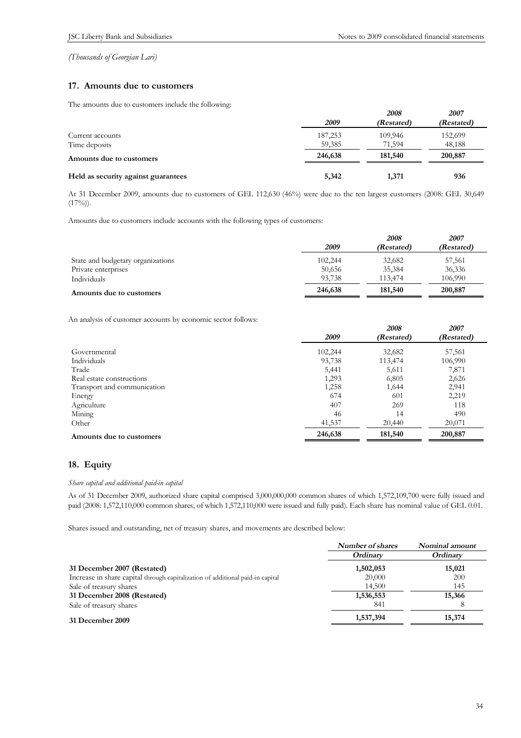*(Thousands of Georgian Lari)*

## 17. Amounts due to customers

The amounts due to customers include the following:

| | *2009* | *2008 (Restated)* | *2007 (Restated)* |
|---|---|---|---|
| Current accounts | 187,253 | 109,946 | 152,699 |
| Time deposits | 59,385 | 71,594 | 48,188 |
| **Amounts due to customers** | **246,638** | **181,540** | **200,887** |
| **Held as security against guarantees** | **5,342** | **1,371** | **936** |

At 31 December 2009, amounts due to customers of GEL 112,630 (46%) were due to the ten largest customers (2008: GEL 30,649 (17%)).

Amounts due to customers include accounts with the following types of customers:

| | *2009* | *2008 (Restated)* | *2007 (Restated)* |
|---|---|---|---|
| State and budgetary organizations | 102,244 | 32,682 | 57,561 |
| Private enterprises | 50,656 | 35,384 | 36,336 |
| Individuals | 93,738 | 113,474 | 106,990 |
| **Amounts due to customers** | **246,638** | **181,540** | **200,887** |

An analysis of customer accounts by economic sector follows:

| | *2009* | *2008 (Restated)* | *2007 (Restated)* |
|---|---|---|---|
| Governmental | 102,244 | 32,682 | 57,561 |
| Individuals | 93,738 | 113,474 | 106,990 |
| Trade | 5,441 | 5,611 | 7,871 |
| Real estate constructions | 1,293 | 6,805 | 2,626 |
| Transport and communication | 1,258 | 1,644 | 2,941 |
| Energy | 674 | 601 | 2,219 |
| Agriculture | 407 | 269 | 118 |
| Mining | 46 | 14 | 490 |
| Other | 41,537 | 20,440 | 20,071 |
| **Amounts due to customers** | **246,638** | **181,540** | **200,887** |

## 18. Equity

*Share capital and additional paid-in capital*

As of 31 December 2009, authorized share capital comprised 3,000,000,000 common shares of which 1,572,109,700 were fully issued and paid (2008: 1,572,110,000 common shares, of which 1,572,110,000 were issued and fully paid). Each share has nominal value of GEL 0.01.

Shares issued and outstanding, net of treasury shares, and movements are described below:

| | ***Number of shares*** | ***Nominal amount*** |
|---|---|---|
| | ***Ordinary*** | ***Ordinary*** |
| **31 December 2007 (Restated)** | **1,502,053** | **15,021** |
| Increase in share capital through capitalization of additional paid-in capital | 20,000 | 200 |
| Sale of treasury shares | 14,500 | 145 |
| **31 December 2008 (Restated)** | **1,536,553** | **15,366** |
| Sale of treasury shares | 841 | 8 |
| **31 December 2009** | **1,537,394** | **15,374** |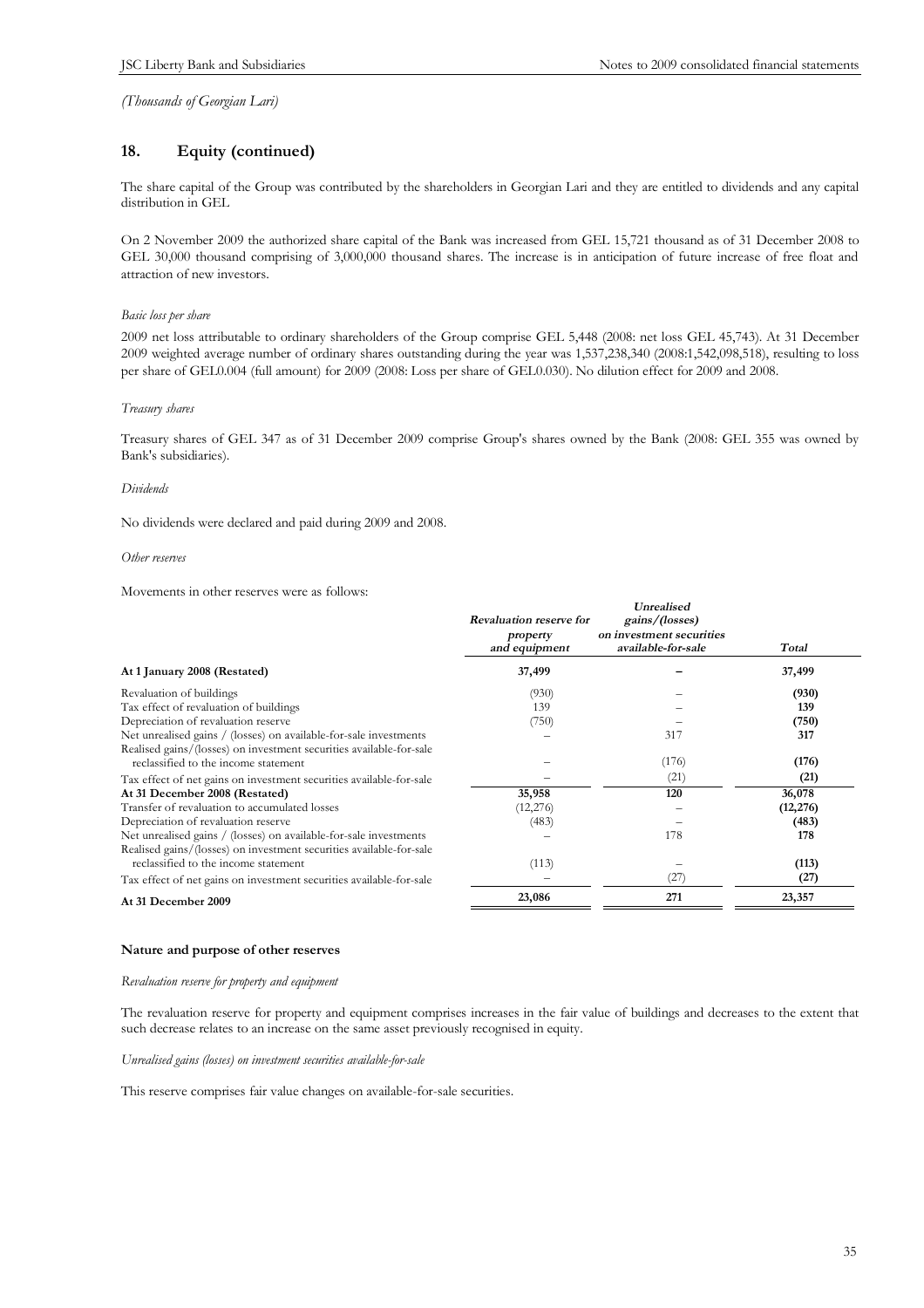*(Thousands of Georgian Lari)*

## 18. Equity (continued)

The share capital of the Group was contributed by the shareholders in Georgian Lari and they are entitled to dividends and any capital distribution in GEL

On 2 November 2009 the authorized share capital of the Bank was increased from GEL 15,721 thousand as of 31 December 2008 to GEL 30,000 thousand comprising of 3,000,000 thousand shares. The increase is in anticipation of future increase of free float and attraction of new investors.

*Basic loss per share*

2009 net loss attributable to ordinary shareholders of the Group comprise GEL 5,448 (2008: net loss GEL 45,743). At 31 December 2009 weighted average number of ordinary shares outstanding during the year was 1,537,238,340 (2008:1,542,098,518), resulting to loss per share of GEL0.004 (full amount) for 2009 (2008: Loss per share of GEL0.030). No dilution effect for 2009 and 2008.

*Treasury shares*

Treasury shares of GEL 347 as of 31 December 2009 comprise Group's shares owned by the Bank (2008: GEL 355 was owned by Bank's subsidiaries).

*Dividends*

No dividends were declared and paid during 2009 and 2008.

*Other reserves*

Movements in other reserves were as follows:

| | *Revaluation reserve for property and equipment* | *Unrealised gains/(losses) on investment securities available-for-sale* | *Total* |
|---|---|---|---|
| **At 1 January 2008 (Restated)** | **37,499** | **–** | **37,499** |
| Revaluation of buildings | (930) | – | **(930)** |
| Tax effect of revaluation of buildings | 139 | – | **139** |
| Depreciation of revaluation reserve | (750) | – | **(750)** |
| Net unrealised gains / (losses) on available-for-sale investments | – | 317 | **317** |
| Realised gains/(losses) on investment securities available-for-sale reclassified to the income statement | – | (176) | **(176)** |
| Tax effect of net gains on investment securities available-for-sale | – | (21) | **(21)** |
| **At 31 December 2008 (Restated)** | **35,958** | **120** | **36,078** |
| Transfer of revaluation to accumulated losses | (12,276) | – | **(12,276)** |
| Depreciation of revaluation reserve | (483) | – | **(483)** |
| Net unrealised gains / (losses) on available-for-sale investments | – | 178 | **178** |
| Realised gains/(losses) on investment securities available-for-sale reclassified to the income statement | (113) | – | **(113)** |
| Tax effect of net gains on investment securities available-for-sale | – | (27) | **(27)** |
| **At 31 December 2009** | **23,086** | **271** | **23,357** |

**Nature and purpose of other reserves**

*Revaluation reserve for property and equipment*

The revaluation reserve for property and equipment comprises increases in the fair value of buildings and decreases to the extent that such decrease relates to an increase on the same asset previously recognised in equity.

*Unrealised gains (losses) on investment securities available-for-sale*

This reserve comprises fair value changes on available-for-sale securities.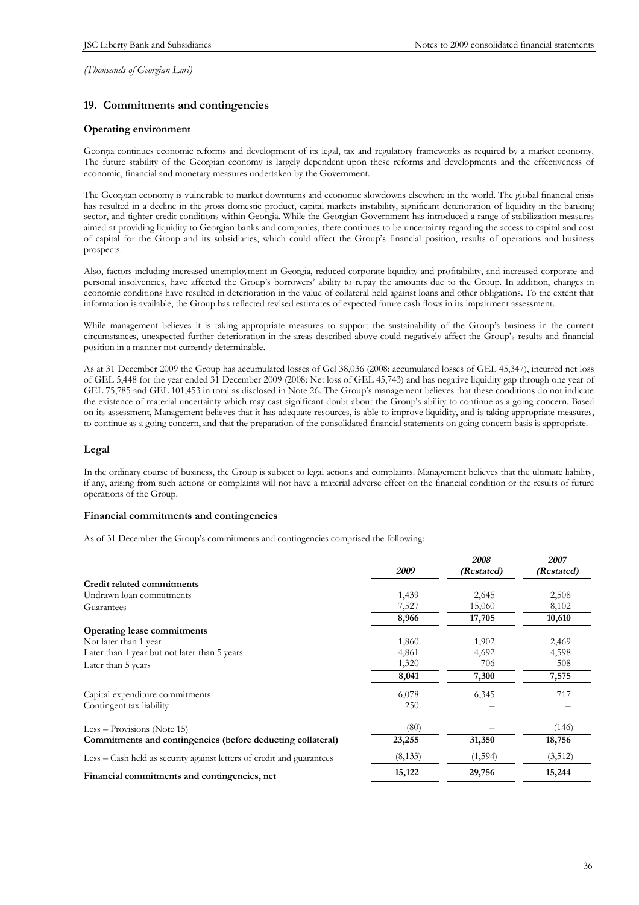*(Thousands of Georgian Lari)*

## 19. Commitments and contingencies

### Operating environment

Georgia continues economic reforms and development of its legal, tax and regulatory frameworks as required by a market economy. The future stability of the Georgian economy is largely dependent upon these reforms and developments and the effectiveness of economic, financial and monetary measures undertaken by the Government.

The Georgian economy is vulnerable to market downturns and economic slowdowns elsewhere in the world. The global financial crisis has resulted in a decline in the gross domestic product, capital markets instability, significant deterioration of liquidity in the banking sector, and tighter credit conditions within Georgia. While the Georgian Government has introduced a range of stabilization measures aimed at providing liquidity to Georgian banks and companies, there continues to be uncertainty regarding the access to capital and cost of capital for the Group and its subsidiaries, which could affect the Group's financial position, results of operations and business prospects.

Also, factors including increased unemployment in Georgia, reduced corporate liquidity and profitability, and increased corporate and personal insolvencies, have affected the Group's borrowers' ability to repay the amounts due to the Group. In addition, changes in economic conditions have resulted in deterioration in the value of collateral held against loans and other obligations. To the extent that information is available, the Group has reflected revised estimates of expected future cash flows in its impairment assessment.

While management believes it is taking appropriate measures to support the sustainability of the Group's business in the current circumstances, unexpected further deterioration in the areas described above could negatively affect the Group's results and financial position in a manner not currently determinable.

As at 31 December 2009 the Group has accumulated losses of Gel 38,036 (2008: accumulated losses of GEL 45,347), incurred net loss of GEL 5,448 for the year ended 31 December 2009 (2008: Net loss of GEL 45,743) and has negative liquidity gap through one year of GEL 75,785 and GEL 101,453 in total as disclosed in Note 26. The Group's management believes that these conditions do not indicate the existence of material uncertainty which may cast significant doubt about the Group's ability to continue as a going concern. Based on its assessment, Management believes that it has adequate resources, is able to improve liquidity, and is taking appropriate measures, to continue as a going concern, and that the preparation of the consolidated financial statements on going concern basis is appropriate.

### Legal

In the ordinary course of business, the Group is subject to legal actions and complaints. Management believes that the ultimate liability, if any, arising from such actions or complaints will not have a material adverse effect on the financial condition or the results of future operations of the Group.

### Financial commitments and contingencies

As of 31 December the Group's commitments and contingencies comprised the following:

| | *2009* | *2008 (Restated)* | *2007 (Restated)* |
|---|---|---|---|
| **Credit related commitments** | | | |
| Undrawn loan commitments | 1,439 | 2,645 | 2,508 |
| Guarantees | 7,527 | 15,060 | 8,102 |
| | **8,966** | **17,705** | **10,610** |
| **Operating lease commitments** | | | |
| Not later than 1 year | 1,860 | 1,902 | 2,469 |
| Later than 1 year but not later than 5 years | 4,861 | 4,692 | 4,598 |
| Later than 5 years | 1,320 | 706 | 508 |
| | **8,041** | **7,300** | **7,575** |
| Capital expenditure commitments | 6,078 | 6,345 | 717 |
| Contingent tax liability | 250 | – | – |
| Less – Provisions (Note 15) | (80) | – | (146) |
| **Commitments and contingencies (before deducting collateral)** | **23,255** | **31,350** | **18,756** |
| Less – Cash held as security against letters of credit and guarantees | (8,133) | (1,594) | (3,512) |
| **Financial commitments and contingencies, net** | **15,122** | **29,756** | **15,244** |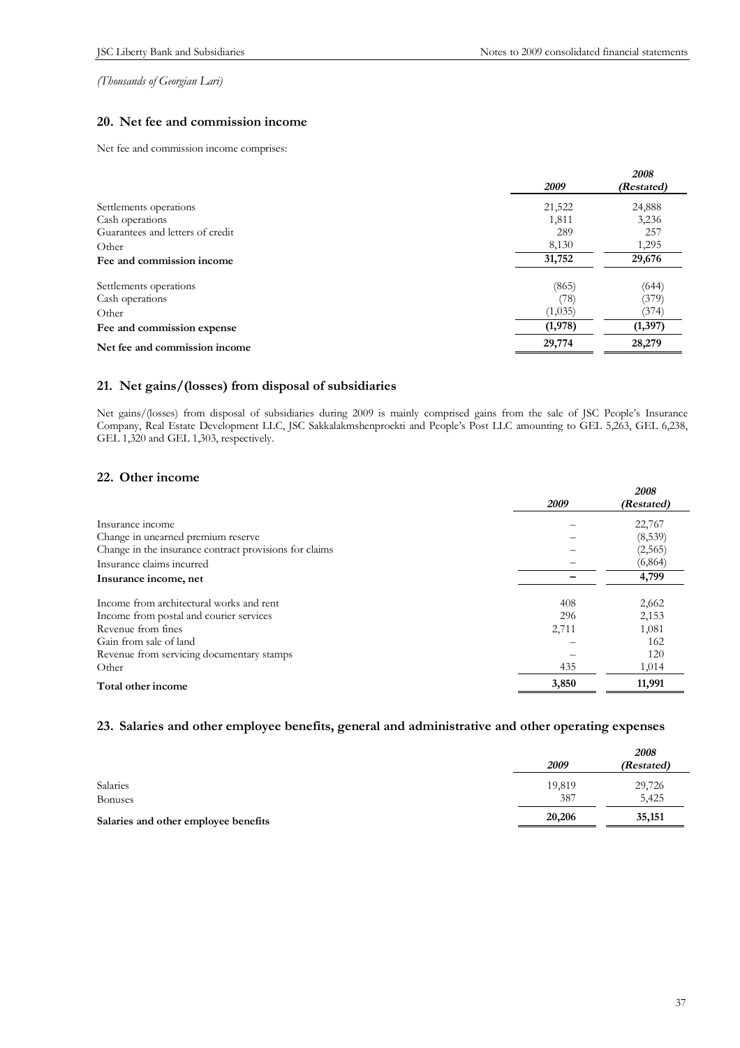*(Thousands of Georgian Lari)*

## 20. Net fee and commission income

Net fee and commission income comprises:

| | *2009* | *2008 (Restated)* |
|---|---|---|
| Settlements operations | 21,522 | 24,888 |
| Cash operations | 1,811 | 3,236 |
| Guarantees and letters of credit | 289 | 257 |
| Other | 8,130 | 1,295 |
| **Fee and commission income** | **31,752** | **29,676** |
| Settlements operations | (865) | (644) |
| Cash operations | (78) | (379) |
| Other | (1,035) | (374) |
| **Fee and commission expense** | **(1,978)** | **(1,397)** |
| **Net fee and commission income** | **29,774** | **28,279** |

## 21. Net gains/(losses) from disposal of subsidiaries

Net gains/(losses) from disposal of subsidiaries during 2009 is mainly comprised gains from the sale of JSC People's Insurance Company, Real Estate Development LLC, JSC Sakkalakmshenproekti and People's Post LLC amounting to GEL 5,263, GEL 6,238, GEL 1,320 and GEL 1,303, respectively.

## 22. Other income

| | *2009* | *2008 (Restated)* |
|---|---|---|
| Insurance income | – | 22,767 |
| Change in unearned premium reserve | – | (8,539) |
| Change in the insurance contract provisions for claims | – | (2,565) |
| Insurance claims incurred | – | (6,864) |
| **Insurance income, net** | **–** | **4,799** |
| Income from architectural works and rent | 408 | 2,662 |
| Income from postal and courier services | 296 | 2,153 |
| Revenue from fines | 2,711 | 1,081 |
| Gain from sale of land | – | 162 |
| Revenue from servicing documentary stamps | – | 120 |
| Other | 435 | 1,014 |
| **Total other income** | **3,850** | **11,991** |

## 23. Salaries and other employee benefits, general and administrative and other operating expenses

| | *2009* | *2008 (Restated)* |
|---|---|---|
| Salaries | 19,819 | 29,726 |
| Bonuses | 387 | 5,425 |
| **Salaries and other employee benefits** | **20,206** | **35,151** |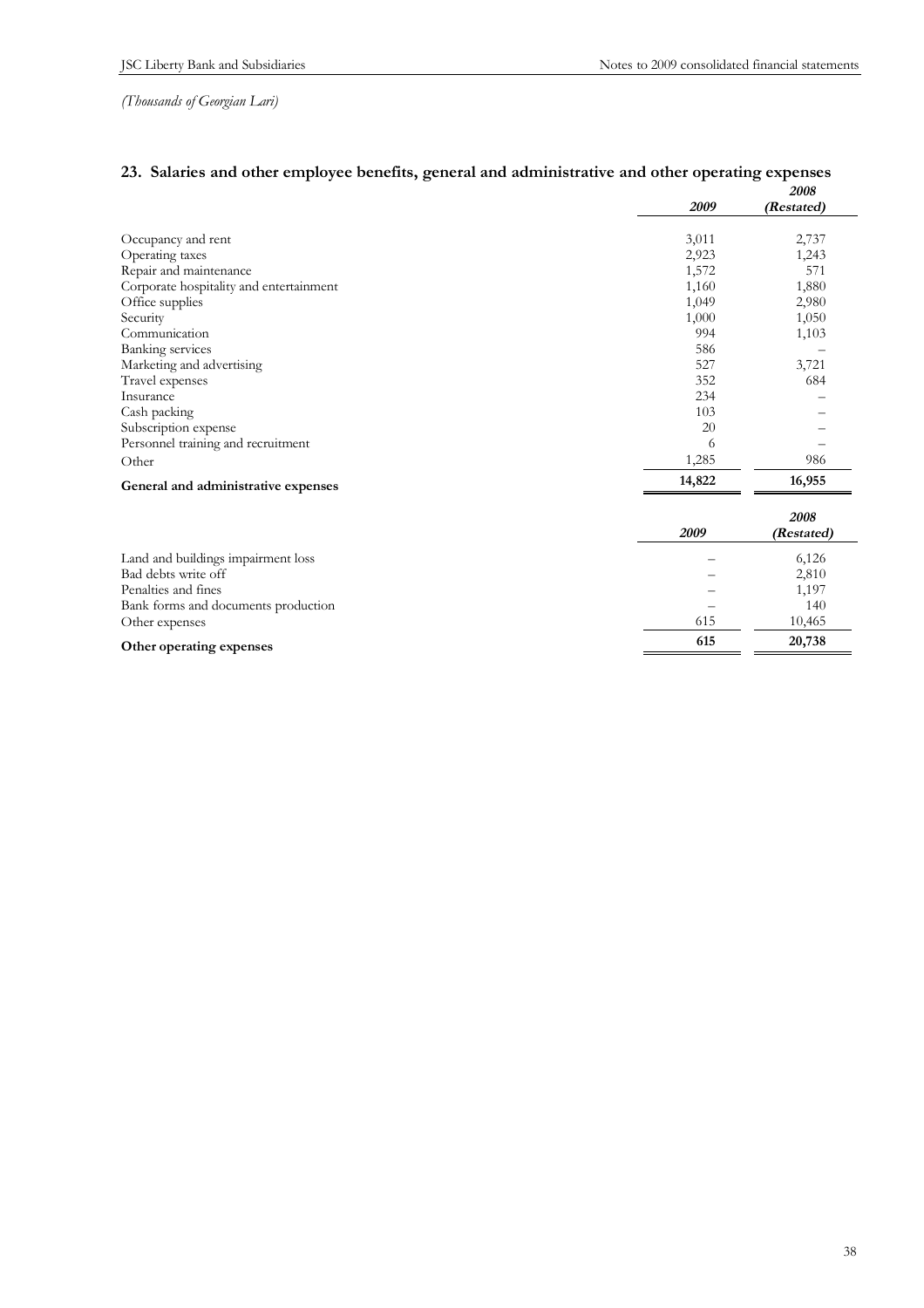*(Thousands of Georgian Lari)*

## 23. Salaries and other employee benefits, general and administrative and other operating expenses

| | 2009 | 2008 (Restated) |
|---|---|---|
| Occupancy and rent | 3,011 | 2,737 |
| Operating taxes | 2,923 | 1,243 |
| Repair and maintenance | 1,572 | 571 |
| Corporate hospitality and entertainment | 1,160 | 1,880 |
| Office supplies | 1,049 | 2,980 |
| Security | 1,000 | 1,050 |
| Communication | 994 | 1,103 |
| Banking services | 586 | – |
| Marketing and advertising | 527 | 3,721 |
| Travel expenses | 352 | 684 |
| Insurance | 234 | – |
| Cash packing | 103 | – |
| Subscription expense | 20 | – |
| Personnel training and recruitment | 6 | – |
| Other | 1,285 | 986 |
| **General and administrative expenses** | **14,822** | **16,955** |

| | 2009 | 2008 (Restated) |
|---|---|---|
| Land and buildings impairment loss | – | 6,126 |
| Bad debts write off | – | 2,810 |
| Penalties and fines | – | 1,197 |
| Bank forms and documents production | – | 140 |
| Other expenses | 615 | 10,465 |
| **Other operating expenses** | **615** | **20,738** |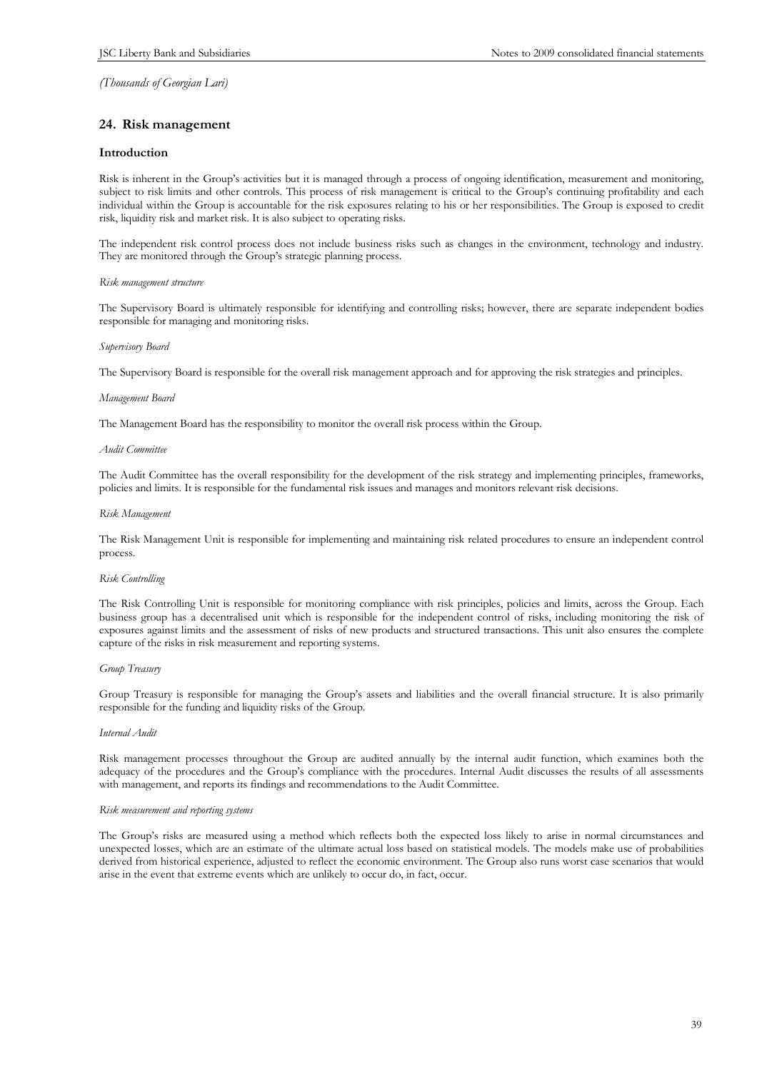*(Thousands of Georgian Lari)*

## 24. Risk management

### Introduction

Risk is inherent in the Group's activities but it is managed through a process of ongoing identification, measurement and monitoring, subject to risk limits and other controls. This process of risk management is critical to the Group's continuing profitability and each individual within the Group is accountable for the risk exposures relating to his or her responsibilities. The Group is exposed to credit risk, liquidity risk and market risk. It is also subject to operating risks.

The independent risk control process does not include business risks such as changes in the environment, technology and industry. They are monitored through the Group's strategic planning process.

*Risk management structure*

The Supervisory Board is ultimately responsible for identifying and controlling risks; however, there are separate independent bodies responsible for managing and monitoring risks.

*Supervisory Board*

The Supervisory Board is responsible for the overall risk management approach and for approving the risk strategies and principles.

*Management Board*

The Management Board has the responsibility to monitor the overall risk process within the Group.

*Audit Committee*

The Audit Committee has the overall responsibility for the development of the risk strategy and implementing principles, frameworks, policies and limits. It is responsible for the fundamental risk issues and manages and monitors relevant risk decisions.

*Risk Management*

The Risk Management Unit is responsible for implementing and maintaining risk related procedures to ensure an independent control process.

*Risk Controlling*

The Risk Controlling Unit is responsible for monitoring compliance with risk principles, policies and limits, across the Group. Each business group has a decentralised unit which is responsible for the independent control of risks, including monitoring the risk of exposures against limits and the assessment of risks of new products and structured transactions. This unit also ensures the complete capture of the risks in risk measurement and reporting systems.

*Group Treasury*

Group Treasury is responsible for managing the Group's assets and liabilities and the overall financial structure. It is also primarily responsible for the funding and liquidity risks of the Group.

*Internal Audit*

Risk management processes throughout the Group are audited annually by the internal audit function, which examines both the adequacy of the procedures and the Group's compliance with the procedures. Internal Audit discusses the results of all assessments with management, and reports its findings and recommendations to the Audit Committee.

*Risk measurement and reporting systems*

The Group's risks are measured using a method which reflects both the expected loss likely to arise in normal circumstances and unexpected losses, which are an estimate of the ultimate actual loss based on statistical models. The models make use of probabilities derived from historical experience, adjusted to reflect the economic environment. The Group also runs worst case scenarios that would arise in the event that extreme events which are unlikely to occur do, in fact, occur.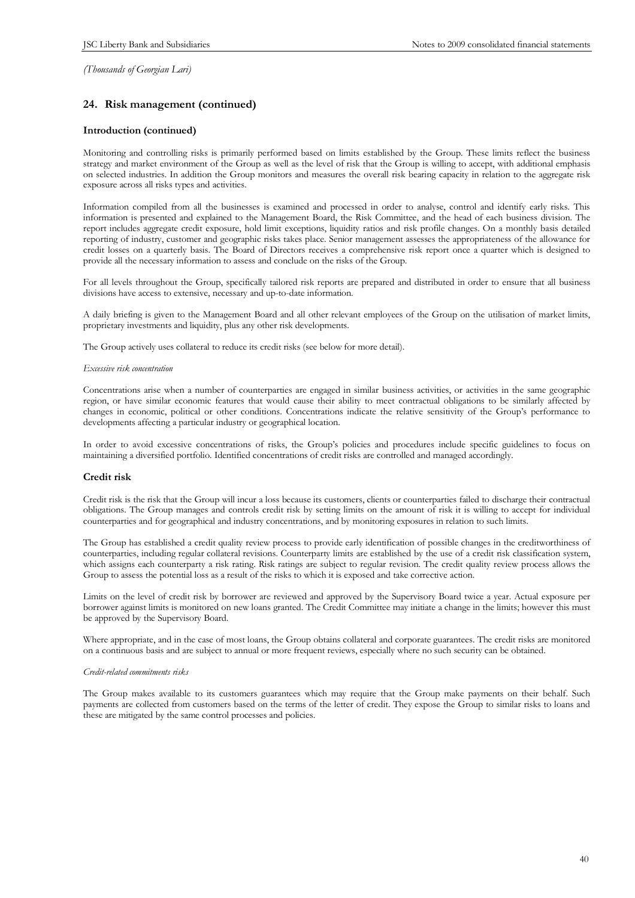*(Thousands of Georgian Lari)*

## 24. Risk management (continued)

### Introduction (continued)

Monitoring and controlling risks is primarily performed based on limits established by the Group. These limits reflect the business strategy and market environment of the Group as well as the level of risk that the Group is willing to accept, with additional emphasis on selected industries. In addition the Group monitors and measures the overall risk bearing capacity in relation to the aggregate risk exposure across all risks types and activities.

Information compiled from all the businesses is examined and processed in order to analyse, control and identify early risks. This information is presented and explained to the Management Board, the Risk Committee, and the head of each business division. The report includes aggregate credit exposure, hold limit exceptions, liquidity ratios and risk profile changes. On a monthly basis detailed reporting of industry, customer and geographic risks takes place. Senior management assesses the appropriateness of the allowance for credit losses on a quarterly basis. The Board of Directors receives a comprehensive risk report once a quarter which is designed to provide all the necessary information to assess and conclude on the risks of the Group.

For all levels throughout the Group, specifically tailored risk reports are prepared and distributed in order to ensure that all business divisions have access to extensive, necessary and up-to-date information.

A daily briefing is given to the Management Board and all other relevant employees of the Group on the utilisation of market limits, proprietary investments and liquidity, plus any other risk developments.

The Group actively uses collateral to reduce its credit risks (see below for more detail).

*Excessive risk concentration*

Concentrations arise when a number of counterparties are engaged in similar business activities, or activities in the same geographic region, or have similar economic features that would cause their ability to meet contractual obligations to be similarly affected by changes in economic, political or other conditions. Concentrations indicate the relative sensitivity of the Group's performance to developments affecting a particular industry or geographical location.

In order to avoid excessive concentrations of risks, the Group's policies and procedures include specific guidelines to focus on maintaining a diversified portfolio. Identified concentrations of credit risks are controlled and managed accordingly.

### Credit risk

Credit risk is the risk that the Group will incur a loss because its customers, clients or counterparties failed to discharge their contractual obligations. The Group manages and controls credit risk by setting limits on the amount of risk it is willing to accept for individual counterparties and for geographical and industry concentrations, and by monitoring exposures in relation to such limits.

The Group has established a credit quality review process to provide early identification of possible changes in the creditworthiness of counterparties, including regular collateral revisions. Counterparty limits are established by the use of a credit risk classification system, which assigns each counterparty a risk rating. Risk ratings are subject to regular revision. The credit quality review process allows the Group to assess the potential loss as a result of the risks to which it is exposed and take corrective action.

Limits on the level of credit risk by borrower are reviewed and approved by the Supervisory Board twice a year. Actual exposure per borrower against limits is monitored on new loans granted. The Credit Committee may initiate a change in the limits; however this must be approved by the Supervisory Board.

Where appropriate, and in the case of most loans, the Group obtains collateral and corporate guarantees. The credit risks are monitored on a continuous basis and are subject to annual or more frequent reviews, especially where no such security can be obtained.

*Credit-related commitments risks*

The Group makes available to its customers guarantees which may require that the Group make payments on their behalf. Such payments are collected from customers based on the terms of the letter of credit. They expose the Group to similar risks to loans and these are mitigated by the same control processes and policies.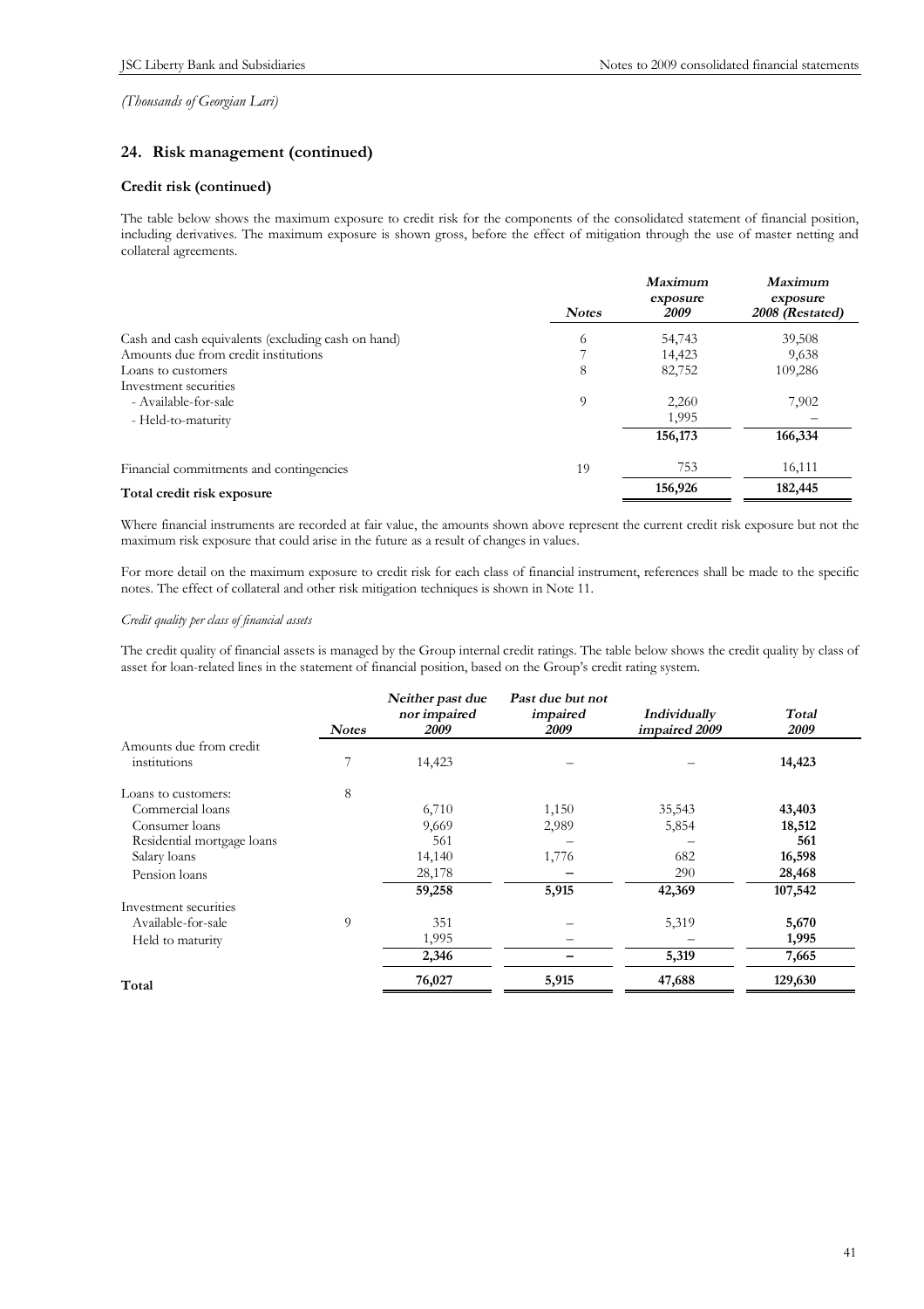*(Thousands of Georgian Lari)*

## 24. Risk management (continued)

### Credit risk (continued)

The table below shows the maximum exposure to credit risk for the components of the consolidated statement of financial position, including derivatives. The maximum exposure is shown gross, before the effect of mitigation through the use of master netting and collateral agreements.

| | *Notes* | *Maximum exposure 2009* | *Maximum exposure 2008 (Restated)* |
|---|---|---|---|
| Cash and cash equivalents (excluding cash on hand) | 6 | 54,743 | 39,508 |
| Amounts due from credit institutions | 7 | 14,423 | 9,638 |
| Loans to customers | 8 | 82,752 | 109,286 |
| Investment securities | | | |
| - Available-for-sale | 9 | 2,260 | 7,902 |
| - Held-to-maturity | | 1,995 | – |
| | | **156,173** | **166,334** |
| Financial commitments and contingencies | 19 | 753 | 16,111 |
| **Total credit risk exposure** | | **156,926** | **182,445** |

Where financial instruments are recorded at fair value, the amounts shown above represent the current credit risk exposure but not the maximum risk exposure that could arise in the future as a result of changes in values.

For more detail on the maximum exposure to credit risk for each class of financial instrument, references shall be made to the specific notes. The effect of collateral and other risk mitigation techniques is shown in Note 11.

*Credit quality per class of financial assets*

The credit quality of financial assets is managed by the Group internal credit ratings. The table below shows the credit quality by class of asset for loan-related lines in the statement of financial position, based on the Group's credit rating system.

| | *Notes* | *Neither past due nor impaired 2009* | *Past due but not impaired 2009* | *Individually impaired 2009* | *Total 2009* |
|---|---|---|---|---|---|
| Amounts due from credit institutions | 7 | 14,423 | – | – | **14,423** |
| Loans to customers: | 8 | | | | |
| Commercial loans | | 6,710 | 1,150 | 35,543 | **43,403** |
| Consumer loans | | 9,669 | 2,989 | 5,854 | **18,512** |
| Residential mortgage loans | | 561 | – | – | **561** |
| Salary loans | | 14,140 | 1,776 | 682 | **16,598** |
| Pension loans | | 28,178 | – | 290 | **28,468** |
| | | **59,258** | **5,915** | **42,369** | **107,542** |
| Investment securities | | | | | |
| Available-for-sale | 9 | 351 | – | 5,319 | **5,670** |
| Held to maturity | | 1,995 | – | – | **1,995** |
| | | **2,346** | **–** | **5,319** | **7,665** |
| **Total** | | **76,027** | **5,915** | **47,688** | **129,630** |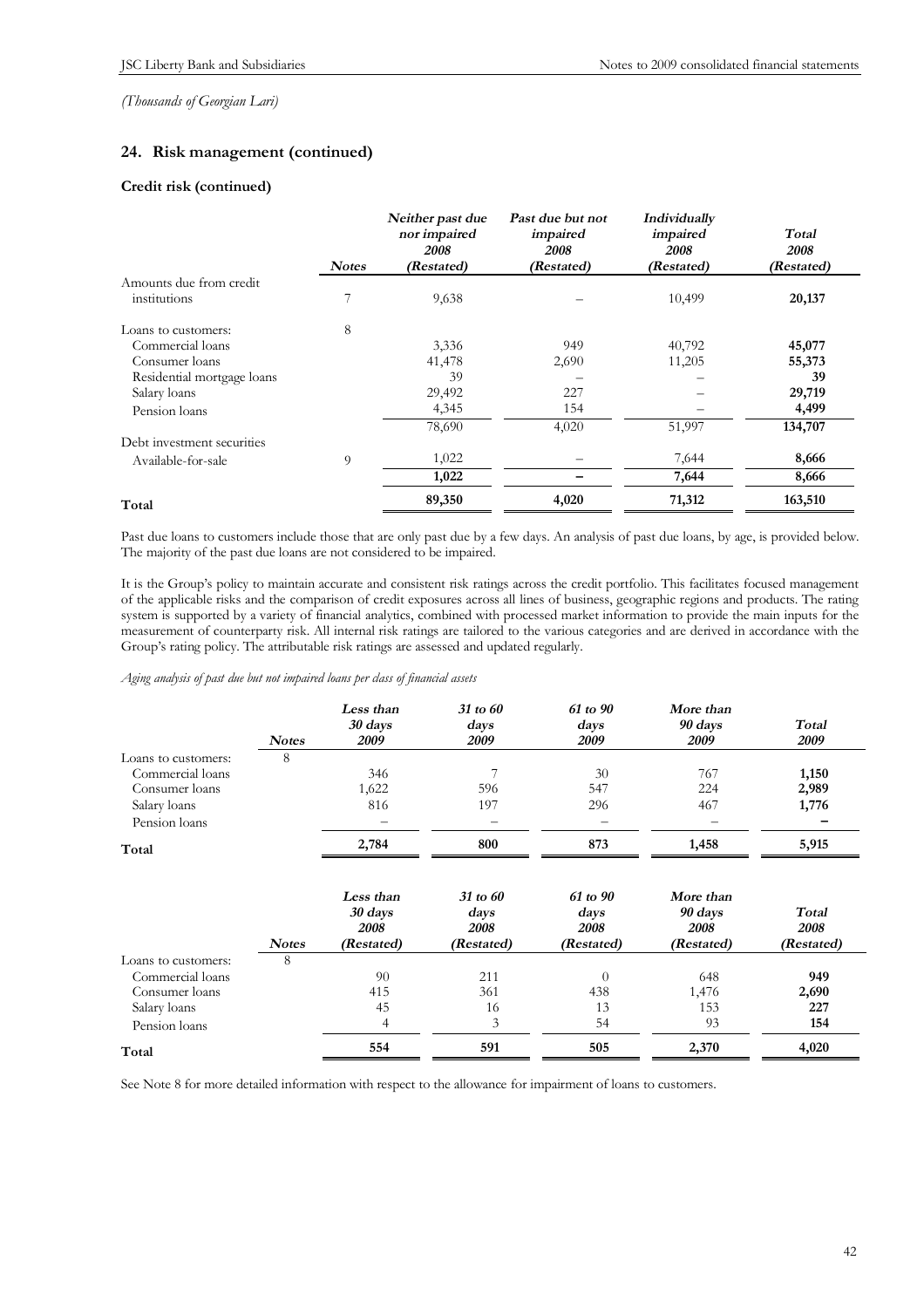*(Thousands of Georgian Lari)*

## 24. Risk management (continued)

### Credit risk (continued)

| | *Notes* | *Neither past due nor impaired 2008 (Restated)* | *Past due but not impaired 2008 (Restated)* | *Individually impaired 2008 (Restated)* | *Total 2008 (Restated)* |
|---|---|---|---|---|---|
| Amounts due from credit institutions | 7 | 9,638 | – | 10,499 | **20,137** |
| Loans to customers: | 8 | | | | |
| Commercial loans | | 3,336 | 949 | 40,792 | **45,077** |
| Consumer loans | | 41,478 | 2,690 | 11,205 | **55,373** |
| Residential mortgage loans | | 39 | – | – | **39** |
| Salary loans | | 29,492 | 227 | – | **29,719** |
| Pension loans | | 4,345 | 154 | – | **4,499** |
| | | 78,690 | 4,020 | 51,997 | **134,707** |
| Debt investment securities | | | | | |
| Available-for-sale | 9 | 1,022 | – | 7,644 | **8,666** |
| | | **1,022** | **–** | **7,644** | **8,666** |
| **Total** | | **89,350** | **4,020** | **71,312** | **163,510** |

Past due loans to customers include those that are only past due by a few days. An analysis of past due loans, by age, is provided below. The majority of the past due loans are not considered to be impaired.

It is the Group's policy to maintain accurate and consistent risk ratings across the credit portfolio. This facilitates focused management of the applicable risks and the comparison of credit exposures across all lines of business, geographic regions and products. The rating system is supported by a variety of financial analytics, combined with processed market information to provide the main inputs for the measurement of counterparty risk. All internal risk ratings are tailored to the various categories and are derived in accordance with the Group's rating policy. The attributable risk ratings are assessed and updated regularly.

*Aging analysis of past due but not impaired loans per class of financial assets*

| | *Notes* | *Less than 30 days 2009* | *31 to 60 days 2009* | *61 to 90 days 2009* | *More than 90 days 2009* | *Total 2009* |
|---|---|---|---|---|---|---|
| Loans to customers: | 8 | | | | | |
| Commercial loans | | 346 | 7 | 30 | 767 | **1,150** |
| Consumer loans | | 1,622 | 596 | 547 | 224 | **2,989** |
| Salary loans | | 816 | 197 | 296 | 467 | **1,776** |
| Pension loans | | – | – | – | – | **–** |
| **Total** | | **2,784** | **800** | **873** | **1,458** | **5,915** |

| | *Notes* | *Less than 30 days 2008 (Restated)* | *31 to 60 days 2008 (Restated)* | *61 to 90 days 2008 (Restated)* | *More than 90 days 2008 (Restated)* | *Total 2008 (Restated)* |
|---|---|---|---|---|---|---|
| Loans to customers: | 8 | | | | | |
| Commercial loans | | 90 | 211 | 0 | 648 | **949** |
| Consumer loans | | 415 | 361 | 438 | 1,476 | **2,690** |
| Salary loans | | 45 | 16 | 13 | 153 | **227** |
| Pension loans | | 4 | 3 | 54 | 93 | **154** |
| **Total** | | **554** | **591** | **505** | **2,370** | **4,020** |

See Note 8 for more detailed information with respect to the allowance for impairment of loans to customers.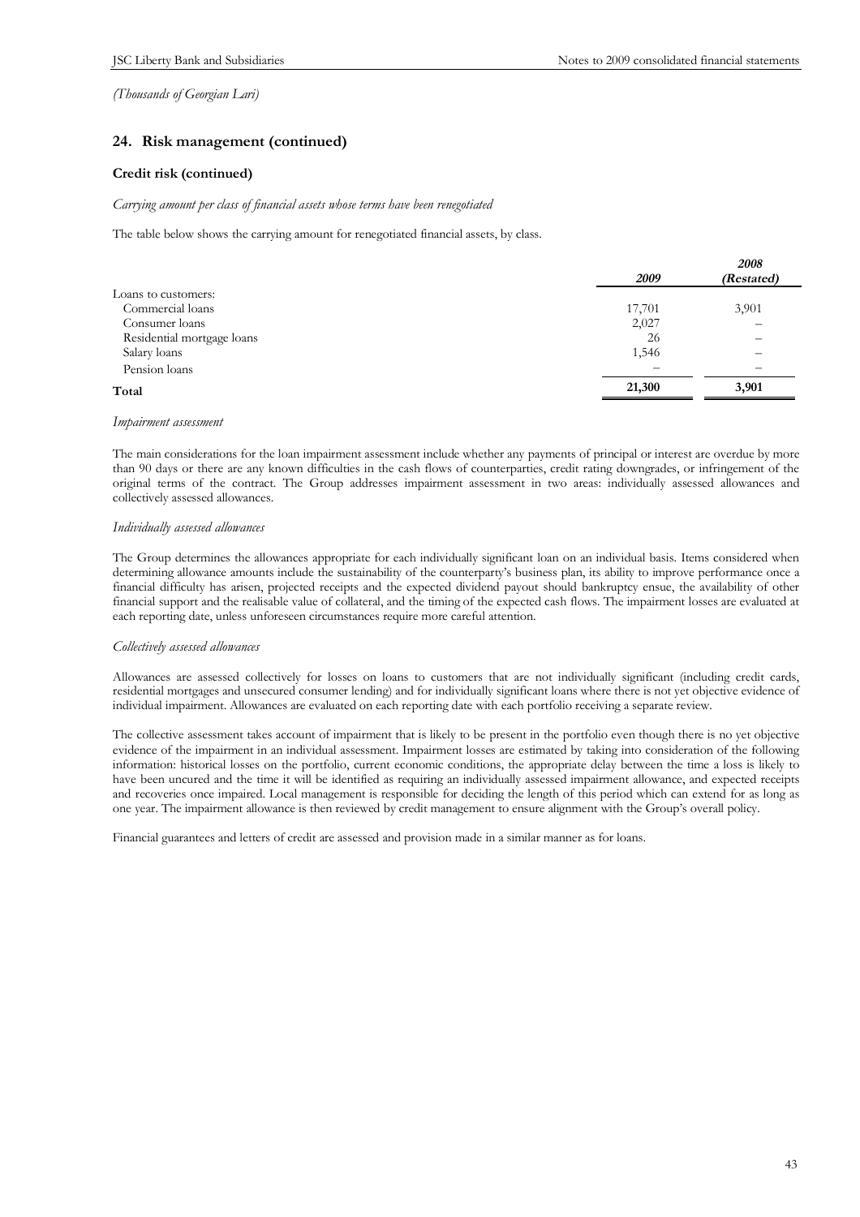*(Thousands of Georgian Lari)*

## 24. Risk management (continued)

### Credit risk (continued)

*Carrying amount per class of financial assets whose terms have been renegotiated*

The table below shows the carrying amount for renegotiated financial assets, by class.

| | *2009* | *2008 (Restated)* |
|---|---|---|
| Loans to customers: | | |
| Commercial loans | 17,701 | 3,901 |
| Consumer loans | 2,027 | – |
| Residential mortgage loans | 26 | – |
| Salary loans | 1,546 | – |
| Pension loans | – | – |
| **Total** | **21,300** | **3,901** |

*Impairment assessment*

The main considerations for the loan impairment assessment include whether any payments of principal or interest are overdue by more than 90 days or there are any known difficulties in the cash flows of counterparties, credit rating downgrades, or infringement of the original terms of the contract. The Group addresses impairment assessment in two areas: individually assessed allowances and collectively assessed allowances.

*Individually assessed allowances*

The Group determines the allowances appropriate for each individually significant loan on an individual basis. Items considered when determining allowance amounts include the sustainability of the counterparty's business plan, its ability to improve performance once a financial difficulty has arisen, projected receipts and the expected dividend payout should bankruptcy ensue, the availability of other financial support and the realisable value of collateral, and the timing of the expected cash flows. The impairment losses are evaluated at each reporting date, unless unforeseen circumstances require more careful attention.

*Collectively assessed allowances*

Allowances are assessed collectively for losses on loans to customers that are not individually significant (including credit cards, residential mortgages and unsecured consumer lending) and for individually significant loans where there is not yet objective evidence of individual impairment. Allowances are evaluated on each reporting date with each portfolio receiving a separate review.

The collective assessment takes account of impairment that is likely to be present in the portfolio even though there is no yet objective evidence of the impairment in an individual assessment. Impairment losses are estimated by taking into consideration of the following information: historical losses on the portfolio, current economic conditions, the appropriate delay between the time a loss is likely to have been uncured and the time it will be identified as requiring an individually assessed impairment allowance, and expected receipts and recoveries once impaired. Local management is responsible for deciding the length of this period which can extend for as long as one year. The impairment allowance is then reviewed by credit management to ensure alignment with the Group's overall policy.

Financial guarantees and letters of credit are assessed and provision made in a similar manner as for loans.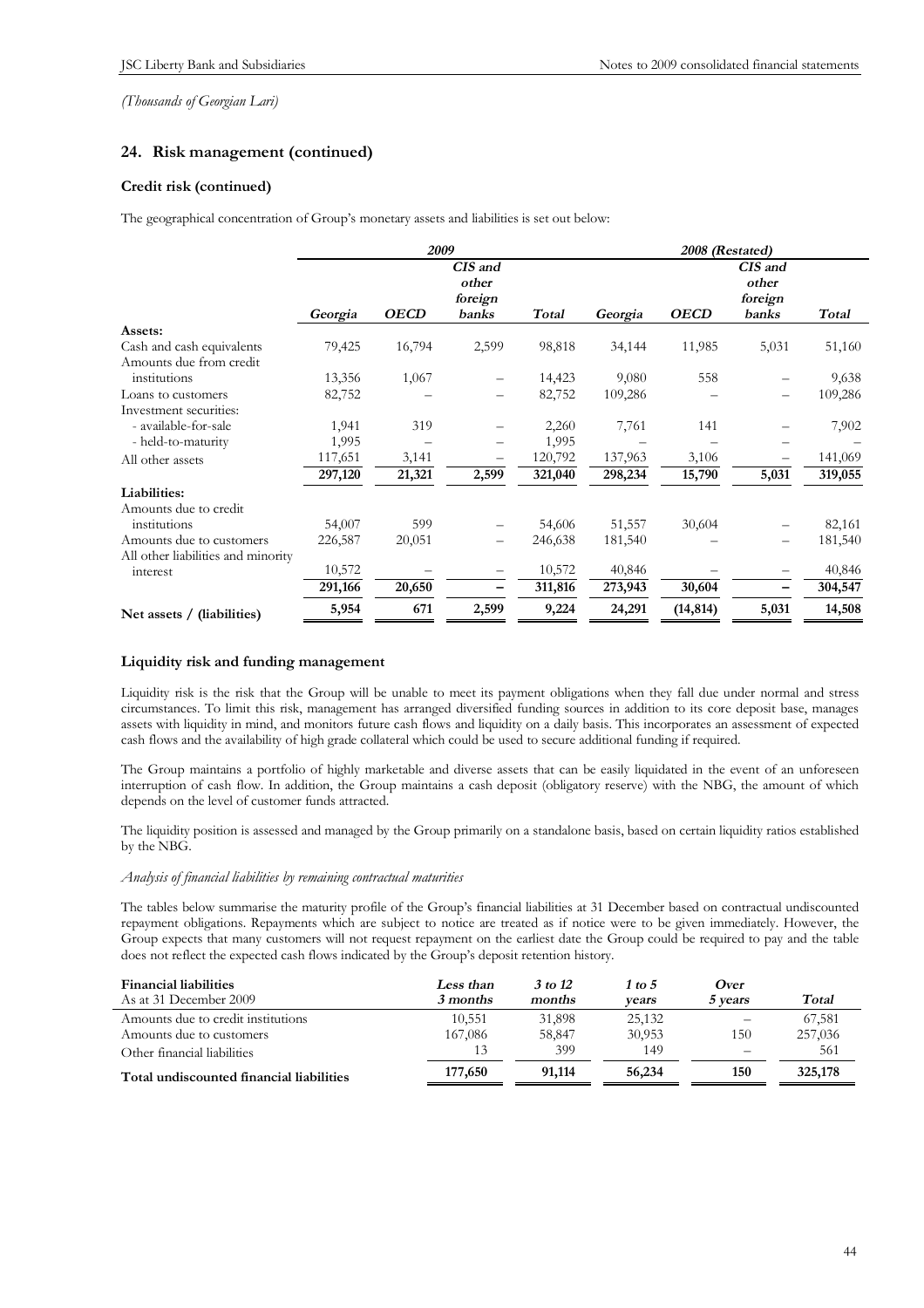*(Thousands of Georgian Lari)*

## 24. Risk management (continued)

### Credit risk (continued)

The geographical concentration of Group's monetary assets and liabilities is set out below:

| | *2009* | | | | *2008 (Restated)* | | | |
|---|---|---|---|---|---|---|---|---|
| | *Georgia* | *OECD* | *CIS and other foreign banks* | *Total* | *Georgia* | *OECD* | *CIS and other foreign banks* | *Total* |
| **Assets:** | | | | | | | | |
| Cash and cash equivalents | 79,425 | 16,794 | 2,599 | 98,818 | 34,144 | 11,985 | 5,031 | 51,160 |
| Amounts due from credit institutions | 13,356 | 1,067 | – | 14,423 | 9,080 | 558 | – | 9,638 |
| Loans to customers | 82,752 | – | – | 82,752 | 109,286 | – | – | 109,286 |
| Investment securities: | | | | | | | | |
| - available-for-sale | 1,941 | 319 | – | 2,260 | 7,761 | 141 | – | 7,902 |
| - held-to-maturity | 1,995 | – | – | 1,995 | – | – | – | – |
| All other assets | 117,651 | 3,141 | – | 120,792 | 137,963 | 3,106 | – | 141,069 |
| | **297,120** | **21,321** | **2,599** | **321,040** | **298,234** | **15,790** | **5,031** | **319,055** |
| **Liabilities:** | | | | | | | | |
| Amounts due to credit institutions | 54,007 | 599 | – | 54,606 | 51,557 | 30,604 | – | 82,161 |
| Amounts due to customers | 226,587 | 20,051 | – | 246,638 | 181,540 | – | – | 181,540 |
| All other liabilities and minority interest | 10,572 | – | – | 10,572 | 40,846 | – | – | 40,846 |
| | **291,166** | **20,650** | **–** | **311,816** | **273,943** | **30,604** | **–** | **304,547** |
| **Net assets / (liabilities)** | **5,954** | **671** | **2,599** | **9,224** | **24,291** | **(14,814)** | **5,031** | **14,508** |

### Liquidity risk and funding management

Liquidity risk is the risk that the Group will be unable to meet its payment obligations when they fall due under normal and stress circumstances. To limit this risk, management has arranged diversified funding sources in addition to its core deposit base, manages assets with liquidity in mind, and monitors future cash flows and liquidity on a daily basis. This incorporates an assessment of expected cash flows and the availability of high grade collateral which could be used to secure additional funding if required.

The Group maintains a portfolio of highly marketable and diverse assets that can be easily liquidated in the event of an unforeseen interruption of cash flow. In addition, the Group maintains a cash deposit (obligatory reserve) with the NBG, the amount of which depends on the level of customer funds attracted.

The liquidity position is assessed and managed by the Group primarily on a standalone basis, based on certain liquidity ratios established by the NBG.

*Analysis of financial liabilities by remaining contractual maturities*

The tables below summarise the maturity profile of the Group's financial liabilities at 31 December based on contractual undiscounted repayment obligations. Repayments which are subject to notice are treated as if notice were to be given immediately. However, the Group expects that many customers will not request repayment on the earliest date the Group could be required to pay and the table does not reflect the expected cash flows indicated by the Group's deposit retention history.

| **Financial liabilities** As at 31 December 2009 | *Less than 3 months* | *3 to 12 months* | *1 to 5 years* | *Over 5 years* | *Total* |
|---|---|---|---|---|---|
| Amounts due to credit institutions | 10,551 | 31,898 | 25,132 | – | 67,581 |
| Amounts due to customers | 167,086 | 58,847 | 30,953 | 150 | 257,036 |
| Other financial liabilities | 13 | 399 | 149 | – | 561 |
| **Total undiscounted financial liabilities** | **177,650** | **91,114** | **56,234** | **150** | **325,178** |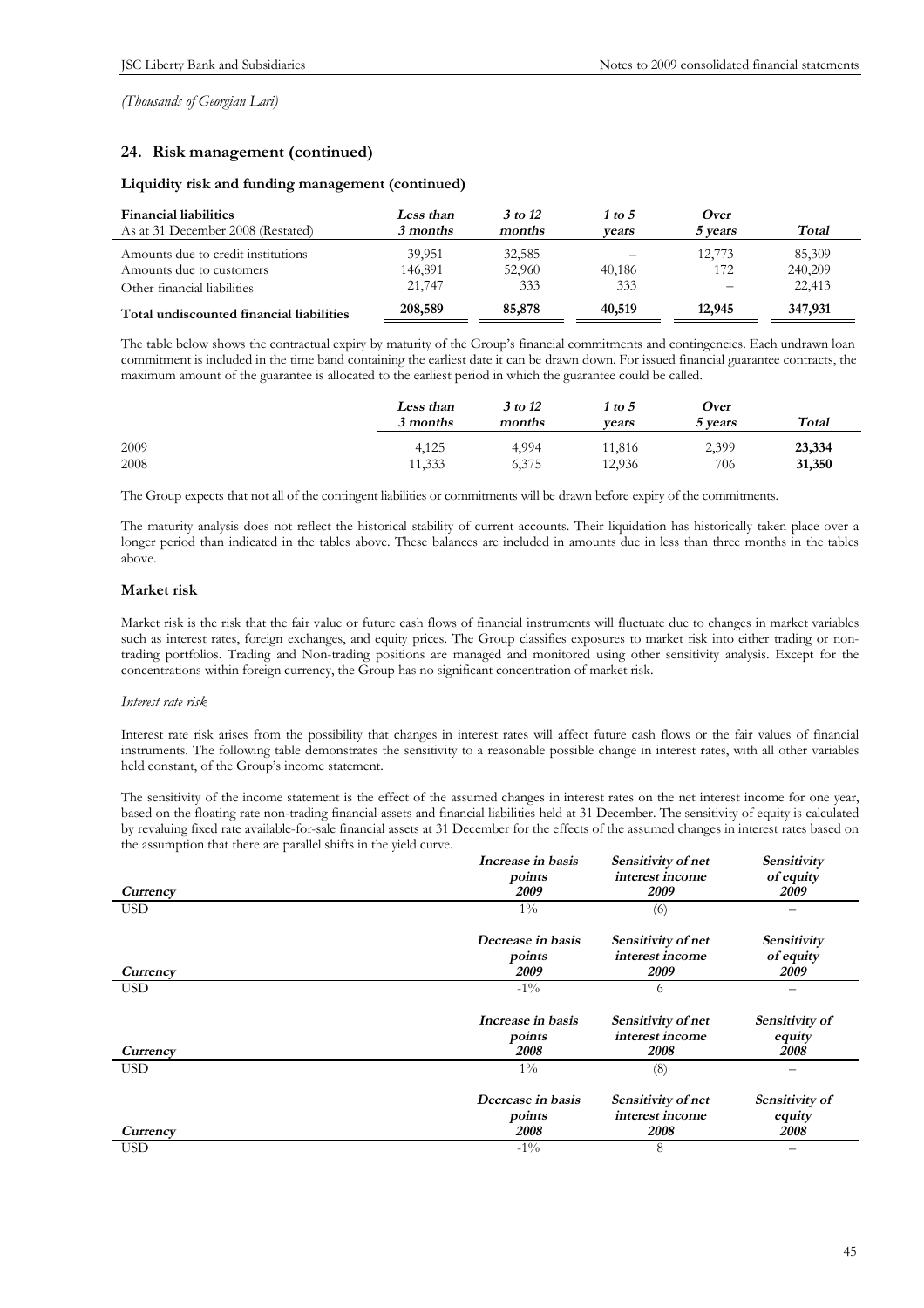*(Thousands of Georgian Lari)*

## 24. Risk management (continued)

### Liquidity risk and funding management (continued)

| Financial liabilities<br>As at 31 December 2008 (Restated) | Less than 3 months | 3 to 12 months | 1 to 5 years | Over 5 years | Total |
|---|---|---|---|---|---|
| Amounts due to credit institutions | 39,951 | 32,585 | – | 12,773 | 85,309 |
| Amounts due to customers | 146,891 | 52,960 | 40,186 | 172 | 240,209 |
| Other financial liabilities | 21,747 | 333 | 333 | – | 22,413 |
| **Total undiscounted financial liabilities** | **208,589** | **85,878** | **40,519** | **12,945** | **347,931** |

The table below shows the contractual expiry by maturity of the Group's financial commitments and contingencies. Each undrawn loan commitment is included in the time band containing the earliest date it can be drawn down. For issued financial guarantee contracts, the maximum amount of the guarantee is allocated to the earliest period in which the guarantee could be called.

| | Less than 3 months | 3 to 12 months | 1 to 5 years | Over 5 years | Total |
|---|---|---|---|---|---|
| 2009 | 4,125 | 4,994 | 11,816 | 2,399 | **23,334** |
| 2008 | 11,333 | 6,375 | 12,936 | 706 | **31,350** |

The Group expects that not all of the contingent liabilities or commitments will be drawn before expiry of the commitments.

The maturity analysis does not reflect the historical stability of current accounts. Their liquidation has historically taken place over a longer period than indicated in the tables above. These balances are included in amounts due in less than three months in the tables above.

### Market risk

Market risk is the risk that the fair value or future cash flows of financial instruments will fluctuate due to changes in market variables such as interest rates, foreign exchanges, and equity prices. The Group classifies exposures to market risk into either trading or non-trading portfolios. Trading and Non-trading positions are managed and monitored using other sensitivity analysis. Except for the concentrations within foreign currency, the Group has no significant concentration of market risk.

*Interest rate risk*

Interest rate risk arises from the possibility that changes in interest rates will affect future cash flows or the fair values of financial instruments. The following table demonstrates the sensitivity to a reasonable possible change in interest rates, with all other variables held constant, of the Group's income statement.

The sensitivity of the income statement is the effect of the assumed changes in interest rates on the net interest income for one year, based on the floating rate non-trading financial assets and financial liabilities held at 31 December. The sensitivity of equity is calculated by revaluing fixed rate available-for-sale financial assets at 31 December for the effects of the assumed changes in interest rates based on the assumption that there are parallel shifts in the yield curve.

| Currency | Increase in basis points 2009 | Sensitivity of net interest income 2009 | Sensitivity of equity 2009 |
|---|---|---|---|
| USD | 1% | (6) | – |

| Currency | Decrease in basis points 2009 | Sensitivity of net interest income 2009 | Sensitivity of equity 2009 |
|---|---|---|---|
| USD | -1% | 6 | – |

| Currency | Increase in basis points 2008 | Sensitivity of net interest income 2008 | Sensitivity of equity 2008 |
|---|---|---|---|
| USD | 1% | (8) | – |

| Currency | Decrease in basis points 2008 | Sensitivity of net interest income 2008 | Sensitivity of equity 2008 |
|---|---|---|---|
| USD | -1% | 8 | – |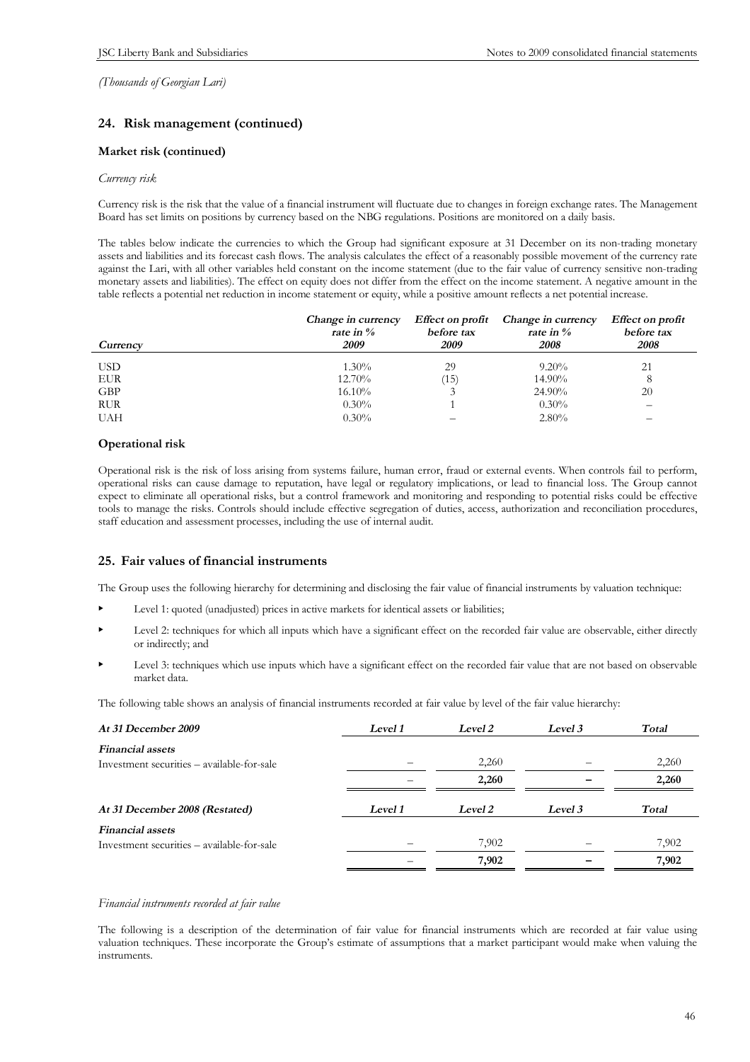*(Thousands of Georgian Lari)*

## 24. Risk management (continued)

### Market risk (continued)

*Currency risk*

Currency risk is the risk that the value of a financial instrument will fluctuate due to changes in foreign exchange rates. The Management Board has set limits on positions by currency based on the NBG regulations. Positions are monitored on a daily basis.

The tables below indicate the currencies to which the Group had significant exposure at 31 December on its non-trading monetary assets and liabilities and its forecast cash flows. The analysis calculates the effect of a reasonably possible movement of the currency rate against the Lari, with all other variables held constant on the income statement (due to the fair value of currency sensitive non-trading monetary assets and liabilities). The effect on equity does not differ from the effect on the income statement. A negative amount in the table reflects a potential net reduction in income statement or equity, while a positive amount reflects a net potential increase.

| *Currency* | *Change in currency rate in % 2009* | *Effect on profit before tax 2009* | *Change in currency rate in % 2008* | *Effect on profit before tax 2008* |
|---|---|---|---|---|
| USD | 1.30% | 29 | 9.20% | 21 |
| EUR | 12.70% | (15) | 14.90% | 8 |
| GBP | 16.10% | 3 | 24.90% | 20 |
| RUR | 0.30% | 1 | 0.30% | – |
| UAH | 0.30% | – | 2.80% | – |

### Operational risk

Operational risk is the risk of loss arising from systems failure, human error, fraud or external events. When controls fail to perform, operational risks can cause damage to reputation, have legal or regulatory implications, or lead to financial loss. The Group cannot expect to eliminate all operational risks, but a control framework and monitoring and responding to potential risks could be effective tools to manage the risks. Controls should include effective segregation of duties, access, authorization and reconciliation procedures, staff education and assessment processes, including the use of internal audit.

## 25. Fair values of financial instruments

The Group uses the following hierarchy for determining and disclosing the fair value of financial instruments by valuation technique:

- Level 1: quoted (unadjusted) prices in active markets for identical assets or liabilities;
- Level 2: techniques for which all inputs which have a significant effect on the recorded fair value are observable, either directly or indirectly; and
- Level 3: techniques which use inputs which have a significant effect on the recorded fair value that are not based on observable market data.

The following table shows an analysis of financial instruments recorded at fair value by level of the fair value hierarchy:

| ***At 31 December 2009*** | ***Level 1*** | ***Level 2*** | ***Level 3*** | ***Total*** |
|---|---|---|---|---|
| ***Financial assets*** | | | | |
| Investment securities – available-for-sale | – | 2,260 | – | 2,260 |
| | – | **2,260** | **–** | **2,260** |
| ***At 31 December 2008 (Restated)*** | ***Level 1*** | ***Level 2*** | ***Level 3*** | ***Total*** |
| ***Financial assets*** | | | | |
| Investment securities – available-for-sale | – | 7,902 | – | 7,902 |
| | – | **7,902** | **–** | **7,902** |

*Financial instruments recorded at fair value*

The following is a description of the determination of fair value for financial instruments which are recorded at fair value using valuation techniques. These incorporate the Group's estimate of assumptions that a market participant would make when valuing the instruments.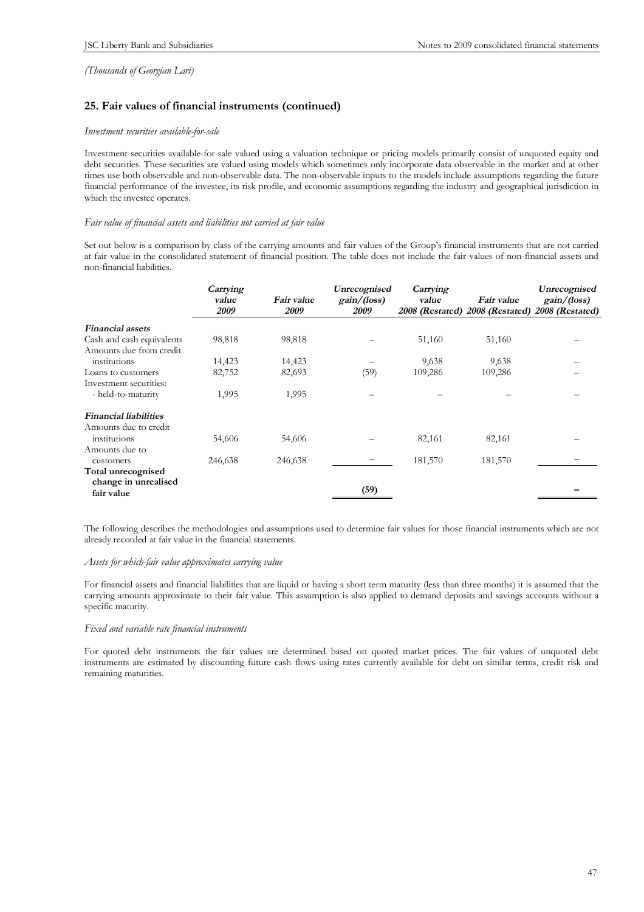*(Thousands of Georgian Lari)*

## 25. Fair values of financial instruments (continued)

*Investment securities available-for-sale*

Investment securities available-for-sale valued using a valuation technique or pricing models primarily consist of unquoted equity and debt securities. These securities are valued using models which sometimes only incorporate data observable in the market and at other times use both observable and non-observable data. The non-observable inputs to the models include assumptions regarding the future financial performance of the investee, its risk profile, and economic assumptions regarding the industry and geographical jurisdiction in which the investee operates.

*Fair value of financial assets and liabilities not carried at fair value*

Set out below is a comparison by class of the carrying amounts and fair values of the Group's financial instruments that are not carried at fair value in the consolidated statement of financial position. The table does not include the fair values of non-financial assets and non-financial liabilities.

| | ***Carrying value 2009*** | ***Fair value 2009*** | ***Unrecognised gain/(loss) 2009*** | ***Carrying value 2008 (Restated)*** | ***Fair value 2008 (Restated)*** | ***Unrecognised gain/(loss) 2008 (Restated)*** |
|---|---|---|---|---|---|---|
| ***Financial assets*** | | | | | | |
| Cash and cash equivalents | 98,818 | 98,818 | – | 51,160 | 51,160 | – |
| Amounts due from credit institutions | 14,423 | 14,423 | – | 9,638 | 9,638 | – |
| Loans to customers | 82,752 | 82,693 | (59) | 109,286 | 109,286 | – |
| Investment securities: | | | | | | |
| - held-to-maturity | 1,995 | 1,995 | – | – | – | – |
| ***Financial liabilities*** | | | | | | |
| Amounts due to credit institutions | 54,606 | 54,606 | – | 82,161 | 82,161 | – |
| Amounts due to customers | 246,638 | 246,638 | – | 181,570 | 181,570 | – |
| **Total unrecognised change in unrealised fair value** | | | **(59)** | | | **–** |

The following describes the methodologies and assumptions used to determine fair values for those financial instruments which are not already recorded at fair value in the financial statements.

*Assets for which fair value approximates carrying value*

For financial assets and financial liabilities that are liquid or having a short term maturity (less than three months) it is assumed that the carrying amounts approximate to their fair value. This assumption is also applied to demand deposits and savings accounts without a specific maturity.

*Fixed and variable rate financial instruments*

For quoted debt instruments the fair values are determined based on quoted market prices. The fair values of unquoted debt instruments are estimated by discounting future cash flows using rates currently available for debt on similar terms, credit risk and remaining maturities.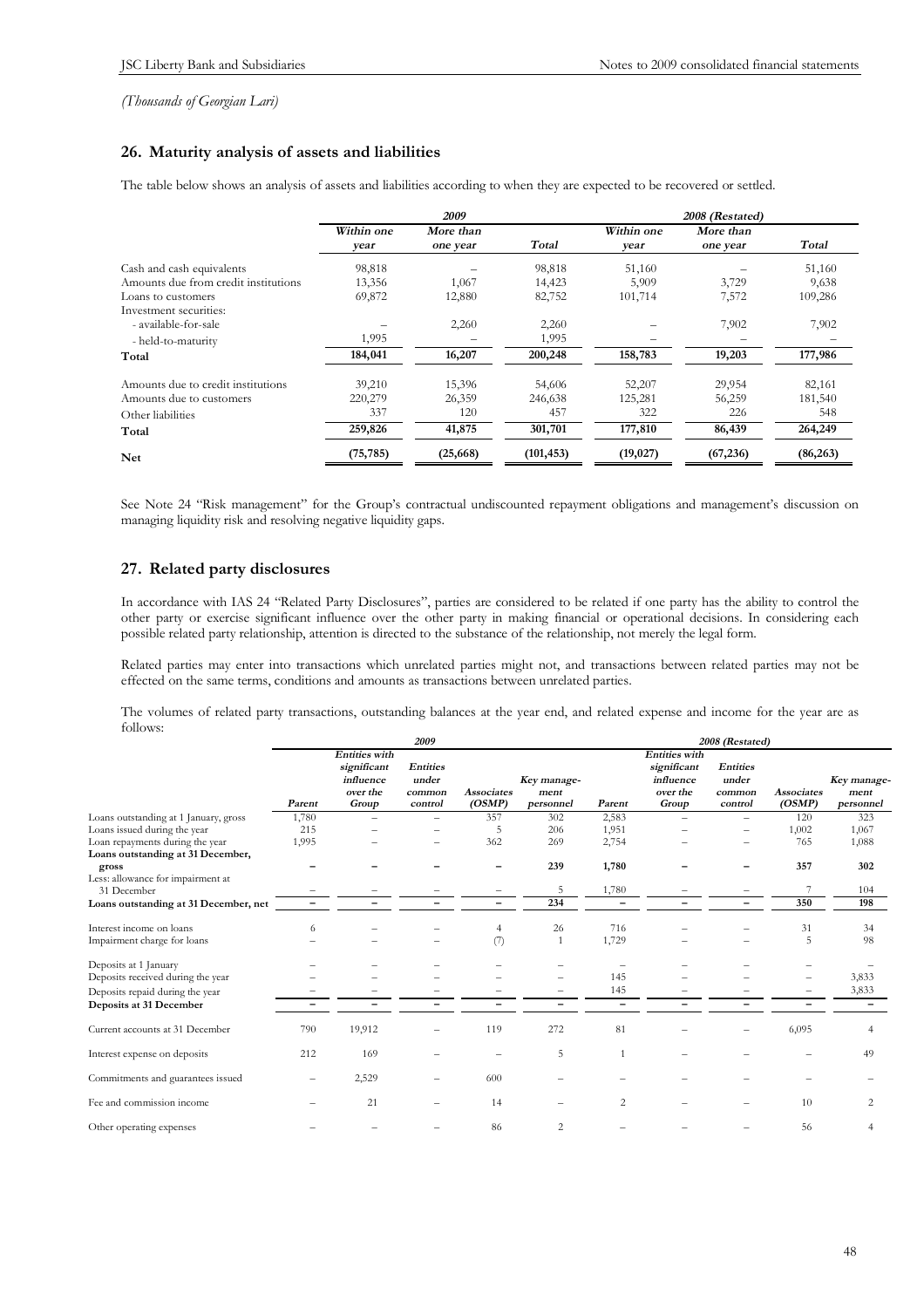*(Thousands of Georgian Lari)*

## 26. Maturity analysis of assets and liabilities

The table below shows an analysis of assets and liabilities according to when they are expected to be recovered or settled.

| | 2009 | | | 2008 (Restated) | | |
|---|---|---|---|---|---|---|
| | Within one year | More than one year | Total | Within one year | More than one year | Total |
| Cash and cash equivalents | 98,818 | – | 98,818 | 51,160 | – | 51,160 |
| Amounts due from credit institutions | 13,356 | 1,067 | 14,423 | 5,909 | 3,729 | 9,638 |
| Loans to customers | 69,872 | 12,880 | 82,752 | 101,714 | 7,572 | 109,286 |
| Investment securities: | | | | | | |
| - available-for-sale | – | 2,260 | 2,260 | – | 7,902 | 7,902 |
| - held-to-maturity | 1,995 | – | 1,995 | – | – | – |
| **Total** | **184,041** | **16,207** | **200,248** | **158,783** | **19,203** | **177,986** |
| Amounts due to credit institutions | 39,210 | 15,396 | 54,606 | 52,207 | 29,954 | 82,161 |
| Amounts due to customers | 220,279 | 26,359 | 246,638 | 125,281 | 56,259 | 181,540 |
| Other liabilities | 337 | 120 | 457 | 322 | 226 | 548 |
| **Total** | **259,826** | **41,875** | **301,701** | **177,810** | **86,439** | **264,249** |
| **Net** | **(75,785)** | **(25,668)** | **(101,453)** | **(19,027)** | **(67,236)** | **(86,263)** |

See Note 24 "Risk management" for the Group's contractual undiscounted repayment obligations and management's discussion on managing liquidity risk and resolving negative liquidity gaps.

## 27. Related party disclosures

In accordance with IAS 24 "Related Party Disclosures", parties are considered to be related if one party has the ability to control the other party or exercise significant influence over the other party in making financial or operational decisions. In considering each possible related party relationship, attention is directed to the substance of the relationship, not merely the legal form.

Related parties may enter into transactions which unrelated parties might not, and transactions between related parties may not be effected on the same terms, conditions and amounts as transactions between unrelated parties.

The volumes of related party transactions, outstanding balances at the year end, and related expense and income for the year are as follows:

| | 2009 | | | | | 2008 (Restated) | | | | |
|---|---|---|---|---|---|---|---|---|---|---|
| | Parent | Entities with significant influence over the Group | Entities under common control | Associates (OSMP) | Key management personnel | Parent | Entities with significant influence over the Group | Entities under common control | Associates (OSMP) | Key management personnel |
| Loans outstanding at 1 January, gross | 1,780 | – | – | 357 | 302 | 2,583 | – | – | 120 | 323 |
| Loans issued during the year | 215 | – | – | 5 | 206 | 1,951 | – | – | 1,002 | 1,067 |
| Loan repayments during the year | 1,995 | – | – | 362 | 269 | 2,754 | – | – | 765 | 1,088 |
| **Loans outstanding at 31 December, gross** | **–** | **–** | **–** | **–** | **239** | **1,780** | **–** | **–** | **357** | **302** |
| Less: allowance for impairment at 31 December | – | – | – | – | 5 | 1,780 | – | – | 7 | 104 |
| **Loans outstanding at 31 December, net** | **–** | **–** | **–** | **–** | **234** | **–** | **–** | **–** | **350** | **198** |
| Interest income on loans | 6 | – | – | 4 | 26 | 716 | – | – | 31 | 34 |
| Impairment charge for loans | – | – | – | (7) | 1 | 1,729 | – | – | 5 | 98 |
| Deposits at 1 January | – | – | – | – | – | – | – | – | – | – |
| Deposits received during the year | – | – | – | – | – | 145 | – | – | – | 3,833 |
| Deposits repaid during the year | – | – | – | – | – | 145 | – | – | – | 3,833 |
| **Deposits at 31 December** | **–** | **–** | **–** | **–** | **–** | **–** | **–** | **–** | **–** | **–** |
| Current accounts at 31 December | 790 | 19,912 | – | 119 | 272 | 81 | – | – | 6,095 | 4 |
| Interest expense on deposits | 212 | 169 | – | – | 5 | 1 | – | – | – | 49 |
| Commitments and guarantees issued | – | 2,529 | – | 600 | – | – | – | – | – | – |
| Fee and commission income | – | 21 | – | 14 | – | 2 | – | – | 10 | 2 |
| Other operating expenses | – | – | – | 86 | 2 | – | – | – | 56 | 4 |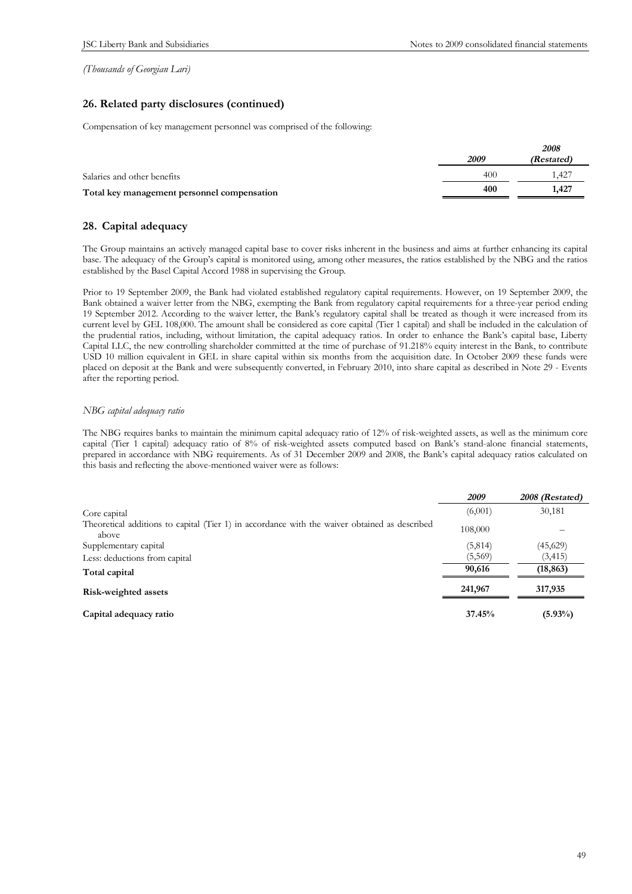*(Thousands of Georgian Lari)*

## 26. Related party disclosures (continued)

Compensation of key management personnel was comprised of the following:

| | *2009* | *2008 (Restated)* |
|---|---|---|
| Salaries and other benefits | 400 | 1,427 |
| **Total key management personnel compensation** | **400** | **1,427** |

## 28. Capital adequacy

The Group maintains an actively managed capital base to cover risks inherent in the business and aims at further enhancing its capital base. The adequacy of the Group's capital is monitored using, among other measures, the ratios established by the NBG and the ratios established by the Basel Capital Accord 1988 in supervising the Group.

Prior to 19 September 2009, the Bank had violated established regulatory capital requirements. However, on 19 September 2009, the Bank obtained a waiver letter from the NBG, exempting the Bank from regulatory capital requirements for a three-year period ending 19 September 2012. According to the waiver letter, the Bank's regulatory capital shall be treated as though it were increased from its current level by GEL 108,000. The amount shall be considered as core capital (Tier 1 capital) and shall be included in the calculation of the prudential ratios, including, without limitation, the capital adequacy ratios. In order to enhance the Bank's capital base, Liberty Capital LLC, the new controlling shareholder committed at the time of purchase of 91.218% equity interest in the Bank, to contribute USD 10 million equivalent in GEL in share capital within six months from the acquisition date. In October 2009 these funds were placed on deposit at the Bank and were subsequently converted, in February 2010, into share capital as described in Note 29 - Events after the reporting period.

*NBG capital adequacy ratio*

The NBG requires banks to maintain the minimum capital adequacy ratio of 12% of risk-weighted assets, as well as the minimum core capital (Tier 1 capital) adequacy ratio of 8% of risk-weighted assets computed based on Bank's stand-alone financial statements, prepared in accordance with NBG requirements. As of 31 December 2009 and 2008, the Bank's capital adequacy ratios calculated on this basis and reflecting the above-mentioned waiver were as follows:

| | *2009* | *2008 (Restated)* |
|---|---|---|
| Core capital | (6,001) | 30,181 |
| Theoretical additions to capital (Tier 1) in accordance with the waiver obtained as described above | 108,000 | – |
| Supplementary capital | (5,814) | (45,629) |
| Less: deductions from capital | (5,569) | (3,415) |
| **Total capital** | **90,616** | **(18,863)** |
| **Risk-weighted assets** | **241,967** | **317,935** |
| **Capital adequacy ratio** | **37.45%** | **(5.93%)** |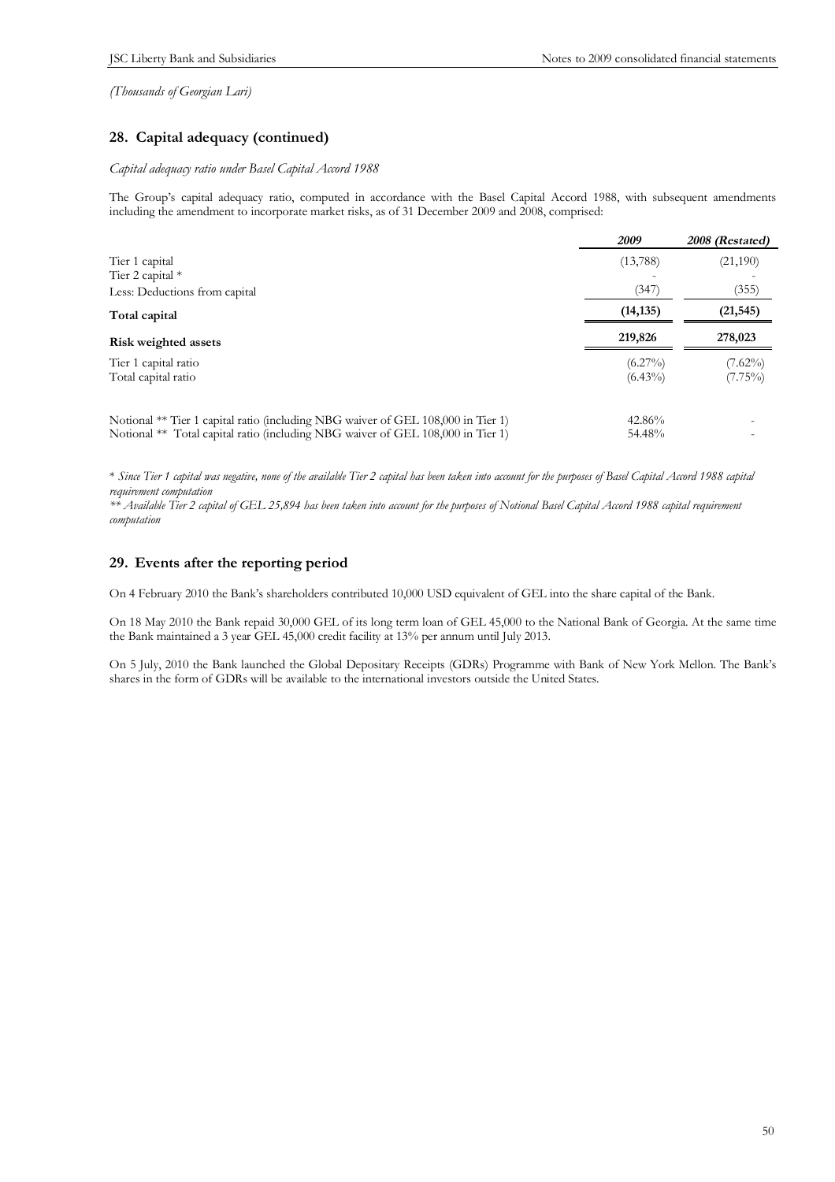*(Thousands of Georgian Lari)*

## 28. Capital adequacy (continued)

*Capital adequacy ratio under Basel Capital Accord 1988*

The Group's capital adequacy ratio, computed in accordance with the Basel Capital Accord 1988, with subsequent amendments including the amendment to incorporate market risks, as of 31 December 2009 and 2008, comprised:

| | *2009* | *2008 (Restated)* |
|---|---|---|
| Tier 1 capital | (13,788) | (21,190) |
| Tier 2 capital * | - | - |
| Less: Deductions from capital | (347) | (355) |
| **Total capital** | **(14,135)** | **(21,545)** |
| **Risk weighted assets** | **219,826** | **278,023** |
| Tier 1 capital ratio | (6.27%) | (7.62%) |
| Total capital ratio | (6.43%) | (7.75%) |
| | | |
| Notional ** Tier 1 capital ratio (including NBG waiver of GEL 108,000 in Tier 1) | 42.86% | - |
| Notional ** Total capital ratio (including NBG waiver of GEL 108,000 in Tier 1) | 54.48% | - |

* *Since Tier 1 capital was negative, none of the available Tier 2 capital has been taken into account for the purposes of Basel Capital Accord 1988 capital requirement computation*

** *Available Tier 2 capital of GEL 25,894 has been taken into account for the purposes of Notional Basel Capital Accord 1988 capital requirement computation*

## 29. Events after the reporting period

On 4 February 2010 the Bank's shareholders contributed 10,000 USD equivalent of GEL into the share capital of the Bank.

On 18 May 2010 the Bank repaid 30,000 GEL of its long term loan of GEL 45,000 to the National Bank of Georgia. At the same time the Bank maintained a 3 year GEL 45,000 credit facility at 13% per annum until July 2013.

On 5 July, 2010 the Bank launched the Global Depositary Receipts (GDRs) Programme with Bank of New York Mellon. The Bank's shares in the form of GDRs will be available to the international investors outside the United States.